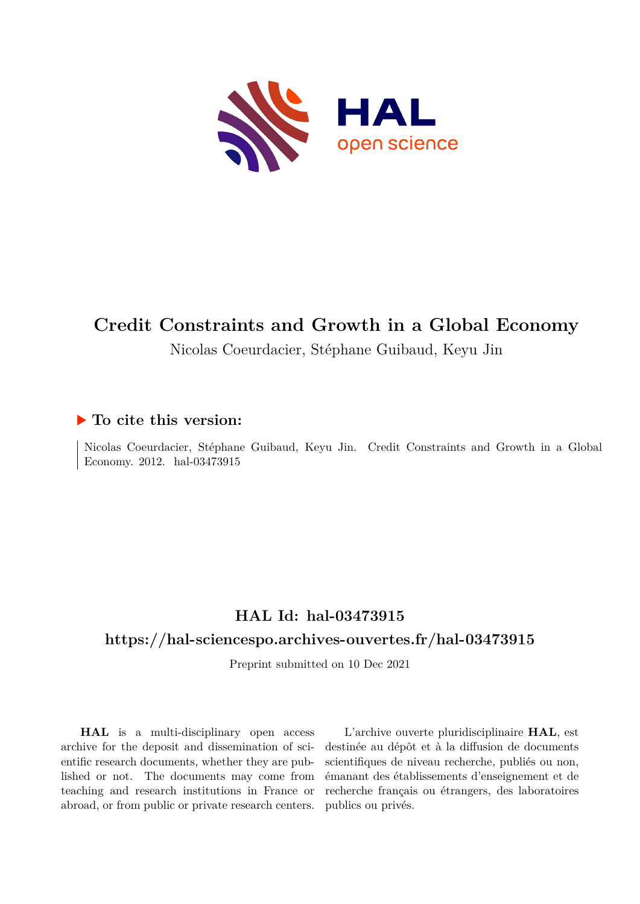# Credit Constraints and Growth in a Global Economy

Nicolas Coeurdacier, Stéphane Guibaud, Keyu Jin

## ▶ To cite this version:

Nicolas Coeurdacier, Stéphane Guibaud, Keyu Jin. Credit Constraints and Growth in a Global Economy. 2012. hal-03473915

## HAL Id: hal-03473915

## https://hal-sciencespo.archives-ouvertes.fr/hal-03473915

Preprint submitted on 10 Dec 2021

**HAL** is a multi-disciplinary open access archive for the deposit and dissemination of scientific research documents, whether they are published or not. The documents may come from teaching and research institutions in France or abroad, or from public or private research centers.

L'archive ouverte pluridisciplinaire **HAL**, est destinée au dépôt et à la diffusion de documents scientifiques de niveau recherche, publiés ou non, émanant des établissements d'enseignement et de recherche français ou étrangers, des laboratoires publics ou privés.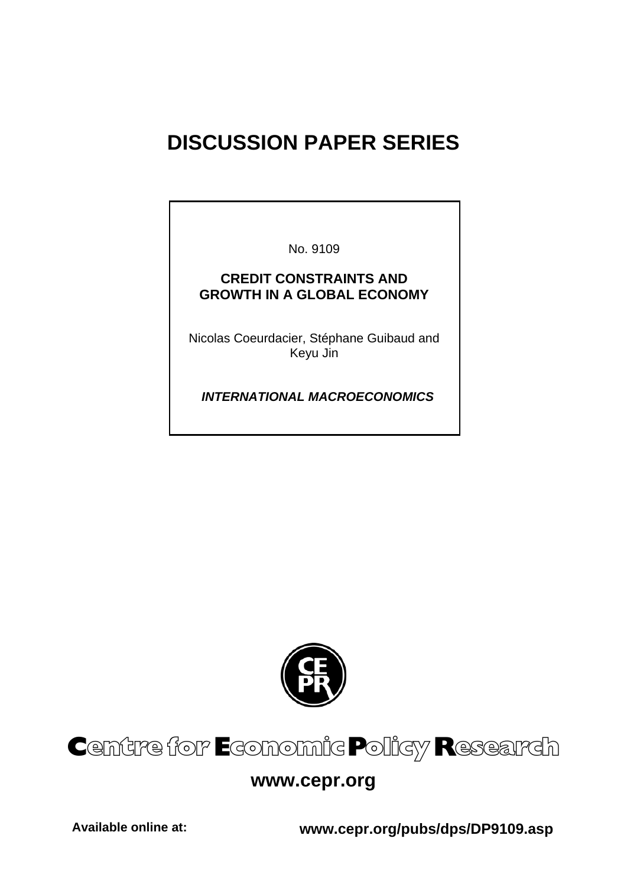# DISCUSSION PAPER SERIES

No. 9109

**CREDIT CONSTRAINTS AND GROWTH IN A GLOBAL ECONOMY**

Nicolas Coeurdacier, Stéphane Guibaud and Keyu Jin

***INTERNATIONAL MACROECONOMICS***

**Centre for Economic Policy Research**

**www.cepr.org**

**Available online at:** **www.cepr.org/pubs/dps/DP9109.asp**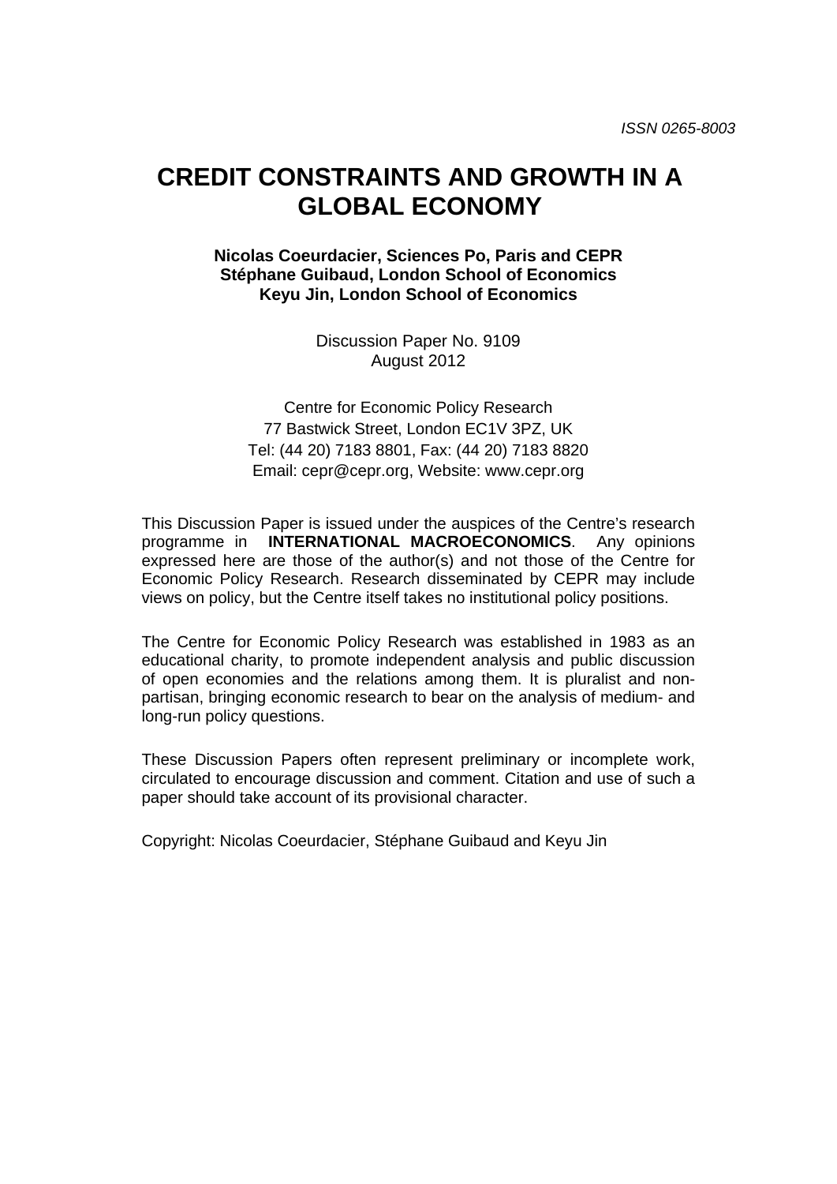ISSN 0265-8003

# CREDIT CONSTRAINTS AND GROWTH IN A GLOBAL ECONOMY

**Nicolas Coeurdacier, Sciences Po, Paris and CEPR**
**Stéphane Guibaud, London School of Economics**
**Keyu Jin, London School of Economics**

Discussion Paper No. 9109
August 2012

Centre for Economic Policy Research
77 Bastwick Street, London EC1V 3PZ, UK
Tel: (44 20) 7183 8801, Fax: (44 20) 7183 8820
Email: cepr@cepr.org, Website: www.cepr.org

This Discussion Paper is issued under the auspices of the Centre's research programme in **INTERNATIONAL MACROECONOMICS**. Any opinions expressed here are those of the author(s) and not those of the Centre for Economic Policy Research. Research disseminated by CEPR may include views on policy, but the Centre itself takes no institutional policy positions.

The Centre for Economic Policy Research was established in 1983 as an educational charity, to promote independent analysis and public discussion of open economies and the relations among them. It is pluralist and non-partisan, bringing economic research to bear on the analysis of medium- and long-run policy questions.

These Discussion Papers often represent preliminary or incomplete work, circulated to encourage discussion and comment. Citation and use of such a paper should take account of its provisional character.

Copyright: Nicolas Coeurdacier, Stéphane Guibaud and Keyu Jin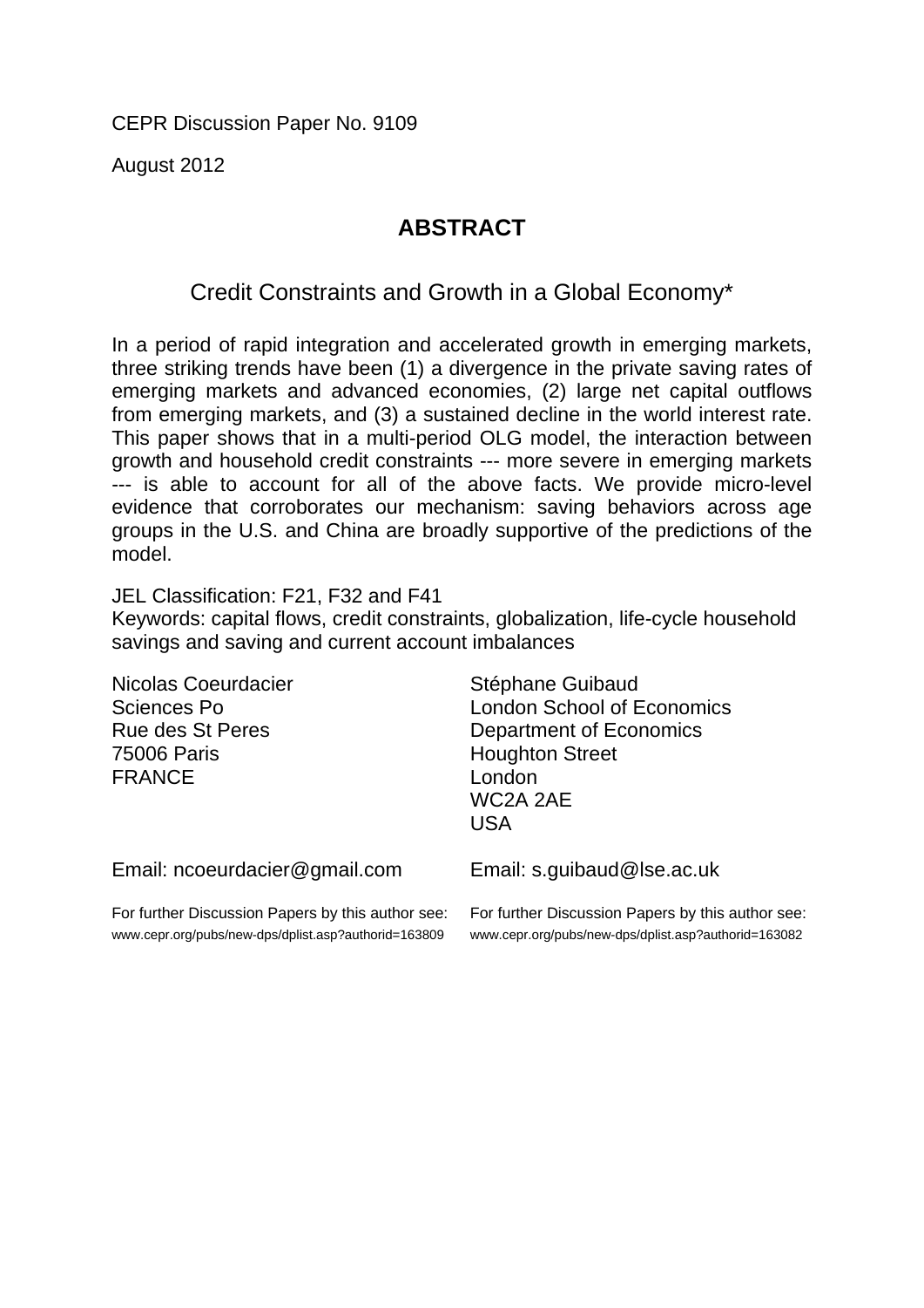CEPR Discussion Paper No. 9109

August 2012

## ABSTRACT

### Credit Constraints and Growth in a Global Economy*

In a period of rapid integration and accelerated growth in emerging markets, three striking trends have been (1) a divergence in the private saving rates of emerging markets and advanced economies, (2) large net capital outflows from emerging markets, and (3) a sustained decline in the world interest rate. This paper shows that in a multi-period OLG model, the interaction between growth and household credit constraints --- more severe in emerging markets --- is able to account for all of the above facts. We provide micro-level evidence that corroborates our mechanism: saving behaviors across age groups in the U.S. and China are broadly supportive of the predictions of the model.

JEL Classification: F21, F32 and F41
Keywords: capital flows, credit constraints, globalization, life-cycle household savings and saving and current account imbalances

Nicolas Coeurdacier
Sciences Po
Rue des St Peres
75006 Paris
FRANCE

Email: ncoeurdacier@gmail.com

For further Discussion Papers by this author see:
www.cepr.org/pubs/new-dps/dplist.asp?authorid=163809

Stéphane Guibaud
London School of Economics
Department of Economics
Houghton Street
London
WC2A 2AE
USA

Email: s.guibaud@lse.ac.uk

For further Discussion Papers by this author see:
www.cepr.org/pubs/new-dps/dplist.asp?authorid=163082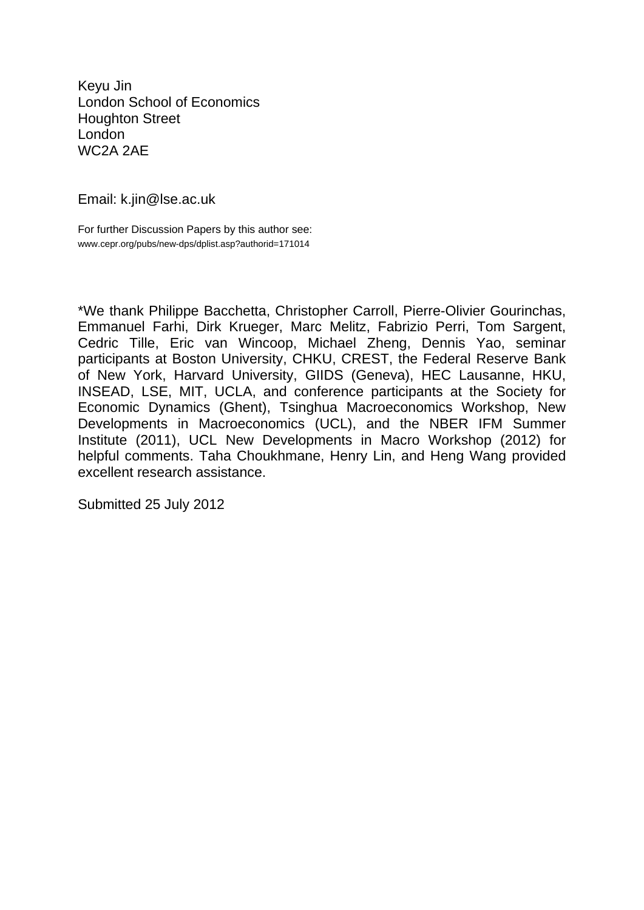Keyu Jin
London School of Economics
Houghton Street
London
WC2A 2AE

Email: k.jin@lse.ac.uk

For further Discussion Papers by this author see:
www.cepr.org/pubs/new-dps/dplist.asp?authorid=171014

*We thank Philippe Bacchetta, Christopher Carroll, Pierre-Olivier Gourinchas, Emmanuel Farhi, Dirk Krueger, Marc Melitz, Fabrizio Perri, Tom Sargent, Cedric Tille, Eric van Wincoop, Michael Zheng, Dennis Yao, seminar participants at Boston University, CHKU, CREST, the Federal Reserve Bank of New York, Harvard University, GIIDS (Geneva), HEC Lausanne, HKU, INSEAD, LSE, MIT, UCLA, and conference participants at the Society for Economic Dynamics (Ghent), Tsinghua Macroeconomics Workshop, New Developments in Macroeconomics (UCL), and the NBER IFM Summer Institute (2011), UCL New Developments in Macro Workshop (2012) for helpful comments. Taha Choukhmane, Henry Lin, and Heng Wang provided excellent research assistance.

Submitted 25 July 2012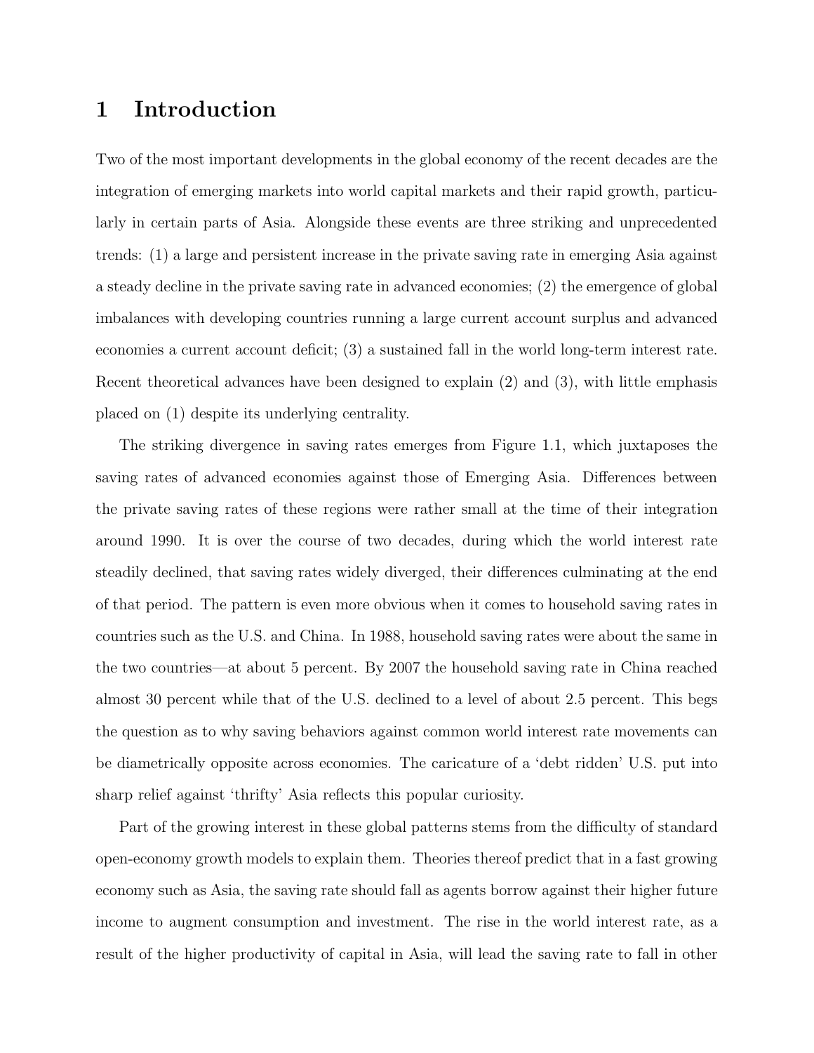# 1 Introduction

Two of the most important developments in the global economy of the recent decades are the integration of emerging markets into world capital markets and their rapid growth, particularly in certain parts of Asia. Alongside these events are three striking and unprecedented trends: (1) a large and persistent increase in the private saving rate in emerging Asia against a steady decline in the private saving rate in advanced economies; (2) the emergence of global imbalances with developing countries running a large current account surplus and advanced economies a current account deficit; (3) a sustained fall in the world long-term interest rate. Recent theoretical advances have been designed to explain (2) and (3), with little emphasis placed on (1) despite its underlying centrality.

The striking divergence in saving rates emerges from Figure 1.1, which juxtaposes the saving rates of advanced economies against those of Emerging Asia. Differences between the private saving rates of these regions were rather small at the time of their integration around 1990. It is over the course of two decades, during which the world interest rate steadily declined, that saving rates widely diverged, their differences culminating at the end of that period. The pattern is even more obvious when it comes to household saving rates in countries such as the U.S. and China. In 1988, household saving rates were about the same in the two countries—at about 5 percent. By 2007 the household saving rate in China reached almost 30 percent while that of the U.S. declined to a level of about 2.5 percent. This begs the question as to why saving behaviors against common world interest rate movements can be diametrically opposite across economies. The caricature of a 'debt ridden' U.S. put into sharp relief against 'thrifty' Asia reflects this popular curiosity.

Part of the growing interest in these global patterns stems from the difficulty of standard open-economy growth models to explain them. Theories thereof predict that in a fast growing economy such as Asia, the saving rate should fall as agents borrow against their higher future income to augment consumption and investment. The rise in the world interest rate, as a result of the higher productivity of capital in Asia, will lead the saving rate to fall in other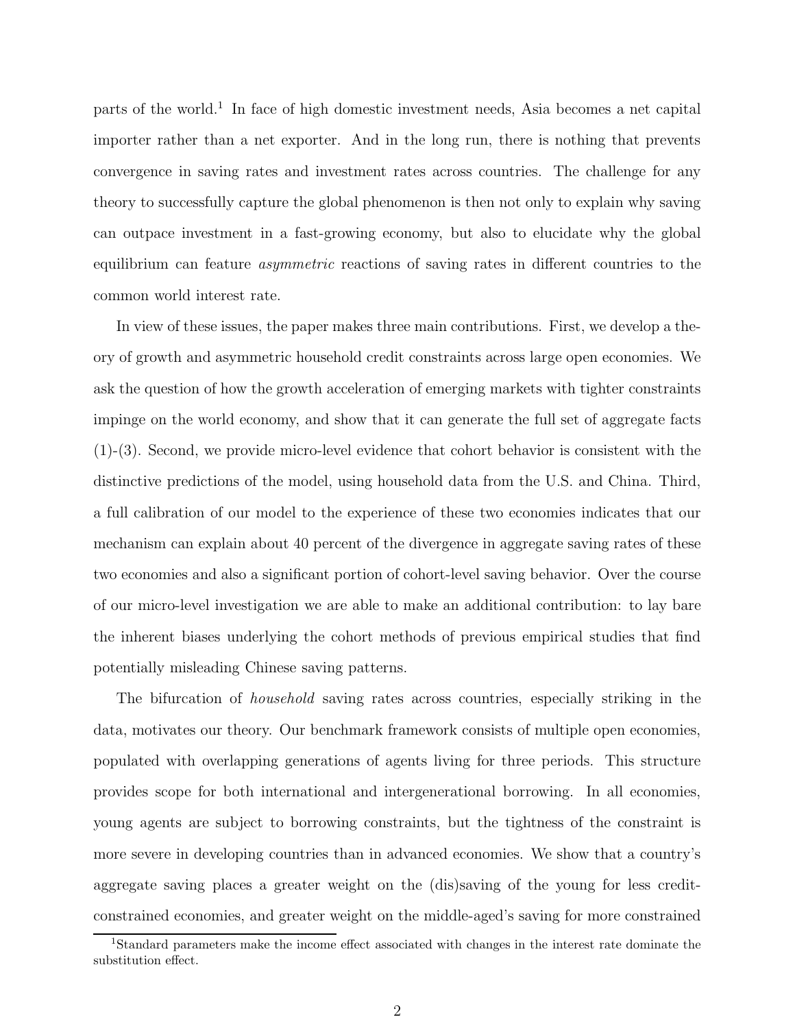parts of the world.[1] In face of high domestic investment needs, Asia becomes a net capital importer rather than a net exporter. And in the long run, there is nothing that prevents convergence in saving rates and investment rates across countries. The challenge for any theory to successfully capture the global phenomenon is then not only to explain why saving can outpace investment in a fast-growing economy, but also to elucidate why the global equilibrium can feature *asymmetric* reactions of saving rates in different countries to the common world interest rate.

In view of these issues, the paper makes three main contributions. First, we develop a theory of growth and asymmetric household credit constraints across large open economies. We ask the question of how the growth acceleration of emerging markets with tighter constraints impinge on the world economy, and show that it can generate the full set of aggregate facts (1)-(3). Second, we provide micro-level evidence that cohort behavior is consistent with the distinctive predictions of the model, using household data from the U.S. and China. Third, a full calibration of our model to the experience of these two economies indicates that our mechanism can explain about 40 percent of the divergence in aggregate saving rates of these two economies and also a significant portion of cohort-level saving behavior. Over the course of our micro-level investigation we are able to make an additional contribution: to lay bare the inherent biases underlying the cohort methods of previous empirical studies that find potentially misleading Chinese saving patterns.

The bifurcation of *household* saving rates across countries, especially striking in the data, motivates our theory. Our benchmark framework consists of multiple open economies, populated with overlapping generations of agents living for three periods. This structure provides scope for both international and intergenerational borrowing. In all economies, young agents are subject to borrowing constraints, but the tightness of the constraint is more severe in developing countries than in advanced economies. We show that a country's aggregate saving places a greater weight on the (dis)saving of the young for less credit-constrained economies, and greater weight on the middle-aged's saving for more constrained

[1] Standard parameters make the income effect associated with changes in the interest rate dominate the substitution effect.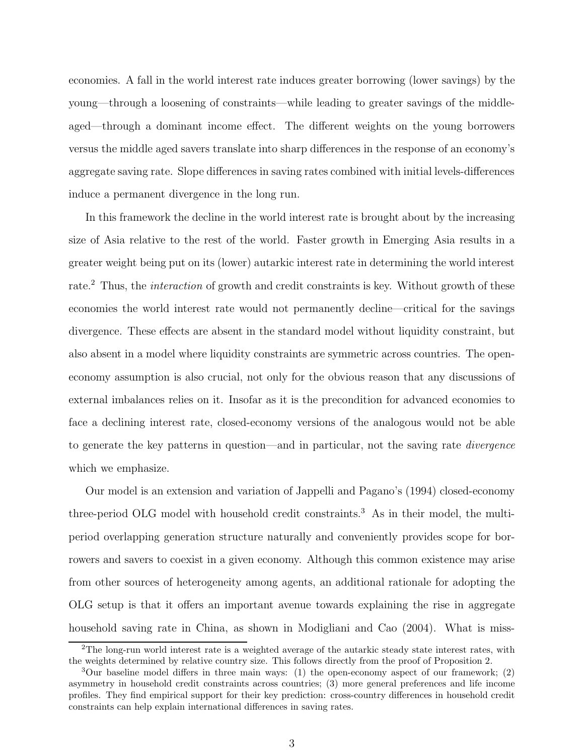economies. A fall in the world interest rate induces greater borrowing (lower savings) by the young—through a loosening of constraints—while leading to greater savings of the middle-aged—through a dominant income effect. The different weights on the young borrowers versus the middle aged savers translate into sharp differences in the response of an economy's aggregate saving rate. Slope differences in saving rates combined with initial levels-differences induce a permanent divergence in the long run.

In this framework the decline in the world interest rate is brought about by the increasing size of Asia relative to the rest of the world. Faster growth in Emerging Asia results in a greater weight being put on its (lower) autarkic interest rate in determining the world interest rate.[2] Thus, the *interaction* of growth and credit constraints is key. Without growth of these economies the world interest rate would not permanently decline—critical for the savings divergence. These effects are absent in the standard model without liquidity constraint, but also absent in a model where liquidity constraints are symmetric across countries. The open-economy assumption is also crucial, not only for the obvious reason that any discussions of external imbalances relies on it. Insofar as it is the precondition for advanced economies to face a declining interest rate, closed-economy versions of the analogous would not be able to generate the key patterns in question—and in particular, not the saving rate *divergence* which we emphasize.

Our model is an extension and variation of Jappelli and Pagano's (1994) closed-economy three-period OLG model with household credit constraints.[3] As in their model, the multi-period overlapping generation structure naturally and conveniently provides scope for borrowers and savers to coexist in a given economy. Although this common existence may arise from other sources of heterogeneity among agents, an additional rationale for adopting the OLG setup is that it offers an important avenue towards explaining the rise in aggregate household saving rate in China, as shown in Modigliani and Cao (2004). What is miss-

[2] The long-run world interest rate is a weighted average of the autarkic steady state interest rates, with the weights determined by relative country size. This follows directly from the proof of Proposition 2.

[3] Our baseline model differs in three main ways: (1) the open-economy aspect of our framework; (2) asymmetry in household credit constraints across countries; (3) more general preferences and life income profiles. They find empirical support for their key prediction: cross-country differences in household credit constraints can help explain international differences in saving rates.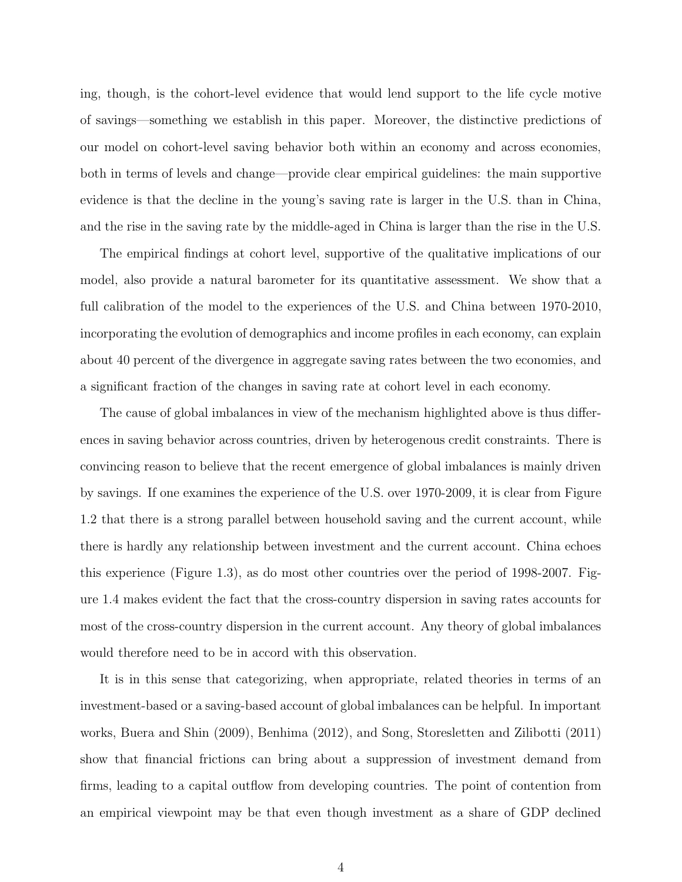ing, though, is the cohort-level evidence that would lend support to the life cycle motive of savings—something we establish in this paper. Moreover, the distinctive predictions of our model on cohort-level saving behavior both within an economy and across economies, both in terms of levels and change—provide clear empirical guidelines: the main supportive evidence is that the decline in the young's saving rate is larger in the U.S. than in China, and the rise in the saving rate by the middle-aged in China is larger than the rise in the U.S.

The empirical findings at cohort level, supportive of the qualitative implications of our model, also provide a natural barometer for its quantitative assessment. We show that a full calibration of the model to the experiences of the U.S. and China between 1970-2010, incorporating the evolution of demographics and income profiles in each economy, can explain about 40 percent of the divergence in aggregate saving rates between the two economies, and a significant fraction of the changes in saving rate at cohort level in each economy.

The cause of global imbalances in view of the mechanism highlighted above is thus differences in saving behavior across countries, driven by heterogenous credit constraints. There is convincing reason to believe that the recent emergence of global imbalances is mainly driven by savings. If one examines the experience of the U.S. over 1970-2009, it is clear from Figure 1.2 that there is a strong parallel between household saving and the current account, while there is hardly any relationship between investment and the current account. China echoes this experience (Figure 1.3), as do most other countries over the period of 1998-2007. Figure 1.4 makes evident the fact that the cross-country dispersion in saving rates accounts for most of the cross-country dispersion in the current account. Any theory of global imbalances would therefore need to be in accord with this observation.

It is in this sense that categorizing, when appropriate, related theories in terms of an investment-based or a saving-based account of global imbalances can be helpful. In important works, Buera and Shin (2009), Benhima (2012), and Song, Storesletten and Zilibotti (2011) show that financial frictions can bring about a suppression of investment demand from firms, leading to a capital outflow from developing countries. The point of contention from an empirical viewpoint may be that even though investment as a share of GDP declined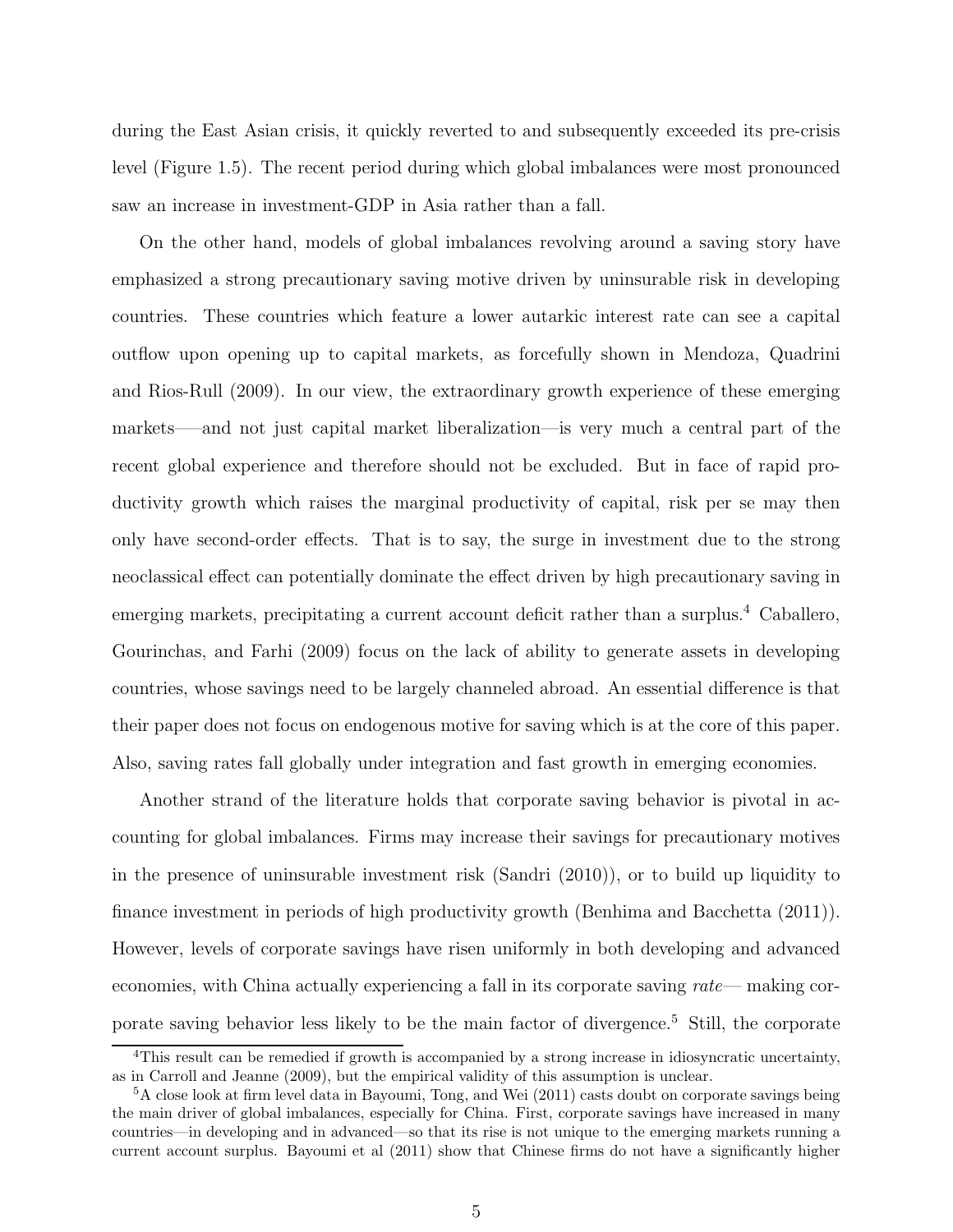during the East Asian crisis, it quickly reverted to and subsequently exceeded its pre-crisis level (Figure 1.5). The recent period during which global imbalances were most pronounced saw an increase in investment-GDP in Asia rather than a fall.

On the other hand, models of global imbalances revolving around a saving story have emphasized a strong precautionary saving motive driven by uninsurable risk in developing countries. These countries which feature a lower autarkic interest rate can see a capital outflow upon opening up to capital markets, as forcefully shown in Mendoza, Quadrini and Rios-Rull (2009). In our view, the extraordinary growth experience of these emerging markets—-and not just capital market liberalization—is very much a central part of the recent global experience and therefore should not be excluded. But in face of rapid productivity growth which raises the marginal productivity of capital, risk per se may then only have second-order effects. That is to say, the surge in investment due to the strong neoclassical effect can potentially dominate the effect driven by high precautionary saving in emerging markets, precipitating a current account deficit rather than a surplus.[4] Caballero, Gourinchas, and Farhi (2009) focus on the lack of ability to generate assets in developing countries, whose savings need to be largely channeled abroad. An essential difference is that their paper does not focus on endogenous motive for saving which is at the core of this paper. Also, saving rates fall globally under integration and fast growth in emerging economies.

Another strand of the literature holds that corporate saving behavior is pivotal in accounting for global imbalances. Firms may increase their savings for precautionary motives in the presence of uninsurable investment risk (Sandri (2010)), or to build up liquidity to finance investment in periods of high productivity growth (Benhima and Bacchetta (2011)). However, levels of corporate savings have risen uniformly in both developing and advanced economies, with China actually experiencing a fall in its corporate saving *rate*— making corporate saving behavior less likely to be the main factor of divergence.[5] Still, the corporate

[4]This result can be remedied if growth is accompanied by a strong increase in idiosyncratic uncertainty, as in Carroll and Jeanne (2009), but the empirical validity of this assumption is unclear.

[5]A close look at firm level data in Bayoumi, Tong, and Wei (2011) casts doubt on corporate savings being the main driver of global imbalances, especially for China. First, corporate savings have increased in many countries—in developing and in advanced—so that its rise is not unique to the emerging markets running a current account surplus. Bayoumi et al (2011) show that Chinese firms do not have a significantly higher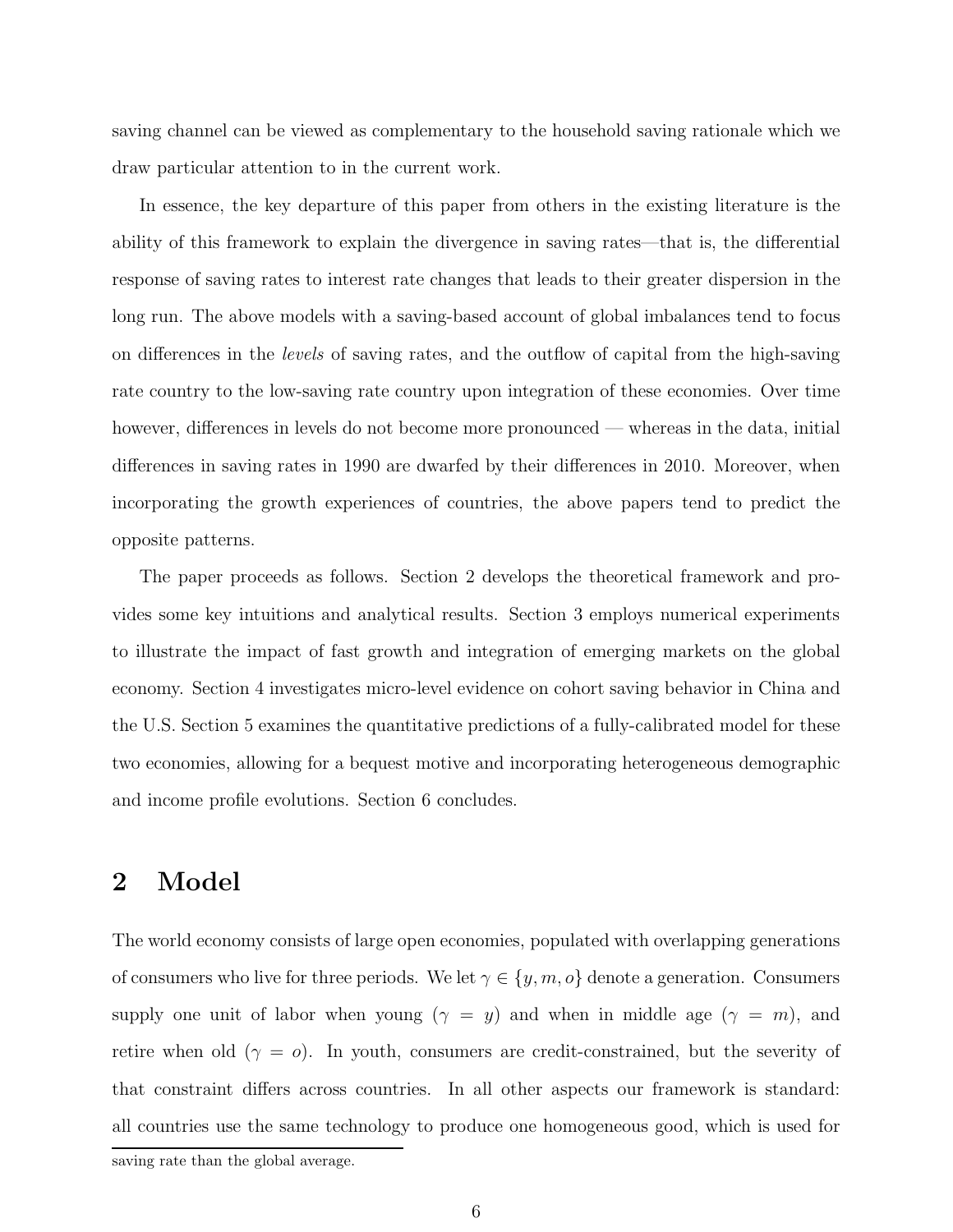saving channel can be viewed as complementary to the household saving rationale which we draw particular attention to in the current work.

In essence, the key departure of this paper from others in the existing literature is the ability of this framework to explain the divergence in saving rates—that is, the differential response of saving rates to interest rate changes that leads to their greater dispersion in the long run. The above models with a saving-based account of global imbalances tend to focus on differences in the *levels* of saving rates, and the outflow of capital from the high-saving rate country to the low-saving rate country upon integration of these economies. Over time however, differences in levels do not become more pronounced — whereas in the data, initial differences in saving rates in 1990 are dwarfed by their differences in 2010. Moreover, when incorporating the growth experiences of countries, the above papers tend to predict the opposite patterns.

The paper proceeds as follows. Section 2 develops the theoretical framework and provides some key intuitions and analytical results. Section 3 employs numerical experiments to illustrate the impact of fast growth and integration of emerging markets on the global economy. Section 4 investigates micro-level evidence on cohort saving behavior in China and the U.S. Section 5 examines the quantitative predictions of a fully-calibrated model for these two economies, allowing for a bequest motive and incorporating heterogeneous demographic and income profile evolutions. Section 6 concludes.

## 2 Model

The world economy consists of large open economies, populated with overlapping generations of consumers who live for three periods. We let $\gamma \in \{y, m, o\}$ denote a generation. Consumers supply one unit of labor when young ($\gamma = y$) and when in middle age ($\gamma = m$), and retire when old ($\gamma = o$). In youth, consumers are credit-constrained, but the severity of that constraint differs across countries. In all other aspects our framework is standard: all countries use the same technology to produce one homogeneous good, which is used for

saving rate than the global average.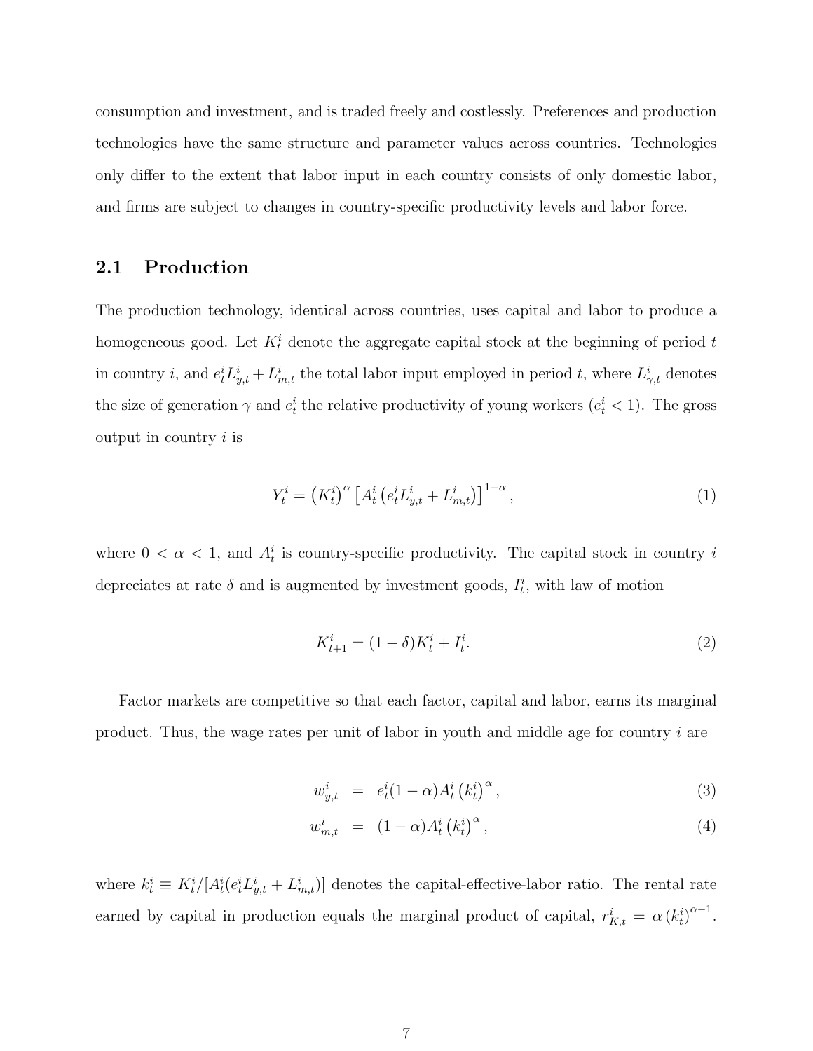consumption and investment, and is traded freely and costlessly. Preferences and production technologies have the same structure and parameter values across countries. Technologies only differ to the extent that labor input in each country consists of only domestic labor, and firms are subject to changes in country-specific productivity levels and labor force.

## 2.1 Production

The production technology, identical across countries, uses capital and labor to produce a homogeneous good. Let $K_t^i$ denote the aggregate capital stock at the beginning of period $t$ in country $i$, and $e_t^i L_{y,t}^i + L_{m,t}^i$ the total labor input employed in period $t$, where $L_{\gamma,t}^i$ denotes the size of generation $\gamma$ and $e_t^i$ the relative productivity of young workers ($e_t^i < 1$). The gross output in country $i$ is

$$Y_t^i = \left(K_t^i\right)^{\alpha} \left[A_t^i \left(e_t^i L_{y,t}^i + L_{m,t}^i\right)\right]^{1-\alpha}, \tag{1}$$

where $0 < \alpha < 1$, and $A_t^i$ is country-specific productivity. The capital stock in country $i$ depreciates at rate $\delta$ and is augmented by investment goods, $I_t^i$, with law of motion

$$K_{t+1}^i = (1-\delta)K_t^i + I_t^i. \tag{2}$$

Factor markets are competitive so that each factor, capital and labor, earns its marginal product. Thus, the wage rates per unit of labor in youth and middle age for country $i$ are

$$w_{y,t}^i = e_t^i (1-\alpha) A_t^i \left(k_t^i\right)^{\alpha}, \tag{3}$$

$$w_{m,t}^i = (1-\alpha) A_t^i \left(k_t^i\right)^{\alpha}, \tag{4}$$

where $k_t^i \equiv K_t^i / [A_t^i (e_t^i L_{y,t}^i + L_{m,t}^i)]$ denotes the capital-effective-labor ratio. The rental rate earned by capital in production equals the marginal product of capital, $r_{K,t}^i = \alpha \left(k_t^i\right)^{\alpha-1}$.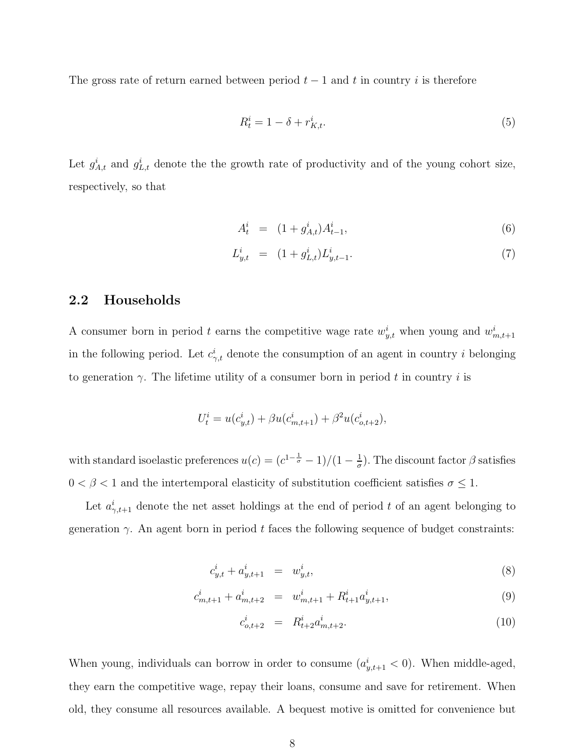The gross rate of return earned between period $t-1$ and $t$ in country $i$ is therefore

$$R_t^i = 1 - \delta + r_{K,t}^i. \tag{5}$$

Let $g_{A,t}^i$ and $g_{L,t}^i$ denote the the growth rate of productivity and of the young cohort size, respectively, so that

$$A_t^i = (1 + g_{A,t}^i) A_{t-1}^i, \tag{6}$$

$$L_{y,t}^i = (1 + g_{L,t}^i) L_{y,t-1}^i. \tag{7}$$

## 2.2 Households

A consumer born in period $t$ earns the competitive wage rate $w_{y,t}^i$ when young and $w_{m,t+1}^i$ in the following period. Let $c_{\gamma,t}^i$ denote the consumption of an agent in country $i$ belonging to generation $\gamma$. The lifetime utility of a consumer born in period $t$ in country $i$ is

$$U_t^i = u(c_{y,t}^i) + \beta u(c_{m,t+1}^i) + \beta^2 u(c_{o,t+2}^i),$$

with standard isoelastic preferences $u(c) = (c^{1-\frac{1}{\sigma}} - 1)/(1 - \frac{1}{\sigma})$. The discount factor $\beta$ satisfies $0 < \beta < 1$ and the intertemporal elasticity of substitution coefficient satisfies $\sigma \leq 1$.

Let $a_{\gamma,t+1}^i$ denote the net asset holdings at the end of period $t$ of an agent belonging to generation $\gamma$. An agent born in period $t$ faces the following sequence of budget constraints:

$$c_{y,t}^i + a_{y,t+1}^i = w_{y,t}^i, \tag{8}$$

$$c_{m,t+1}^i + a_{m,t+2}^i = w_{m,t+1}^i + R_{t+1}^i a_{y,t+1}^i, \tag{9}$$

$$c_{o,t+2}^i = R_{t+2}^i a_{m,t+2}^i. \tag{10}$$

When young, individuals can borrow in order to consume ($a_{y,t+1}^i < 0$). When middle-aged, they earn the competitive wage, repay their loans, consume and save for retirement. When old, they consume all resources available. A bequest motive is omitted for convenience but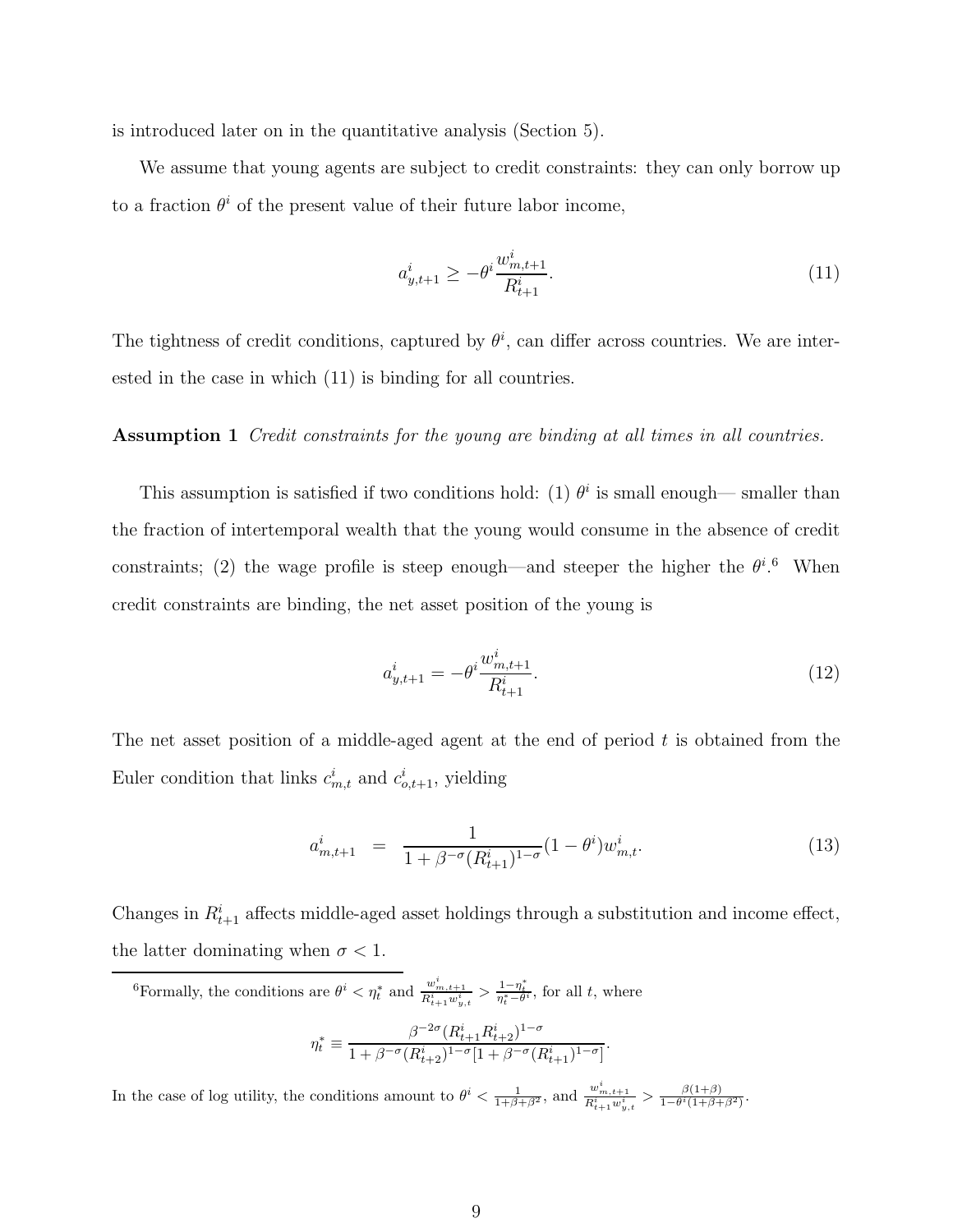is introduced later on in the quantitative analysis (Section 5).

We assume that young agents are subject to credit constraints: they can only borrow up to a fraction $\theta^i$ of the present value of their future labor income,

$$a^i_{y,t+1} \geq -\theta^i \frac{w^i_{m,t+1}}{R^i_{t+1}}. \tag{11}$$

The tightness of credit conditions, captured by $\theta^i$, can differ across countries. We are interested in the case in which (11) is binding for all countries.

**Assumption 1** *Credit constraints for the young are binding at all times in all countries.*

This assumption is satisfied if two conditions hold: (1) $\theta^i$ is small enough— smaller than the fraction of intertemporal wealth that the young would consume in the absence of credit constraints; (2) the wage profile is steep enough—and steeper the higher the $\theta^i$.[6] When credit constraints are binding, the net asset position of the young is

$$a^i_{y,t+1} = -\theta^i \frac{w^i_{m,t+1}}{R^i_{t+1}}. \tag{12}$$

The net asset position of a middle-aged agent at the end of period $t$ is obtained from the Euler condition that links $c^i_{m,t}$ and $c^i_{o,t+1}$, yielding

$$a^i_{m,t+1} = \frac{1}{1+\beta^{-\sigma}(R^i_{t+1})^{1-\sigma}}(1-\theta^i)w^i_{m,t}. \tag{13}$$

Changes in $R^i_{t+1}$ affects middle-aged asset holdings through a substitution and income effect, the latter dominating when $\sigma < 1$.

[6] Formally, the conditions are $\theta^i < \eta^*_t$ and $\frac{w^i_{m,t+1}}{R^i_{t+1} w^i_{y,t}} > \frac{1-\eta^*_t}{\eta^*_t - \theta^i}$, for all $t$, where

$$\eta^*_t \equiv \frac{\beta^{-2\sigma}(R^i_{t+1}R^i_{t+2})^{1-\sigma}}{1+\beta^{-\sigma}(R^i_{t+2})^{1-\sigma}[1+\beta^{-\sigma}(R^i_{t+1})^{1-\sigma}]}.$$

In the case of log utility, the conditions amount to $\theta^i < \frac{1}{1+\beta+\beta^2}$, and $\frac{w^i_{m,t+1}}{R^i_{t+1} w^i_{y,t}} > \frac{\beta(1+\beta)}{1-\theta^i(1+\beta+\beta^2)}$.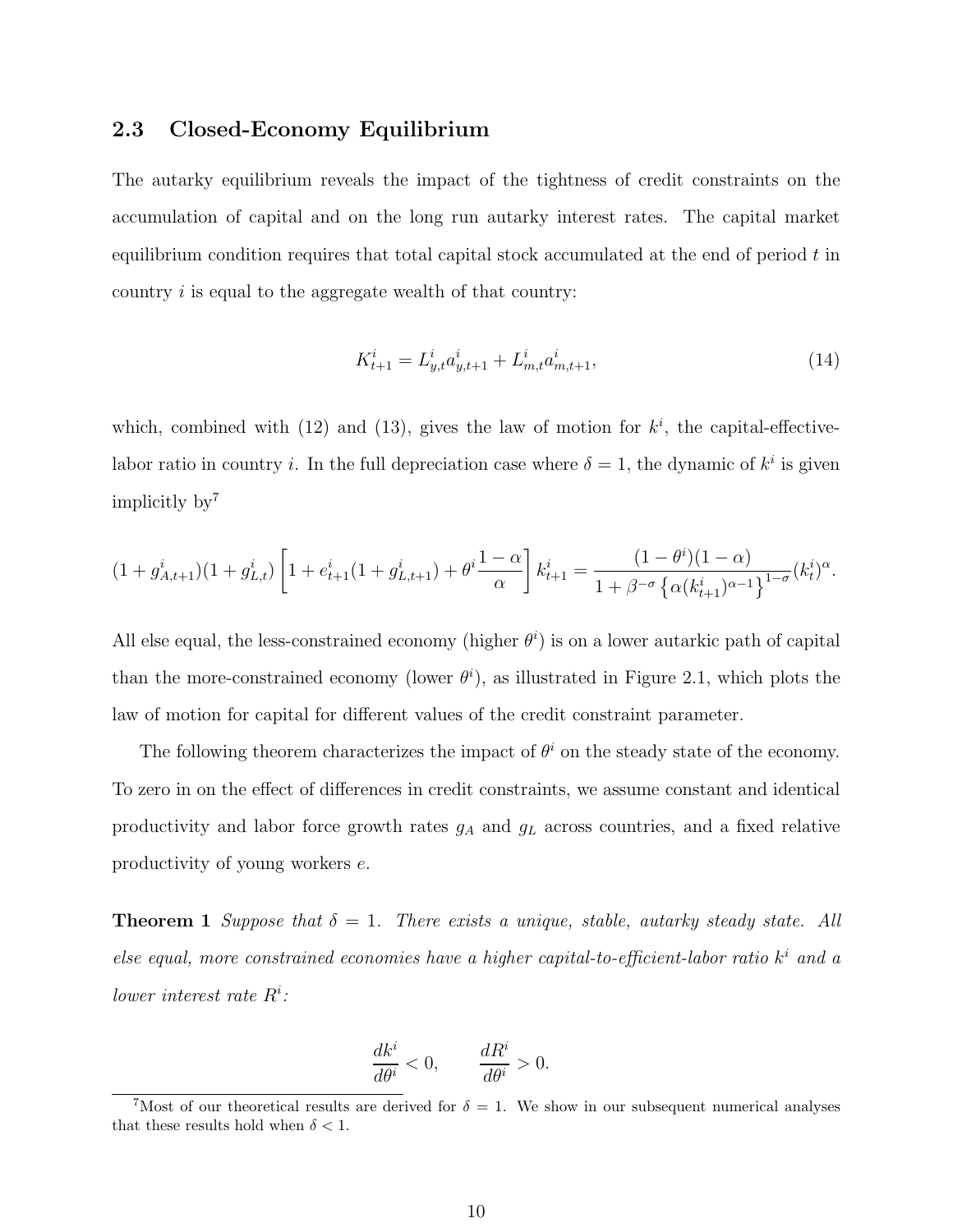## 2.3 Closed-Economy Equilibrium

The autarky equilibrium reveals the impact of the tightness of credit constraints on the accumulation of capital and on the long run autarky interest rates. The capital market equilibrium condition requires that total capital stock accumulated at the end of period $t$ in country $i$ is equal to the aggregate wealth of that country:

$$K_{t+1}^{i} = L_{y,t}^{i} a_{y,t+1}^{i} + L_{m,t}^{i} a_{m,t+1}^{i}, \tag{14}$$

which, combined with (12) and (13), gives the law of motion for $k^i$, the capital-effective-labor ratio in country $i$. In the full depreciation case where $\delta = 1$, the dynamic of $k^i$ is given implicitly by[7]

$$(1 + g_{A,t+1}^{i})(1 + g_{L,t}^{i}) \left[ 1 + e_{t+1}^{i}(1 + g_{L,t+1}^{i}) + \theta^{i} \frac{1-\alpha}{\alpha} \right] k_{t+1}^{i} = \frac{(1-\theta^{i})(1-\alpha)}{1 + \beta^{-\sigma} \left\{ \alpha (k_{t+1}^{i})^{\alpha-1} \right\}^{1-\sigma}} (k_{t}^{i})^{\alpha}.$$

All else equal, the less-constrained economy (higher $\theta^i$) is on a lower autarkic path of capital than the more-constrained economy (lower $\theta^i$), as illustrated in Figure 2.1, which plots the law of motion for capital for different values of the credit constraint parameter.

The following theorem characterizes the impact of $\theta^i$ on the steady state of the economy. To zero in on the effect of differences in credit constraints, we assume constant and identical productivity and labor force growth rates $g_A$ and $g_L$ across countries, and a fixed relative productivity of young workers $e$.

**Theorem 1** *Suppose that $\delta = 1$. There exists a unique, stable, autarky steady state. All else equal, more constrained economies have a higher capital-to-efficient-labor ratio $k^i$ and a lower interest rate $R^i$:*

$$\frac{dk^i}{d\theta^i} < 0, \qquad \frac{dR^i}{d\theta^i} > 0.$$

[7] Most of our theoretical results are derived for $\delta = 1$. We show in our subsequent numerical analyses that these results hold when $\delta < 1$.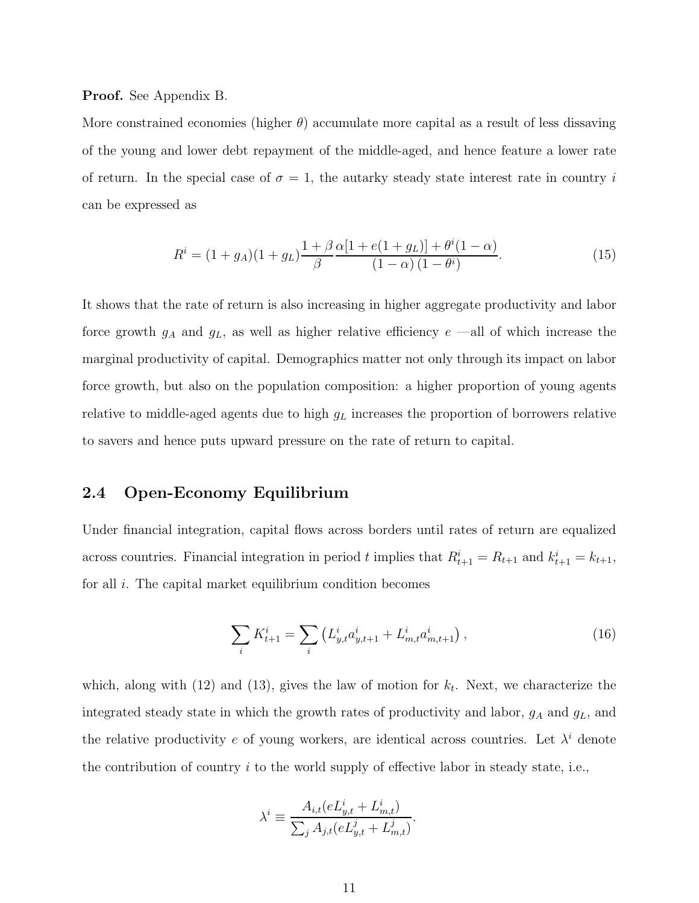**Proof.** See Appendix B.

More constrained economies (higher $\theta$) accumulate more capital as a result of less dissaving of the young and lower debt repayment of the middle-aged, and hence feature a lower rate of return. In the special case of $\sigma = 1$, the autarky steady state interest rate in country $i$ can be expressed as

$$R^i = (1 + g_A)(1 + g_L)\frac{1 + \beta}{\beta}\frac{\alpha[1 + e(1 + g_L)] + \theta^i(1 - \alpha)}{(1 - \alpha)(1 - \theta^i)}. \tag{15}$$

It shows that the rate of return is also increasing in higher aggregate productivity and labor force growth $g_A$ and $g_L$, as well as higher relative efficiency $e$ —all of which increase the marginal productivity of capital. Demographics matter not only through its impact on labor force growth, but also on the population composition: a higher proportion of young agents relative to middle-aged agents due to high $g_L$ increases the proportion of borrowers relative to savers and hence puts upward pressure on the rate of return to capital.

## 2.4 Open-Economy Equilibrium

Under financial integration, capital flows across borders until rates of return are equalized across countries. Financial integration in period $t$ implies that $R^i_{t+1} = R_{t+1}$ and $k^i_{t+1} = k_{t+1}$, for all $i$. The capital market equilibrium condition becomes

$$\sum_i K^i_{t+1} = \sum_i \left(L^i_{y,t}a^i_{y,t+1} + L^i_{m,t}a^i_{m,t+1}\right), \tag{16}$$

which, along with (12) and (13), gives the law of motion for $k_t$. Next, we characterize the integrated steady state in which the growth rates of productivity and labor, $g_A$ and $g_L$, and the relative productivity $e$ of young workers, are identical across countries. Let $\lambda^i$ denote the contribution of country $i$ to the world supply of effective labor in steady state, i.e.,

$$\lambda^i \equiv \frac{A_{i,t}(eL^i_{y,t} + L^i_{m,t})}{\sum_j A_{j,t}(eL^j_{y,t} + L^j_{m,t})}.$$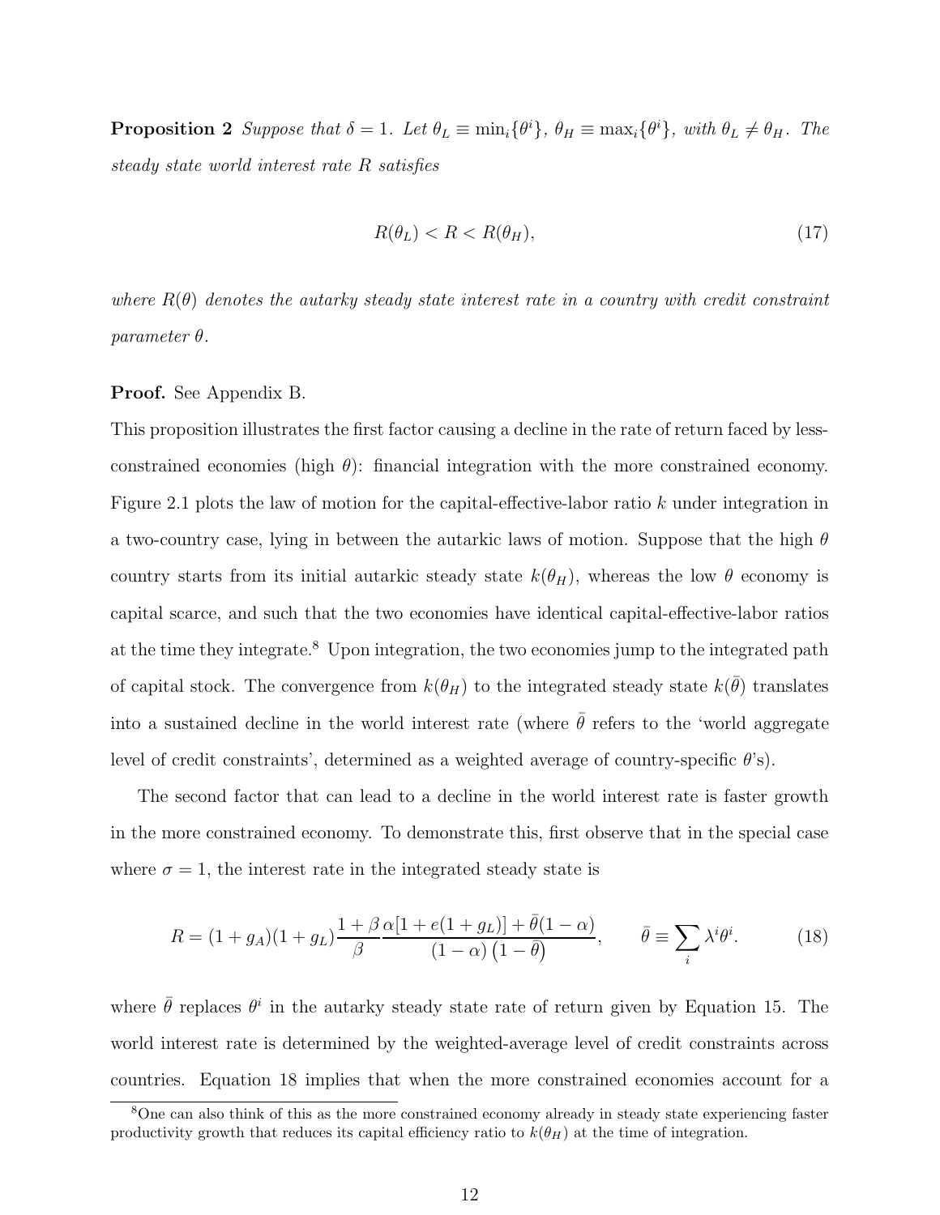**Proposition 2** *Suppose that $\delta = 1$. Let $\theta_L \equiv \min_i\{\theta^i\}$, $\theta_H \equiv \max_i\{\theta^i\}$, with $\theta_L \neq \theta_H$. The steady state world interest rate $R$ satisfies*

$$R(\theta_L) < R < R(\theta_H), \tag{17}$$

*where $R(\theta)$ denotes the autarky steady state interest rate in a country with credit constraint parameter $\theta$.*

**Proof.** See Appendix B.

This proposition illustrates the first factor causing a decline in the rate of return faced by less-constrained economies (high $\theta$): financial integration with the more constrained economy. Figure 2.1 plots the law of motion for the capital-effective-labor ratio $k$ under integration in a two-country case, lying in between the autarkic laws of motion. Suppose that the high $\theta$ country starts from its initial autarkic steady state $k(\theta_H)$, whereas the low $\theta$ economy is capital scarce, and such that the two economies have identical capital-effective-labor ratios at the time they integrate.[8] Upon integration, the two economies jump to the integrated path of capital stock. The convergence from $k(\theta_H)$ to the integrated steady state $k(\bar{\theta})$ translates into a sustained decline in the world interest rate (where $\bar{\theta}$ refers to the 'world aggregate level of credit constraints', determined as a weighted average of country-specific $\theta$'s).

The second factor that can lead to a decline in the world interest rate is faster growth in the more constrained economy. To demonstrate this, first observe that in the special case where $\sigma = 1$, the interest rate in the integrated steady state is

$$R = (1+g_A)(1+g_L)\frac{1+\beta}{\beta}\frac{\alpha[1+e(1+g_L)] + \bar{\theta}(1-\alpha)}{(1-\alpha)\left(1-\bar{\theta}\right)}, \qquad \bar{\theta} \equiv \sum_i \lambda^i \theta^i. \tag{18}$$

where $\bar{\theta}$ replaces $\theta^i$ in the autarky steady state rate of return given by Equation 15. The world interest rate is determined by the weighted-average level of credit constraints across countries. Equation 18 implies that when the more constrained economies account for a

[8] One can also think of this as the more constrained economy already in steady state experiencing faster productivity growth that reduces its capital efficiency ratio to $k(\theta_H)$ at the time of integration.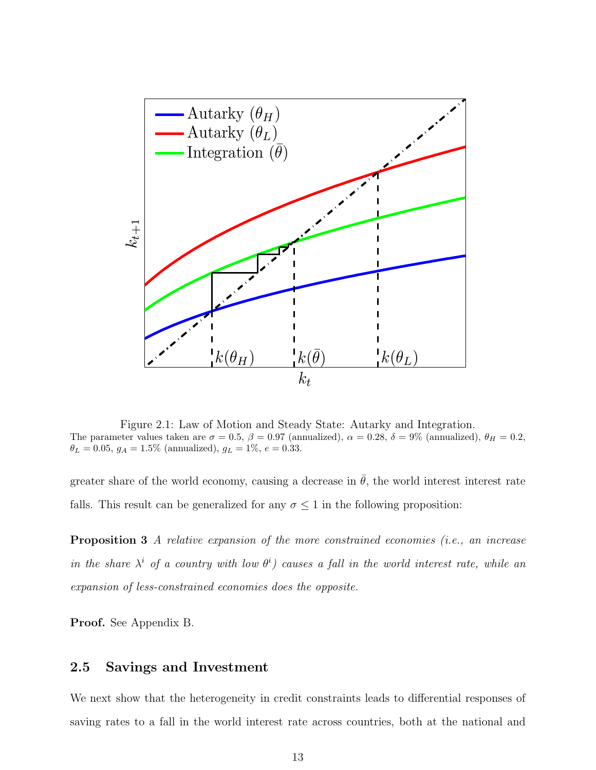Figure 2.1: Law of Motion and Steady State: Autarky and Integration.
The parameter values taken are $\sigma = 0.5$, $\beta = 0.97$ (annualized), $\alpha = 0.28$, $\delta = 9\%$ (annualized), $\theta_H = 0.2$, $\theta_L = 0.05$, $g_A = 1.5\%$ (annualized), $g_L = 1\%$, $e = 0.33$.

greater share of the world economy, causing a decrease in $\bar{\theta}$, the world interest interest rate falls. This result can be generalized for any $\sigma \leq 1$ in the following proposition:

**Proposition 3** *A relative expansion of the more constrained economies (i.e., an increase in the share $\lambda^i$ of a country with low $\theta^i$) causes a fall in the world interest rate, while an expansion of less-constrained economies does the opposite.*

**Proof.** See Appendix B.

## 2.5 Savings and Investment

We next show that the heterogeneity in credit constraints leads to differential responses of saving rates to a fall in the world interest rate across countries, both at the national and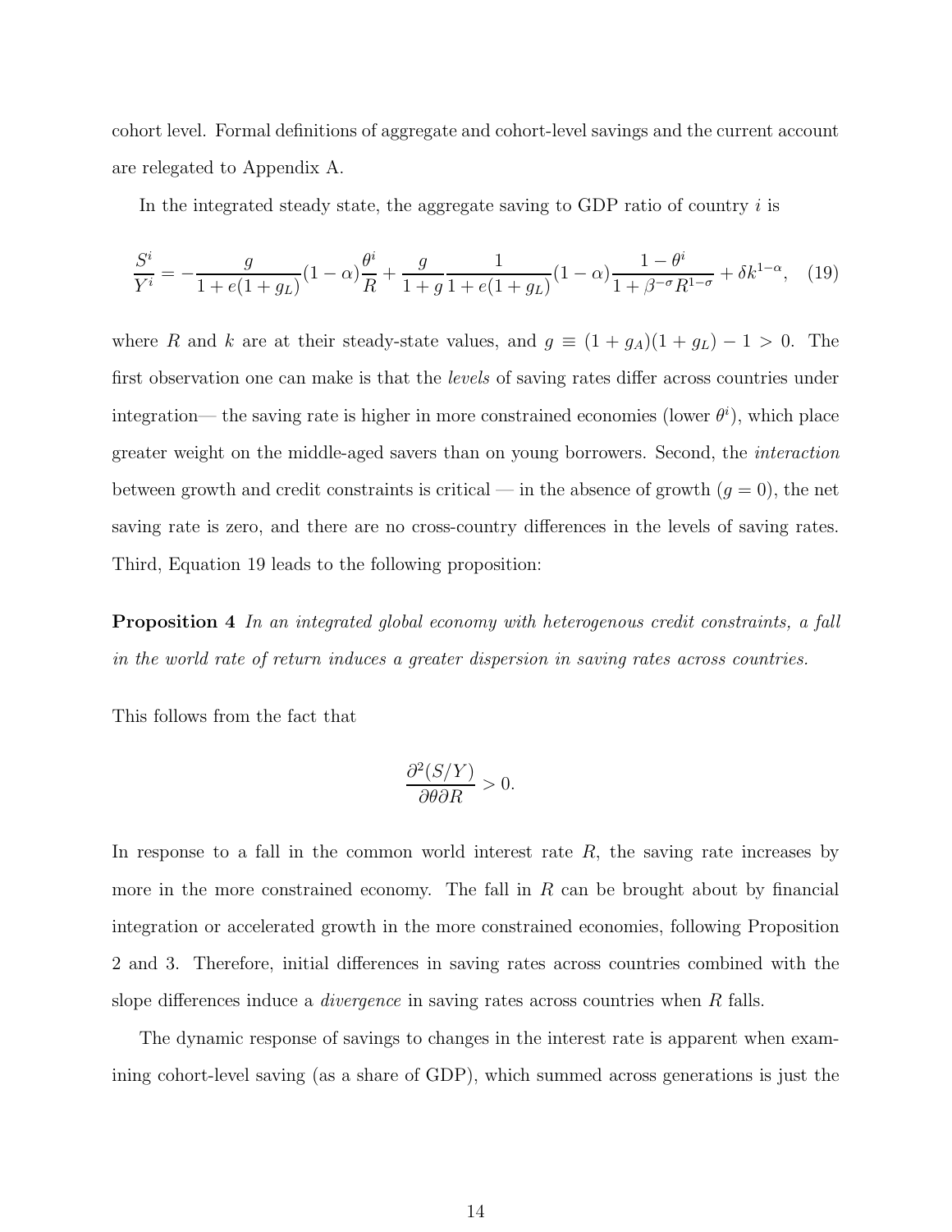cohort level. Formal definitions of aggregate and cohort-level savings and the current account are relegated to Appendix A.

In the integrated steady state, the aggregate saving to GDP ratio of country $i$ is

$$\frac{S^i}{Y^i} = -\frac{g}{1+e(1+g_L)}(1-\alpha)\frac{\theta^i}{R} + \frac{g}{1+g}\frac{1}{1+e(1+g_L)}(1-\alpha)\frac{1-\theta^i}{1+\beta^{-\sigma}R^{1-\sigma}} + \delta k^{1-\alpha}, \quad (19)$$

where $R$ and $k$ are at their steady-state values, and $g \equiv (1+g_A)(1+g_L) - 1 > 0$. The first observation one can make is that the *levels* of saving rates differ across countries under integration— the saving rate is higher in more constrained economies (lower $\theta^i$), which place greater weight on the middle-aged savers than on young borrowers. Second, the *interaction* between growth and credit constraints is critical — in the absence of growth ($g = 0$), the net saving rate is zero, and there are no cross-country differences in the levels of saving rates. Third, Equation 19 leads to the following proposition:

**Proposition 4** *In an integrated global economy with heterogenous credit constraints, a fall in the world rate of return induces a greater dispersion in saving rates across countries.*

This follows from the fact that

$$\frac{\partial^2(S/Y)}{\partial\theta\partial R} > 0.$$

In response to a fall in the common world interest rate $R$, the saving rate increases by more in the more constrained economy. The fall in $R$ can be brought about by financial integration or accelerated growth in the more constrained economies, following Proposition 2 and 3. Therefore, initial differences in saving rates across countries combined with the slope differences induce a *divergence* in saving rates across countries when $R$ falls.

The dynamic response of savings to changes in the interest rate is apparent when examining cohort-level saving (as a share of GDP), which summed across generations is just the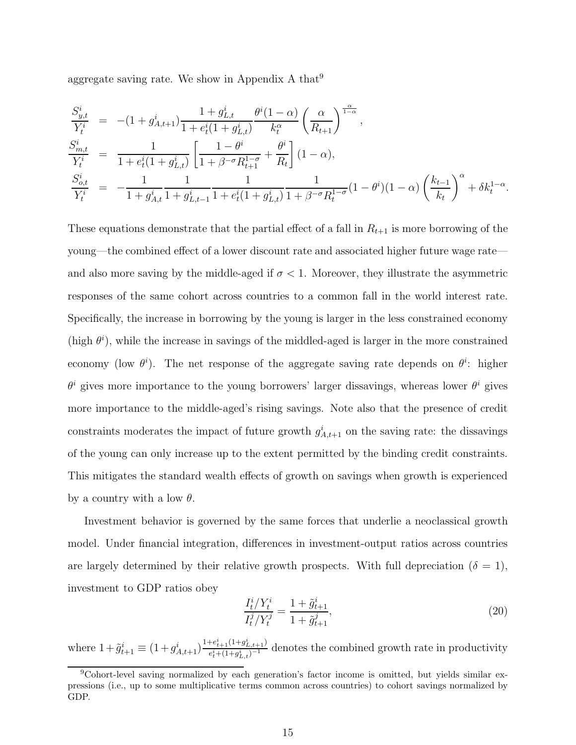aggregate saving rate. We show in Appendix A that[9]

$$
\begin{aligned}
\frac{S^i_{y,t}}{Y^i_t} &= -(1+g^i_{A,t+1})\frac{1+g^i_{L,t}}{1+e^i_t(1+g^i_{L,t})}\frac{\theta^i(1-\alpha)}{k^\alpha_t}\left(\frac{\alpha}{R_{t+1}}\right)^{\frac{\alpha}{1-\alpha}}, \\
\frac{S^i_{m,t}}{Y^i_t} &= \frac{1}{1+e^i_t(1+g^i_{L,t})}\left[\frac{1-\theta^i}{1+\beta^{-\sigma}R^{1-\sigma}_{t+1}}+\frac{\theta^i}{R_t}\right](1-\alpha), \\
\frac{S^i_{o,t}}{Y^i_t} &= -\frac{1}{1+g^i_{A,t}}\frac{1}{1+g^i_{L,t-1}}\frac{1}{1+e^i_t(1+g^i_{L,t})}\frac{1}{1+\beta^{-\sigma}R^{1-\sigma}_t}(1-\theta^i)(1-\alpha)\left(\frac{k_{t-1}}{k_t}\right)^\alpha+\delta k^{1-\alpha}_t.
\end{aligned}
$$

These equations demonstrate that the partial effect of a fall in $R_{t+1}$ is more borrowing of the young—the combined effect of a lower discount rate and associated higher future wage rate—and also more saving by the middle-aged if $\sigma < 1$. Moreover, they illustrate the asymmetric responses of the same cohort across countries to a common fall in the world interest rate. Specifically, the increase in borrowing by the young is larger in the less constrained economy (high $\theta^i$), while the increase in savings of the middled-aged is larger in the more constrained economy (low $\theta^i$). The net response of the aggregate saving rate depends on $\theta^i$: higher $\theta^i$ gives more importance to the young borrowers' larger dissavings, whereas lower $\theta^i$ gives more importance to the middle-aged's rising savings. Note also that the presence of credit constraints moderates the impact of future growth $g^i_{A,t+1}$ on the saving rate: the dissavings of the young can only increase up to the extent permitted by the binding credit constraints. This mitigates the standard wealth effects of growth on savings when growth is experienced by a country with a low $\theta$.

Investment behavior is governed by the same forces that underlie a neoclassical growth model. Under financial integration, differences in investment-output ratios across countries are largely determined by their relative growth prospects. With full depreciation ($\delta = 1$), investment to GDP ratios obey

$$
\frac{I^i_t/Y^i_t}{I^j_t/Y^j_t} = \frac{1+\tilde{g}^i_{t+1}}{1+\tilde{g}^j_{t+1}}, \tag{20}
$$

where $1+\tilde{g}^i_{t+1} \equiv (1+g^i_{A,t+1})\frac{1+e^i_{t+1}(1+g^i_{L,t+1})}{e^i_t+(1+g^i_{L,t})^{-1}}$ denotes the combined growth rate in productivity

[9]Cohort-level saving normalized by each generation's factor income is omitted, but yields similar expressions (i.e., up to some multiplicative terms common across countries) to cohort savings normalized by GDP.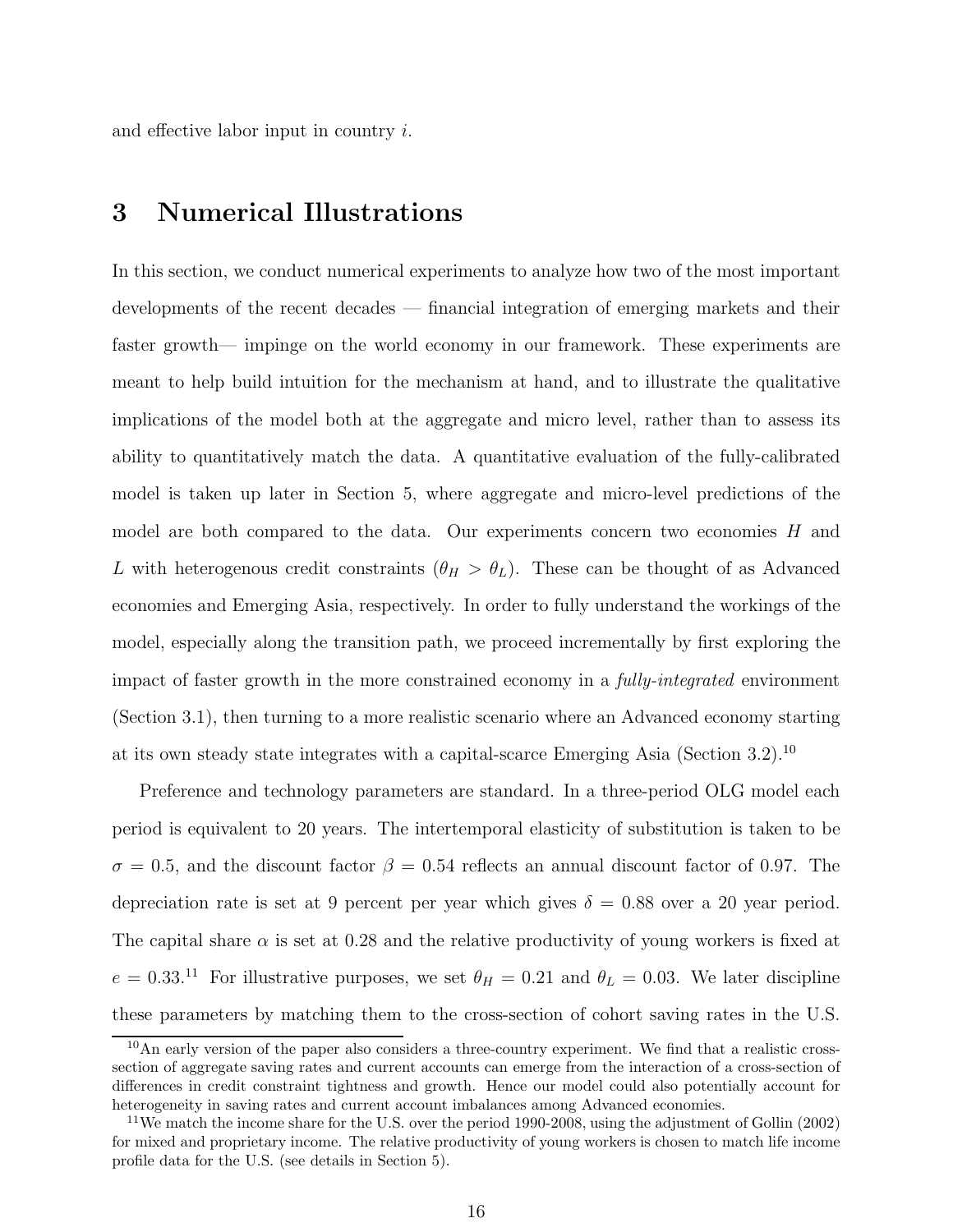and effective labor input in country $i$.

# 3 Numerical Illustrations

In this section, we conduct numerical experiments to analyze how two of the most important developments of the recent decades — financial integration of emerging markets and their faster growth— impinge on the world economy in our framework. These experiments are meant to help build intuition for the mechanism at hand, and to illustrate the qualitative implications of the model both at the aggregate and micro level, rather than to assess its ability to quantitatively match the data. A quantitative evaluation of the fully-calibrated model is taken up later in Section 5, where aggregate and micro-level predictions of the model are both compared to the data. Our experiments concern two economies $H$ and $L$ with heterogenous credit constraints ($\theta_H > \theta_L$). These can be thought of as Advanced economies and Emerging Asia, respectively. In order to fully understand the workings of the model, especially along the transition path, we proceed incrementally by first exploring the impact of faster growth in the more constrained economy in a *fully-integrated* environment (Section 3.1), then turning to a more realistic scenario where an Advanced economy starting at its own steady state integrates with a capital-scarce Emerging Asia (Section 3.2).[10]

Preference and technology parameters are standard. In a three-period OLG model each period is equivalent to 20 years. The intertemporal elasticity of substitution is taken to be $\sigma = 0.5$, and the discount factor $\beta = 0.54$ reflects an annual discount factor of 0.97. The depreciation rate is set at 9 percent per year which gives $\delta = 0.88$ over a 20 year period. The capital share $\alpha$ is set at 0.28 and the relative productivity of young workers is fixed at $e = 0.33$.[11] For illustrative purposes, we set $\theta_H = 0.21$ and $\theta_L = 0.03$. We later discipline these parameters by matching them to the cross-section of cohort saving rates in the U.S.

[10] An early version of the paper also considers a three-country experiment. We find that a realistic cross-section of aggregate saving rates and current accounts can emerge from the interaction of a cross-section of differences in credit constraint tightness and growth. Hence our model could also potentially account for heterogeneity in saving rates and current account imbalances among Advanced economies.

[11] We match the income share for the U.S. over the period 1990-2008, using the adjustment of Gollin (2002) for mixed and proprietary income. The relative productivity of young workers is chosen to match life income profile data for the U.S. (see details in Section 5).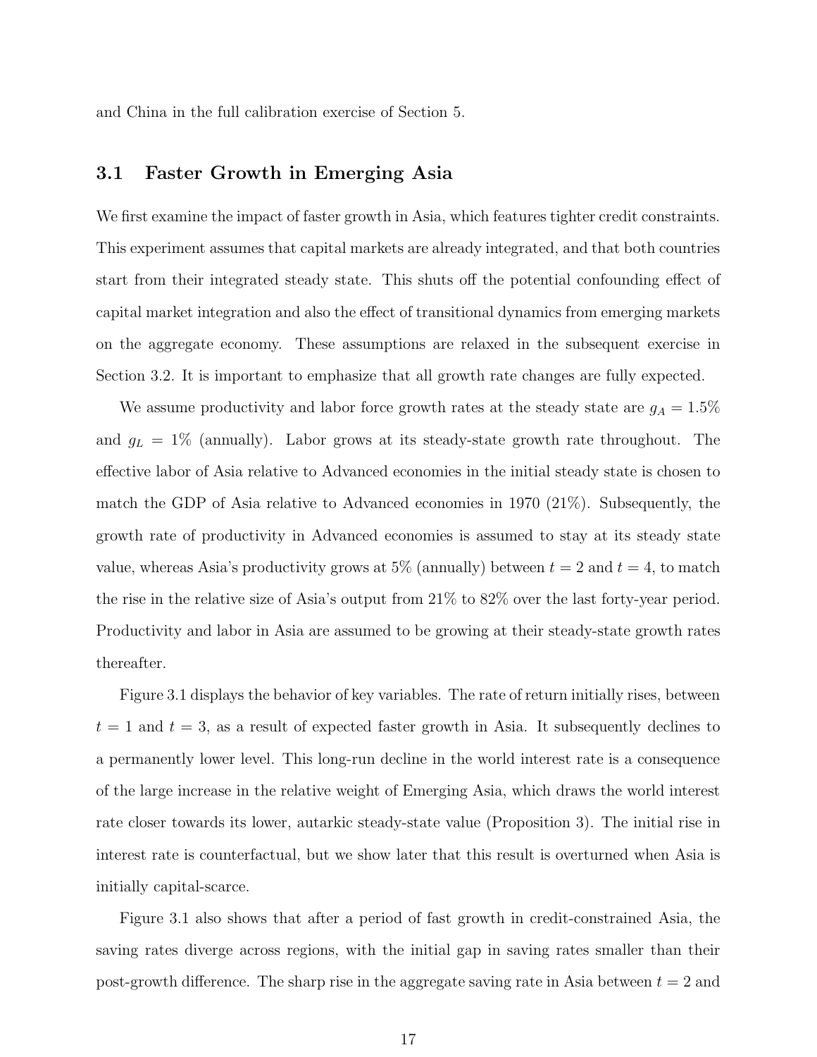and China in the full calibration exercise of Section 5.

### 3.1 Faster Growth in Emerging Asia

We first examine the impact of faster growth in Asia, which features tighter credit constraints. This experiment assumes that capital markets are already integrated, and that both countries start from their integrated steady state. This shuts off the potential confounding effect of capital market integration and also the effect of transitional dynamics from emerging markets on the aggregate economy. These assumptions are relaxed in the subsequent exercise in Section 3.2. It is important to emphasize that all growth rate changes are fully expected.

We assume productivity and labor force growth rates at the steady state are $g_A = 1.5\%$ and $g_L = 1\%$ (annually). Labor grows at its steady-state growth rate throughout. The effective labor of Asia relative to Advanced economies in the initial steady state is chosen to match the GDP of Asia relative to Advanced economies in 1970 (21%). Subsequently, the growth rate of productivity in Advanced economies is assumed to stay at its steady state value, whereas Asia's productivity grows at 5% (annually) between $t = 2$ and $t = 4$, to match the rise in the relative size of Asia's output from 21% to 82% over the last forty-year period. Productivity and labor in Asia are assumed to be growing at their steady-state growth rates thereafter.

Figure 3.1 displays the behavior of key variables. The rate of return initially rises, between $t = 1$ and $t = 3$, as a result of expected faster growth in Asia. It subsequently declines to a permanently lower level. This long-run decline in the world interest rate is a consequence of the large increase in the relative weight of Emerging Asia, which draws the world interest rate closer towards its lower, autarkic steady-state value (Proposition 3). The initial rise in interest rate is counterfactual, but we show later that this result is overturned when Asia is initially capital-scarce.

Figure 3.1 also shows that after a period of fast growth in credit-constrained Asia, the saving rates diverge across regions, with the initial gap in saving rates smaller than their post-growth difference. The sharp rise in the aggregate saving rate in Asia between $t = 2$ and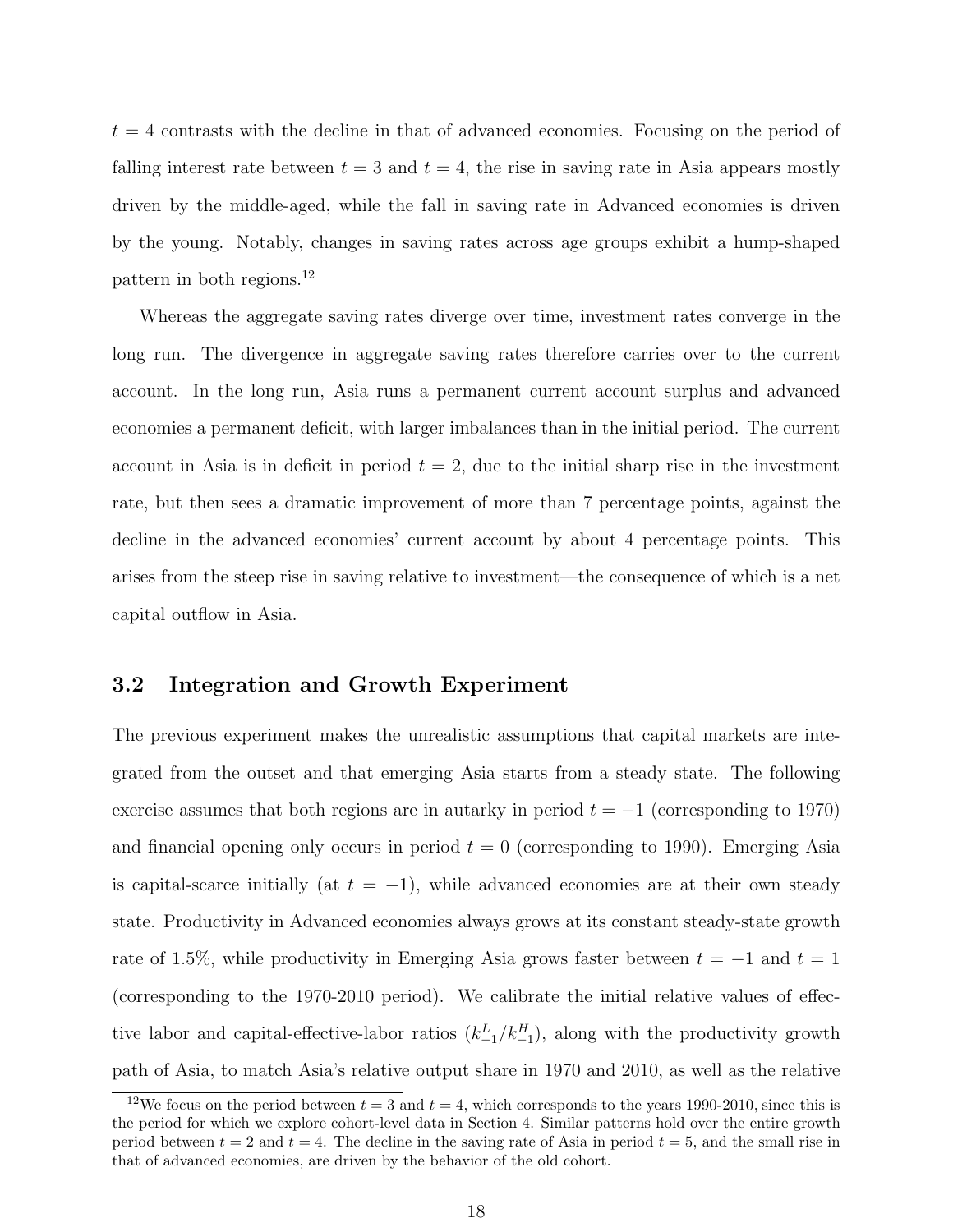$t = 4$ contrasts with the decline in that of advanced economies. Focusing on the period of falling interest rate between $t = 3$ and $t = 4$, the rise in saving rate in Asia appears mostly driven by the middle-aged, while the fall in saving rate in Advanced economies is driven by the young. Notably, changes in saving rates across age groups exhibit a hump-shaped pattern in both regions.[12]

Whereas the aggregate saving rates diverge over time, investment rates converge in the long run. The divergence in aggregate saving rates therefore carries over to the current account. In the long run, Asia runs a permanent current account surplus and advanced economies a permanent deficit, with larger imbalances than in the initial period. The current account in Asia is in deficit in period $t = 2$, due to the initial sharp rise in the investment rate, but then sees a dramatic improvement of more than 7 percentage points, against the decline in the advanced economies' current account by about 4 percentage points. This arises from the steep rise in saving relative to investment—the consequence of which is a net capital outflow in Asia.

### 3.2 Integration and Growth Experiment

The previous experiment makes the unrealistic assumptions that capital markets are integrated from the outset and that emerging Asia starts from a steady state. The following exercise assumes that both regions are in autarky in period $t = -1$ (corresponding to 1970) and financial opening only occurs in period $t = 0$ (corresponding to 1990). Emerging Asia is capital-scarce initially (at $t = -1$), while advanced economies are at their own steady state. Productivity in Advanced economies always grows at its constant steady-state growth rate of 1.5%, while productivity in Emerging Asia grows faster between $t = -1$ and $t = 1$ (corresponding to the 1970-2010 period). We calibrate the initial relative values of effective labor and capital-effective-labor ratios ($k^L_{-1}/k^H_{-1}$), along with the productivity growth path of Asia, to match Asia's relative output share in 1970 and 2010, as well as the relative

[12] We focus on the period between $t = 3$ and $t = 4$, which corresponds to the years 1990-2010, since this is the period for which we explore cohort-level data in Section 4. Similar patterns hold over the entire growth period between $t = 2$ and $t = 4$. The decline in the saving rate of Asia in period $t = 5$, and the small rise in that of advanced economies, are driven by the behavior of the old cohort.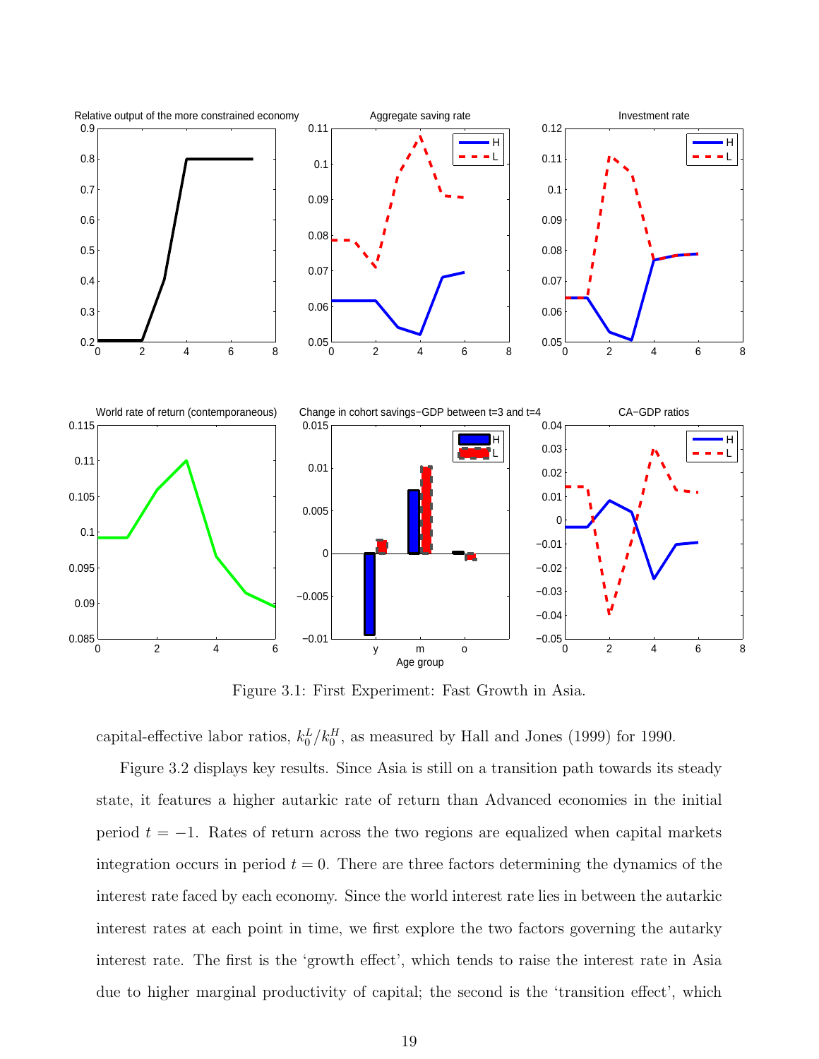Figure 3.1: First Experiment: Fast Growth in Asia.

capital-effective labor ratios, $k_0^L/k_0^H$, as measured by Hall and Jones (1999) for 1990.

Figure 3.2 displays key results. Since Asia is still on a transition path towards its steady state, it features a higher autarkic rate of return than Advanced economies in the initial period $t = -1$. Rates of return across the two regions are equalized when capital markets integration occurs in period $t = 0$. There are three factors determining the dynamics of the interest rate faced by each economy. Since the world interest rate lies in between the autarkic interest rates at each point in time, we first explore the two factors governing the autarky interest rate. The first is the 'growth effect', which tends to raise the interest rate in Asia due to higher marginal productivity of capital; the second is the 'transition effect', which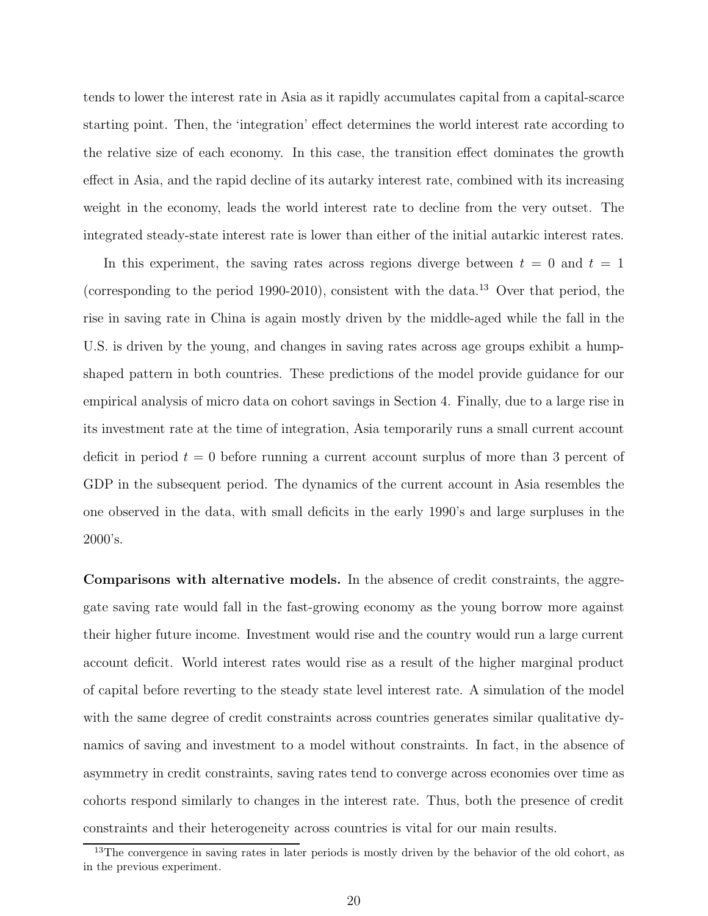tends to lower the interest rate in Asia as it rapidly accumulates capital from a capital-scarce starting point. Then, the 'integration' effect determines the world interest rate according to the relative size of each economy. In this case, the transition effect dominates the growth effect in Asia, and the rapid decline of its autarky interest rate, combined with its increasing weight in the economy, leads the world interest rate to decline from the very outset. The integrated steady-state interest rate is lower than either of the initial autarkic interest rates.

In this experiment, the saving rates across regions diverge between $t = 0$ and $t = 1$ (corresponding to the period 1990-2010), consistent with the data.[13] Over that period, the rise in saving rate in China is again mostly driven by the middle-aged while the fall in the U.S. is driven by the young, and changes in saving rates across age groups exhibit a hump-shaped pattern in both countries. These predictions of the model provide guidance for our empirical analysis of micro data on cohort savings in Section 4. Finally, due to a large rise in its investment rate at the time of integration, Asia temporarily runs a small current account deficit in period $t = 0$ before running a current account surplus of more than 3 percent of GDP in the subsequent period. The dynamics of the current account in Asia resembles the one observed in the data, with small deficits in the early 1990's and large surpluses in the 2000's.

**Comparisons with alternative models.** In the absence of credit constraints, the aggregate saving rate would fall in the fast-growing economy as the young borrow more against their higher future income. Investment would rise and the country would run a large current account deficit. World interest rates would rise as a result of the higher marginal product of capital before reverting to the steady state level interest rate. A simulation of the model with the same degree of credit constraints across countries generates similar qualitative dynamics of saving and investment to a model without constraints. In fact, in the absence of asymmetry in credit constraints, saving rates tend to converge across economies over time as cohorts respond similarly to changes in the interest rate. Thus, both the presence of credit constraints and their heterogeneity across countries is vital for our main results.

[13] The convergence in saving rates in later periods is mostly driven by the behavior of the old cohort, as in the previous experiment.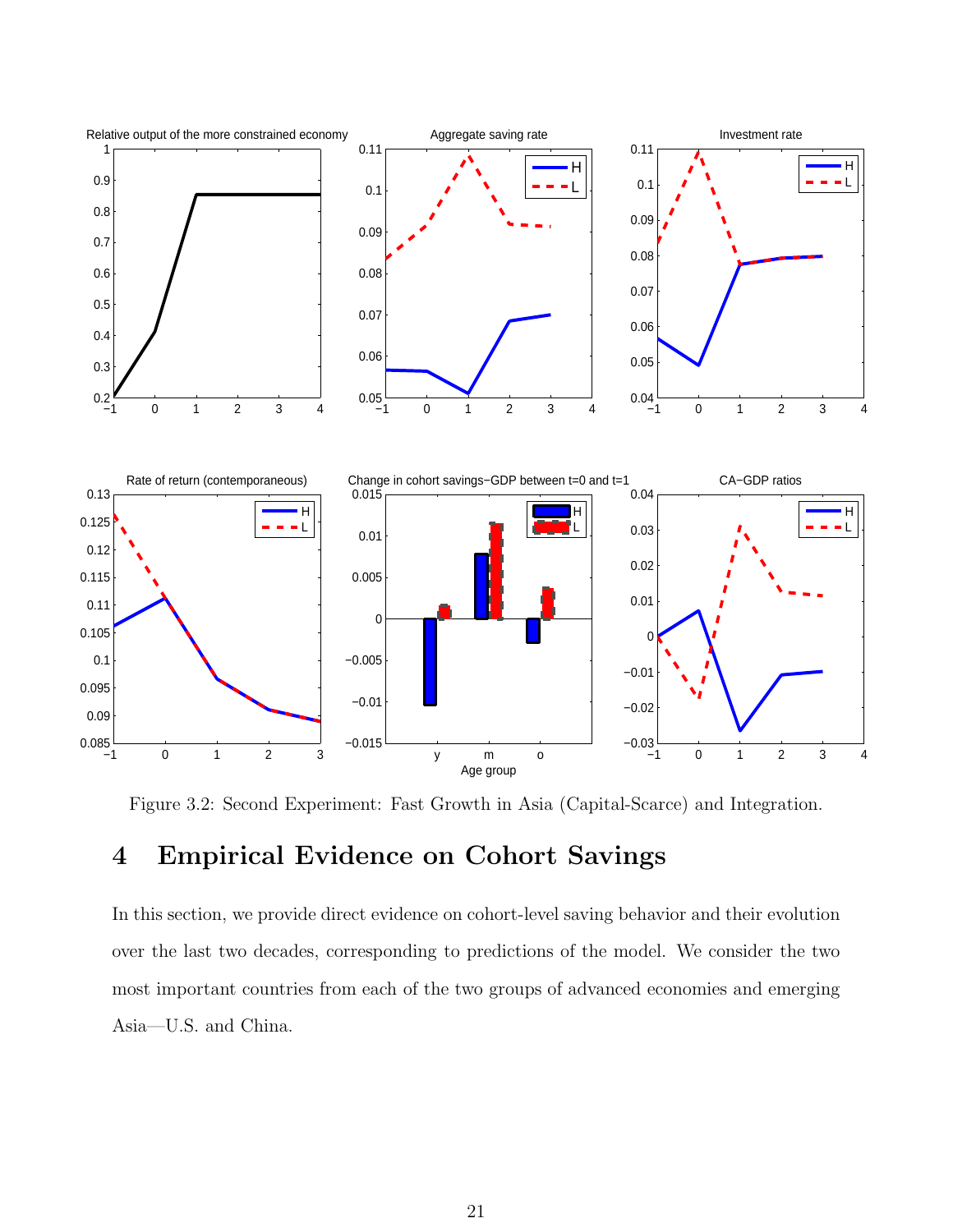Figure 3.2: Second Experiment: Fast Growth in Asia (Capital-Scarce) and Integration.

## 4 Empirical Evidence on Cohort Savings

In this section, we provide direct evidence on cohort-level saving behavior and their evolution over the last two decades, corresponding to predictions of the model. We consider the two most important countries from each of the two groups of advanced economies and emerging Asia—U.S. and China.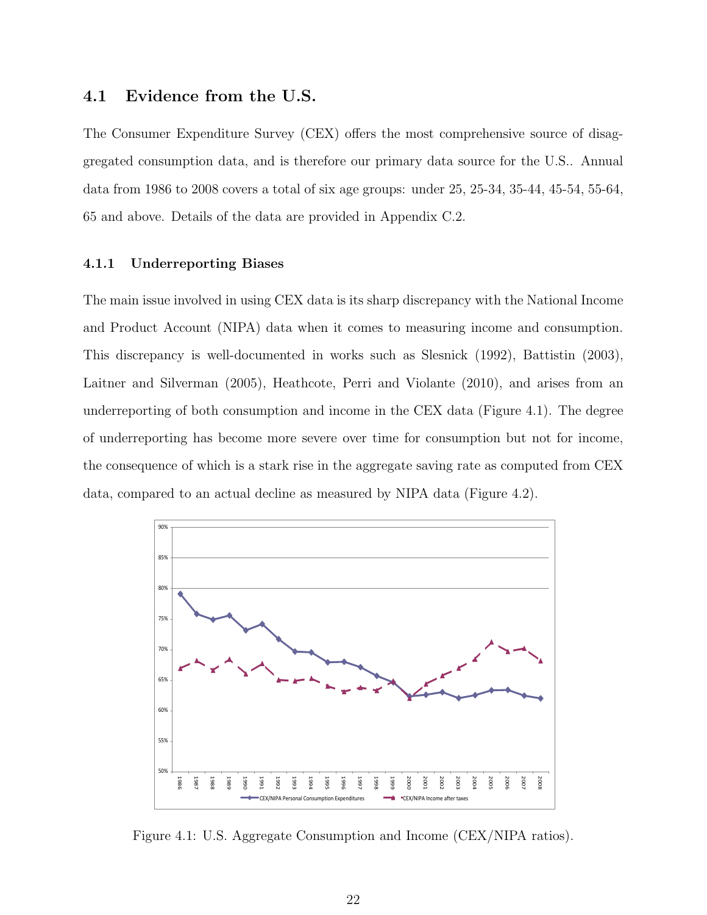### 4.1 Evidence from the U.S.

The Consumer Expenditure Survey (CEX) offers the most comprehensive source of disaggregated consumption data, and is therefore our primary data source for the U.S.. Annual data from 1986 to 2008 covers a total of six age groups: under 25, 25-34, 35-44, 45-54, 55-64, 65 and above. Details of the data are provided in Appendix C.2.

#### 4.1.1 Underreporting Biases

The main issue involved in using CEX data is its sharp discrepancy with the National Income and Product Account (NIPA) data when it comes to measuring income and consumption. This discrepancy is well-documented in works such as Slesnick (1992), Battistin (2003), Laitner and Silverman (2005), Heathcote, Perri and Violante (2010), and arises from an underreporting of both consumption and income in the CEX data (Figure 4.1). The degree of underreporting has become more severe over time for consumption but not for income, the consequence of which is a stark rise in the aggregate saving rate as computed from CEX data, compared to an actual decline as measured by NIPA data (Figure 4.2).

Figure 4.1: U.S. Aggregate Consumption and Income (CEX/NIPA ratios).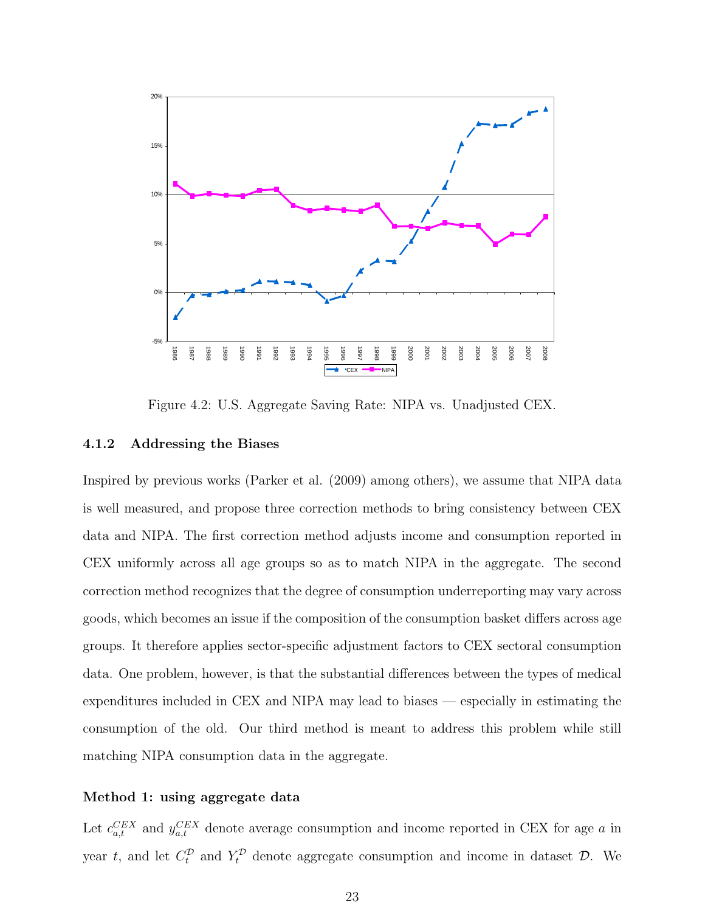Figure 4.2: U.S. Aggregate Saving Rate: NIPA vs. Unadjusted CEX.

### 4.1.2 Addressing the Biases

Inspired by previous works (Parker et al. (2009) among others), we assume that NIPA data is well measured, and propose three correction methods to bring consistency between CEX data and NIPA. The first correction method adjusts income and consumption reported in CEX uniformly across all age groups so as to match NIPA in the aggregate. The second correction method recognizes that the degree of consumption underreporting may vary across goods, which becomes an issue if the composition of the consumption basket differs across age groups. It therefore applies sector-specific adjustment factors to CEX sectoral consumption data. One problem, however, is that the substantial differences between the types of medical expenditures included in CEX and NIPA may lead to biases — especially in estimating the consumption of the old. Our third method is meant to address this problem while still matching NIPA consumption data in the aggregate.

#### Method 1: using aggregate data

Let $c_{a,t}^{CEX}$ and $y_{a,t}^{CEX}$ denote average consumption and income reported in CEX for age $a$ in year $t$, and let $C_t^{\mathcal{D}}$ and $Y_t^{\mathcal{D}}$ denote aggregate consumption and income in dataset $\mathcal{D}$. We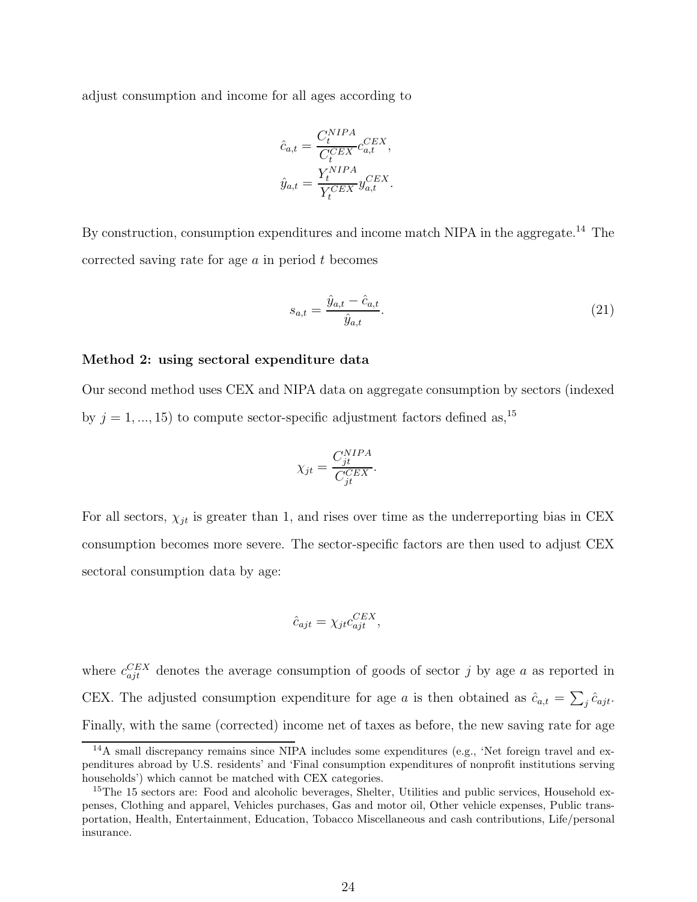adjust consumption and income for all ages according to

$$\hat{c}_{a,t} = \frac{C_t^{NIPA}}{C_t^{CEX}} c_{a,t}^{CEX},$$
$$\hat{y}_{a,t} = \frac{Y_t^{NIPA}}{Y_t^{CEX}} y_{a,t}^{CEX}.$$

By construction, consumption expenditures and income match NIPA in the aggregate.[14] The corrected saving rate for age $a$ in period $t$ becomes

$$s_{a,t} = \frac{\hat{y}_{a,t} - \hat{c}_{a,t}}{\hat{y}_{a,t}}. \tag{21}$$

**Method 2: using sectoral expenditure data**

Our second method uses CEX and NIPA data on aggregate consumption by sectors (indexed by $j = 1, ..., 15$) to compute sector-specific adjustment factors defined as,[15]

$$\chi_{jt} = \frac{C_{jt}^{NIPA}}{C_{jt}^{CEX}}.$$

For all sectors, $\chi_{jt}$ is greater than 1, and rises over time as the underreporting bias in CEX consumption becomes more severe. The sector-specific factors are then used to adjust CEX sectoral consumption data by age:

$$\hat{c}_{ajt} = \chi_{jt} c_{ajt}^{CEX},$$

where $c_{ajt}^{CEX}$ denotes the average consumption of goods of sector $j$ by age $a$ as reported in CEX. The adjusted consumption expenditure for age $a$ is then obtained as $\hat{c}_{a,t} = \sum_j \hat{c}_{ajt}$. Finally, with the same (corrected) income net of taxes as before, the new saving rate for age

[14] A small discrepancy remains since NIPA includes some expenditures (e.g., 'Net foreign travel and expenditures abroad by U.S. residents' and 'Final consumption expenditures of nonprofit institutions serving households') which cannot be matched with CEX categories.

[15] The 15 sectors are: Food and alcoholic beverages, Shelter, Utilities and public services, Household expenses, Clothing and apparel, Vehicles purchases, Gas and motor oil, Other vehicle expenses, Public transportation, Health, Entertainment, Education, Tobacco Miscellaneous and cash contributions, Life/personal insurance.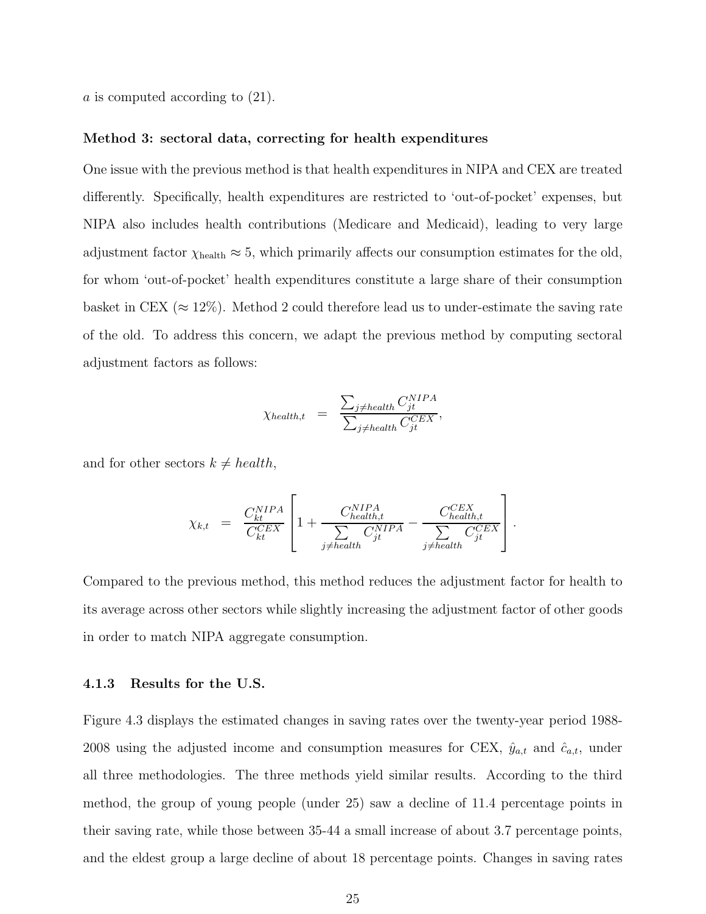$a$ is computed according to (21).

**Method 3: sectoral data, correcting for health expenditures**

One issue with the previous method is that health expenditures in NIPA and CEX are treated differently. Specifically, health expenditures are restricted to 'out-of-pocket' expenses, but NIPA also includes health contributions (Medicare and Medicaid), leading to very large adjustment factor $\chi_{\text{health}} \approx 5$, which primarily affects our consumption estimates for the old, for whom 'out-of-pocket' health expenditures constitute a large share of their consumption basket in CEX ($\approx 12\%$). Method 2 could therefore lead us to under-estimate the saving rate of the old. To address this concern, we adapt the previous method by computing sectoral adjustment factors as follows:

$$\chi_{health,t} = \frac{\sum_{j \neq health} C_{jt}^{NIPA}}{\sum_{j \neq health} C_{jt}^{CEX}},$$

and for other sectors $k \neq health$,

$$\chi_{k,t} = \frac{C_{kt}^{NIPA}}{C_{kt}^{CEX}} \left[ 1 + \frac{C_{health,t}^{NIPA}}{\sum\limits_{j \neq health} C_{jt}^{NIPA}} - \frac{C_{health,t}^{CEX}}{\sum\limits_{j \neq health} C_{jt}^{CEX}} \right].$$

Compared to the previous method, this method reduces the adjustment factor for health to its average across other sectors while slightly increasing the adjustment factor of other goods in order to match NIPA aggregate consumption.

### 4.1.3 Results for the U.S.

Figure 4.3 displays the estimated changes in saving rates over the twenty-year period 1988-2008 using the adjusted income and consumption measures for CEX, $\hat{y}_{a,t}$ and $\hat{c}_{a,t}$, under all three methodologies. The three methods yield similar results. According to the third method, the group of young people (under 25) saw a decline of 11.4 percentage points in their saving rate, while those between 35-44 a small increase of about 3.7 percentage points, and the eldest group a large decline of about 18 percentage points. Changes in saving rates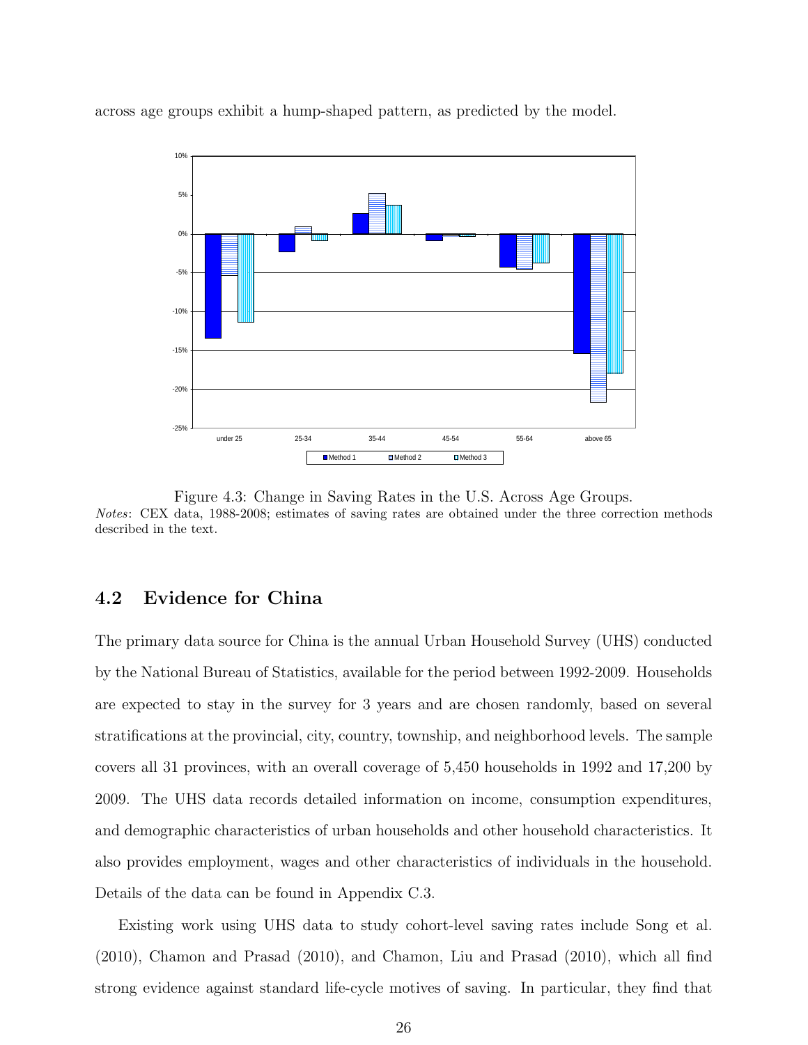across age groups exhibit a hump-shaped pattern, as predicted by the model.

Figure 4.3: Change in Saving Rates in the U.S. Across Age Groups.
*Notes*: CEX data, 1988-2008; estimates of saving rates are obtained under the three correction methods described in the text.

## 4.2 Evidence for China

The primary data source for China is the annual Urban Household Survey (UHS) conducted by the National Bureau of Statistics, available for the period between 1992-2009. Households are expected to stay in the survey for 3 years and are chosen randomly, based on several stratifications at the provincial, city, country, township, and neighborhood levels. The sample covers all 31 provinces, with an overall coverage of 5,450 households in 1992 and 17,200 by 2009. The UHS data records detailed information on income, consumption expenditures, and demographic characteristics of urban households and other household characteristics. It also provides employment, wages and other characteristics of individuals in the household. Details of the data can be found in Appendix C.3.

Existing work using UHS data to study cohort-level saving rates include Song et al. (2010), Chamon and Prasad (2010), and Chamon, Liu and Prasad (2010), which all find strong evidence against standard life-cycle motives of saving. In particular, they find that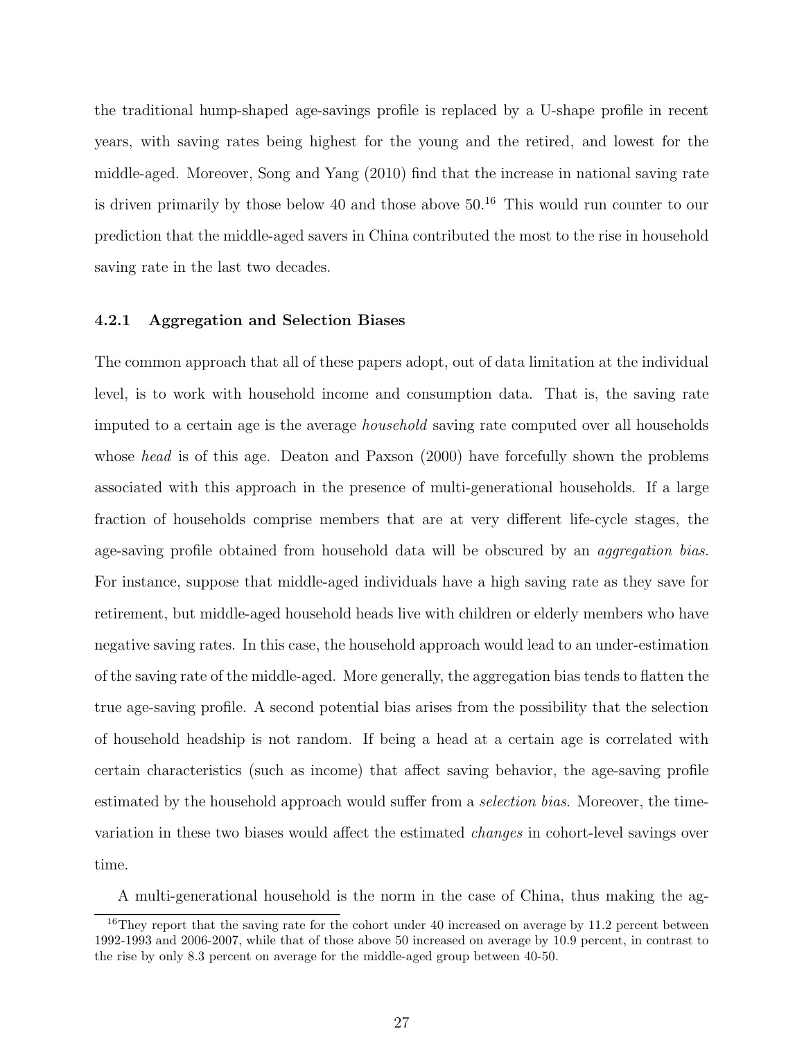the traditional hump-shaped age-savings profile is replaced by a U-shape profile in recent years, with saving rates being highest for the young and the retired, and lowest for the middle-aged. Moreover, Song and Yang (2010) find that the increase in national saving rate is driven primarily by those below 40 and those above 50.[16] This would run counter to our prediction that the middle-aged savers in China contributed the most to the rise in household saving rate in the last two decades.

### 4.2.1 Aggregation and Selection Biases

The common approach that all of these papers adopt, out of data limitation at the individual level, is to work with household income and consumption data. That is, the saving rate imputed to a certain age is the average *household* saving rate computed over all households whose *head* is of this age. Deaton and Paxson (2000) have forcefully shown the problems associated with this approach in the presence of multi-generational households. If a large fraction of households comprise members that are at very different life-cycle stages, the age-saving profile obtained from household data will be obscured by an *aggregation bias*. For instance, suppose that middle-aged individuals have a high saving rate as they save for retirement, but middle-aged household heads live with children or elderly members who have negative saving rates. In this case, the household approach would lead to an under-estimation of the saving rate of the middle-aged. More generally, the aggregation bias tends to flatten the true age-saving profile. A second potential bias arises from the possibility that the selection of household headship is not random. If being a head at a certain age is correlated with certain characteristics (such as income) that affect saving behavior, the age-saving profile estimated by the household approach would suffer from a *selection bias*. Moreover, the time-variation in these two biases would affect the estimated *changes* in cohort-level savings over time.

A multi-generational household is the norm in the case of China, thus making the ag-

[16] They report that the saving rate for the cohort under 40 increased on average by 11.2 percent between 1992-1993 and 2006-2007, while that of those above 50 increased on average by 10.9 percent, in contrast to the rise by only 8.3 percent on average for the middle-aged group between 40-50.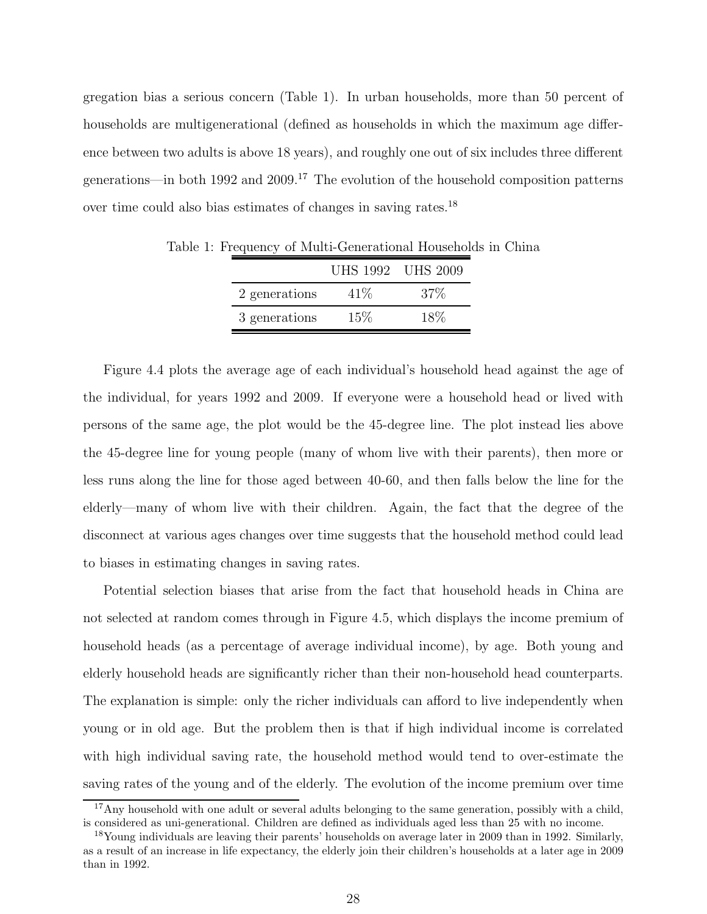gregation bias a serious concern (Table 1). In urban households, more than 50 percent of households are multigenerational (defined as households in which the maximum age difference between two adults is above 18 years), and roughly one out of six includes three different generations—in both 1992 and 2009.[17] The evolution of the household composition patterns over time could also bias estimates of changes in saving rates.[18]

Table 1: Frequency of Multi-Generational Households in China

| | UHS 1992 | UHS 2009 |
|---|---|---|
| 2 generations | 41% | 37% |
| 3 generations | 15% | 18% |

Figure 4.4 plots the average age of each individual's household head against the age of the individual, for years 1992 and 2009. If everyone were a household head or lived with persons of the same age, the plot would be the 45-degree line. The plot instead lies above the 45-degree line for young people (many of whom live with their parents), then more or less runs along the line for those aged between 40-60, and then falls below the line for the elderly—many of whom live with their children. Again, the fact that the degree of the disconnect at various ages changes over time suggests that the household method could lead to biases in estimating changes in saving rates.

Potential selection biases that arise from the fact that household heads in China are not selected at random comes through in Figure 4.5, which displays the income premium of household heads (as a percentage of average individual income), by age. Both young and elderly household heads are significantly richer than their non-household head counterparts. The explanation is simple: only the richer individuals can afford to live independently when young or in old age. But the problem then is that if high individual income is correlated with high individual saving rate, the household method would tend to over-estimate the saving rates of the young and of the elderly. The evolution of the income premium over time

[17] Any household with one adult or several adults belonging to the same generation, possibly with a child, is considered as uni-generational. Children are defined as individuals aged less than 25 with no income.

[18] Young individuals are leaving their parents' households on average later in 2009 than in 1992. Similarly, as a result of an increase in life expectancy, the elderly join their children's households at a later age in 2009 than in 1992.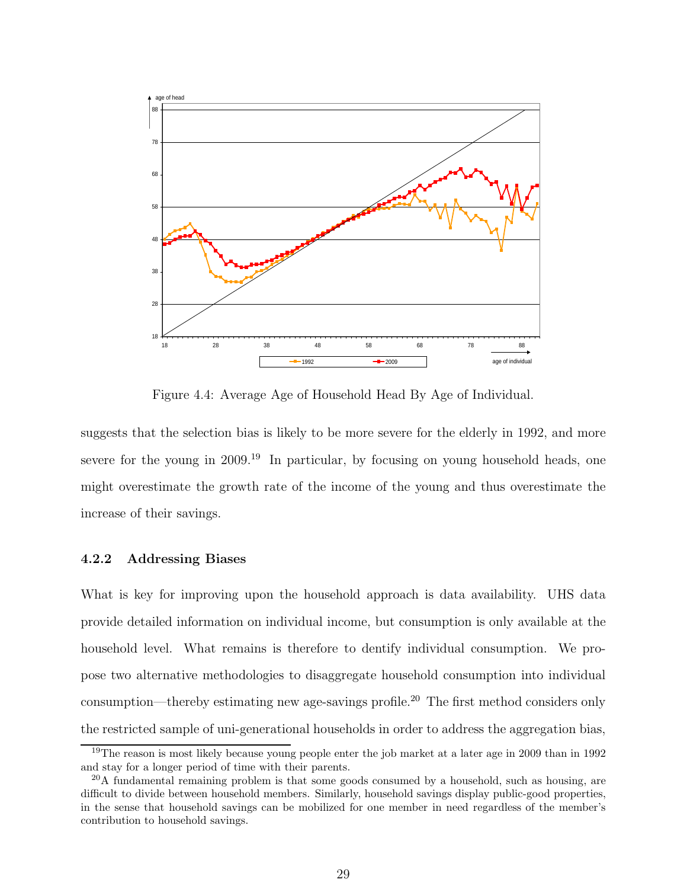Figure 4.4: Average Age of Household Head By Age of Individual.

suggests that the selection bias is likely to be more severe for the elderly in 1992, and more severe for the young in 2009.[19] In particular, by focusing on young household heads, one might overestimate the growth rate of the income of the young and thus overestimate the increase of their savings.

### 4.2.2 Addressing Biases

What is key for improving upon the household approach is data availability. UHS data provide detailed information on individual income, but consumption is only available at the household level. What remains is therefore to dentify individual consumption. We propose two alternative methodologies to disaggregate household consumption into individual consumption—thereby estimating new age-savings profile.[20] The first method considers only the restricted sample of uni-generational households in order to address the aggregation bias,

[19] The reason is most likely because young people enter the job market at a later age in 2009 than in 1992 and stay for a longer period of time with their parents.

[20] A fundamental remaining problem is that some goods consumed by a household, such as housing, are difficult to divide between household members. Similarly, household savings display public-good properties, in the sense that household savings can be mobilized for one member in need regardless of the member's contribution to household savings.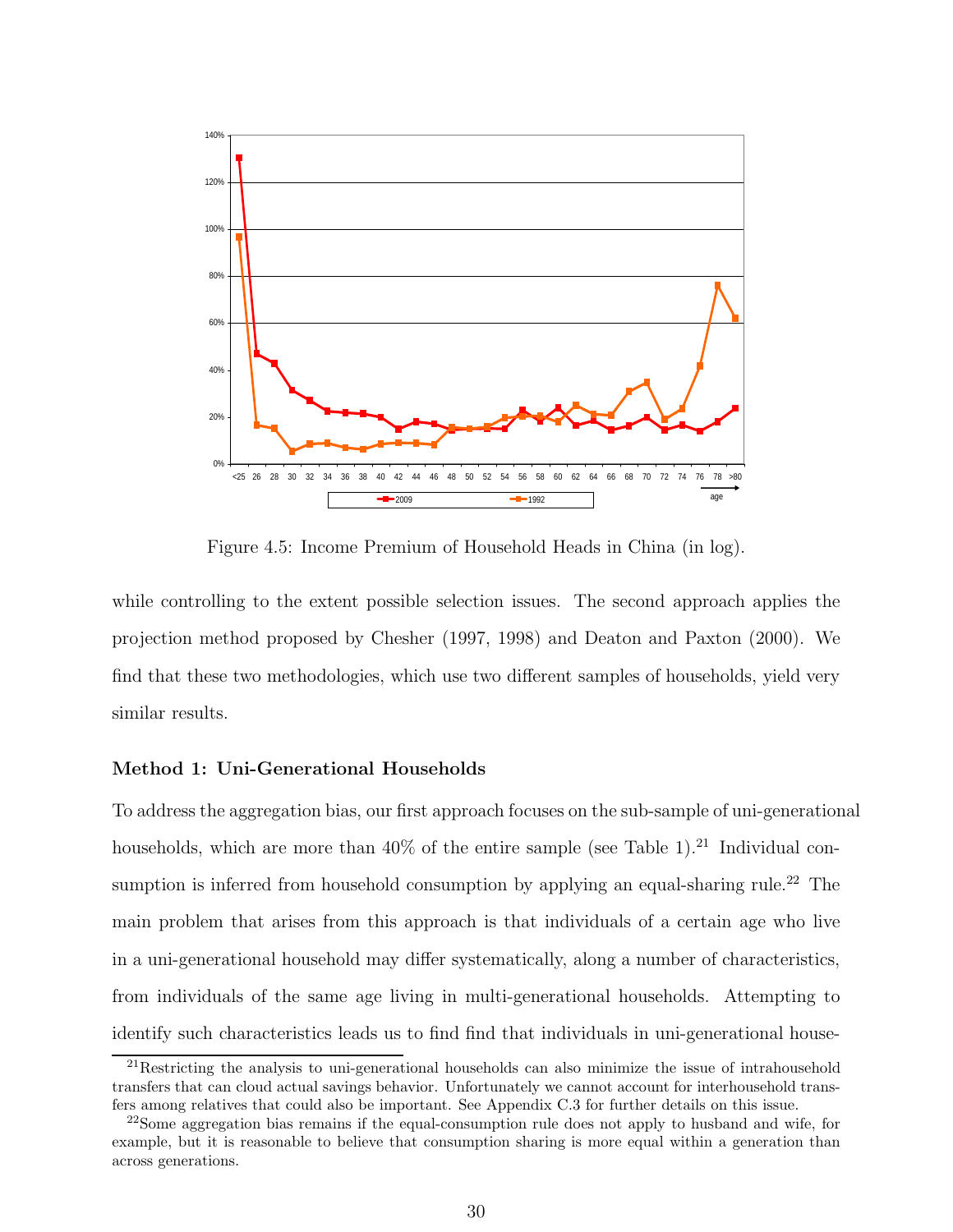Figure 4.5: Income Premium of Household Heads in China (in log).

while controlling to the extent possible selection issues. The second approach applies the projection method proposed by Chesher (1997, 1998) and Deaton and Paxton (2000). We find that these two methodologies, which use two different samples of households, yield very similar results.

**Method 1: Uni-Generational Households**

To address the aggregation bias, our first approach focuses on the sub-sample of uni-generational households, which are more than 40% of the entire sample (see Table 1).[21] Individual consumption is inferred from household consumption by applying an equal-sharing rule.[22] The main problem that arises from this approach is that individuals of a certain age who live in a uni-generational household may differ systematically, along a number of characteristics, from individuals of the same age living in multi-generational households. Attempting to identify such characteristics leads us to find find that individuals in uni-generational house-

[21]Restricting the analysis to uni-generational households can also minimize the issue of intrahousehold transfers that can cloud actual savings behavior. Unfortunately we cannot account for interhousehold transfers among relatives that could also be important. See Appendix C.3 for further details on this issue.

[22]Some aggregation bias remains if the equal-consumption rule does not apply to husband and wife, for example, but it is reasonable to believe that consumption sharing is more equal within a generation than across generations.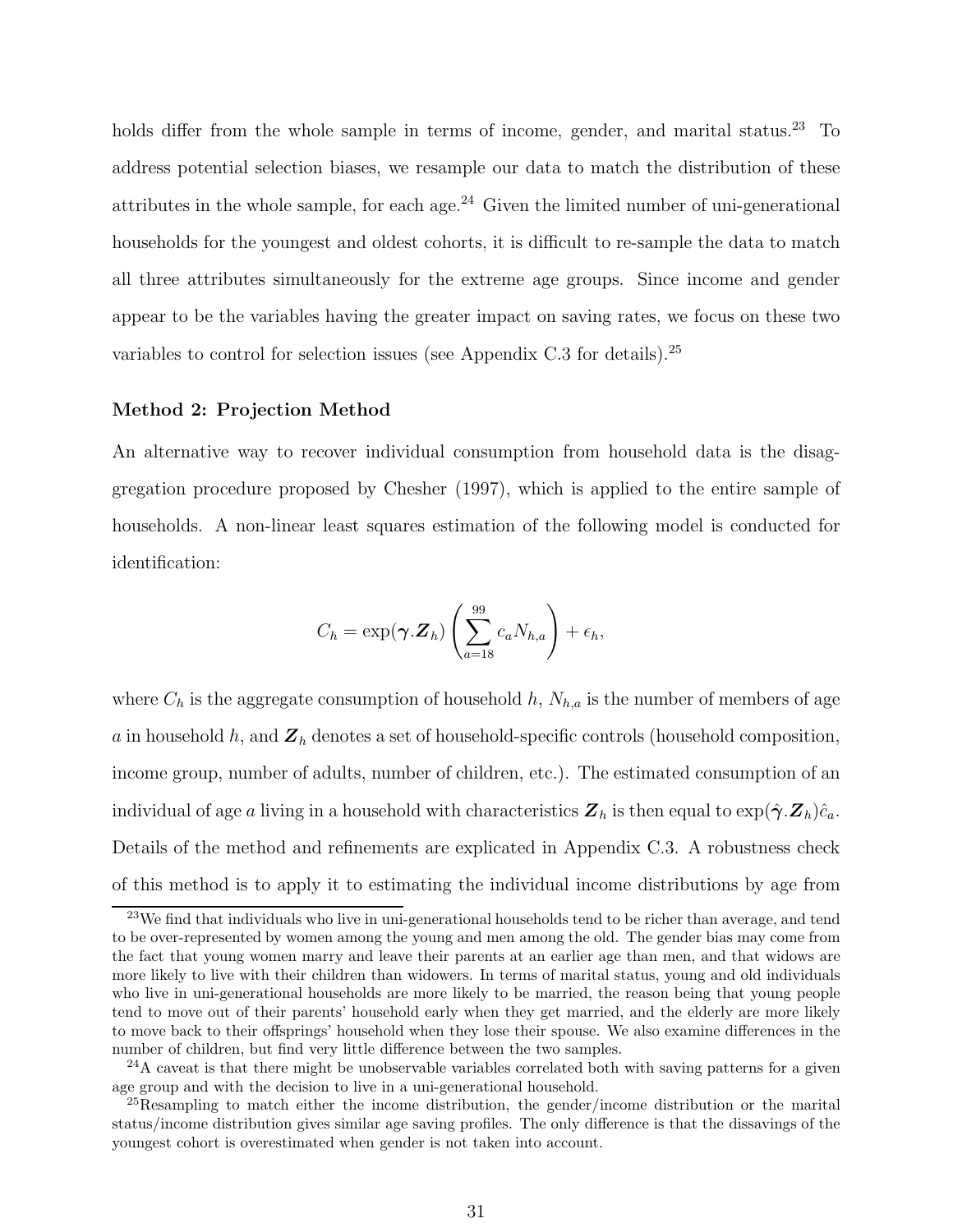holds differ from the whole sample in terms of income, gender, and marital status.[23] To address potential selection biases, we resample our data to match the distribution of these attributes in the whole sample, for each age.[24] Given the limited number of uni-generational households for the youngest and oldest cohorts, it is difficult to re-sample the data to match all three attributes simultaneously for the extreme age groups. Since income and gender appear to be the variables having the greater impact on saving rates, we focus on these two variables to control for selection issues (see Appendix C.3 for details).[25]

**Method 2: Projection Method**

An alternative way to recover individual consumption from household data is the disaggregation procedure proposed by Chesher (1997), which is applied to the entire sample of households. A non-linear least squares estimation of the following model is conducted for identification:

$$C_h = \exp(\boldsymbol{\gamma}.\boldsymbol{Z}_h)\left(\sum_{a=18}^{99} c_a N_{h,a}\right) + \epsilon_h,$$

where $C_h$ is the aggregate consumption of household $h$, $N_{h,a}$ is the number of members of age $a$ in household $h$, and $\boldsymbol{Z}_h$ denotes a set of household-specific controls (household composition, income group, number of adults, number of children, etc.). The estimated consumption of an individual of age $a$ living in a household with characteristics $\boldsymbol{Z}_h$ is then equal to $\exp(\hat{\boldsymbol{\gamma}}.\boldsymbol{Z}_h)\hat{c}_a$. Details of the method and refinements are explicated in Appendix C.3. A robustness check of this method is to apply it to estimating the individual income distributions by age from

[23] We find that individuals who live in uni-generational households tend to be richer than average, and tend to be over-represented by women among the young and men among the old. The gender bias may come from the fact that young women marry and leave their parents at an earlier age than men, and that widows are more likely to live with their children than widowers. In terms of marital status, young and old individuals who live in uni-generational households are more likely to be married, the reason being that young people tend to move out of their parents' household early when they get married, and the elderly are more likely to move back to their offsprings' household when they lose their spouse. We also examine differences in the number of children, but find very little difference between the two samples.

[24] A caveat is that there might be unobservable variables correlated both with saving patterns for a given age group and with the decision to live in a uni-generational household.

[25] Resampling to match either the income distribution, the gender/income distribution or the marital status/income distribution gives similar age saving profiles. The only difference is that the dissavings of the youngest cohort is overestimated when gender is not taken into account.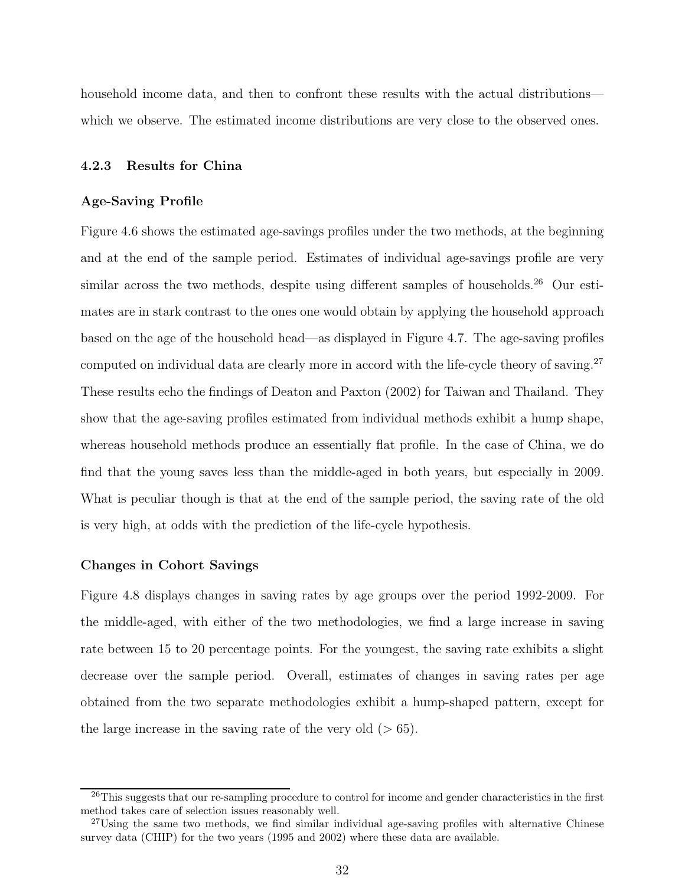household income data, and then to confront these results with the actual distributions—which we observe. The estimated income distributions are very close to the observed ones.

### 4.2.3 Results for China

#### Age-Saving Profile

Figure 4.6 shows the estimated age-savings profiles under the two methods, at the beginning and at the end of the sample period. Estimates of individual age-savings profile are very similar across the two methods, despite using different samples of households.[26] Our estimates are in stark contrast to the ones one would obtain by applying the household approach based on the age of the household head—as displayed in Figure 4.7. The age-saving profiles computed on individual data are clearly more in accord with the life-cycle theory of saving.[27] These results echo the findings of Deaton and Paxton (2002) for Taiwan and Thailand. They show that the age-saving profiles estimated from individual methods exhibit a hump shape, whereas household methods produce an essentially flat profile. In the case of China, we do find that the young saves less than the middle-aged in both years, but especially in 2009. What is peculiar though is that at the end of the sample period, the saving rate of the old is very high, at odds with the prediction of the life-cycle hypothesis.

#### Changes in Cohort Savings

Figure 4.8 displays changes in saving rates by age groups over the period 1992-2009. For the middle-aged, with either of the two methodologies, we find a large increase in saving rate between 15 to 20 percentage points. For the youngest, the saving rate exhibits a slight decrease over the sample period. Overall, estimates of changes in saving rates per age obtained from the two separate methodologies exhibit a hump-shaped pattern, except for the large increase in the saving rate of the very old ($> 65$).

---

[26] This suggests that our re-sampling procedure to control for income and gender characteristics in the first method takes care of selection issues reasonably well.

[27] Using the same two methods, we find similar individual age-saving profiles with alternative Chinese survey data (CHIP) for the two years (1995 and 2002) where these data are available.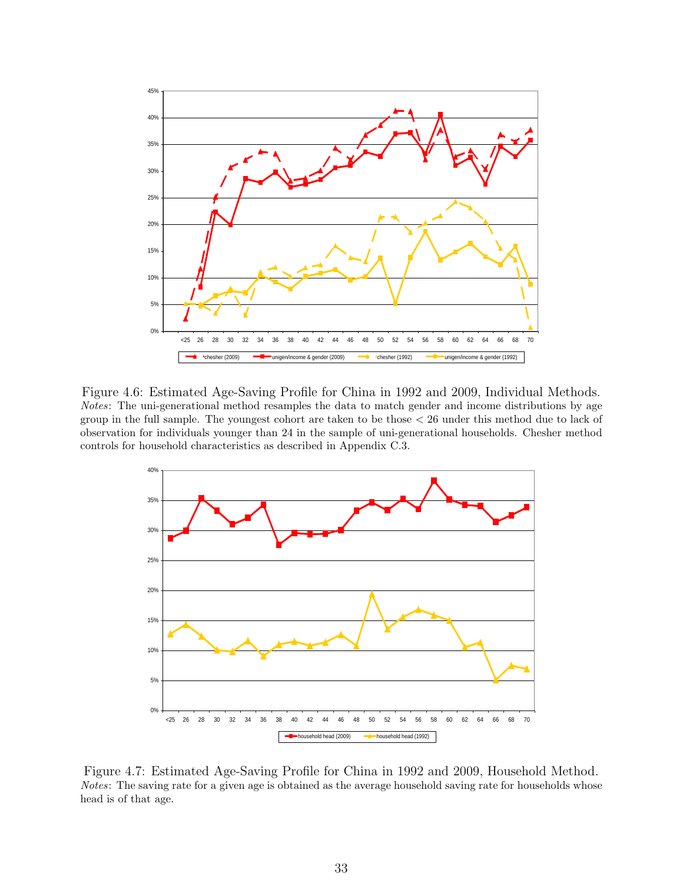Figure 4.6: Estimated Age-Saving Profile for China in 1992 and 2009, Individual Methods.
*Notes*: The uni-generational method resamples the data to match gender and income distributions by age group in the full sample. The youngest cohort are taken to be those $< 26$ under this method due to lack of observation for individuals younger than 24 in the sample of uni-generational households. Chesher method controls for household characteristics as described in Appendix C.3.

Figure 4.7: Estimated Age-Saving Profile for China in 1992 and 2009, Household Method.
*Notes*: The saving rate for a given age is obtained as the average household saving rate for households whose head is of that age.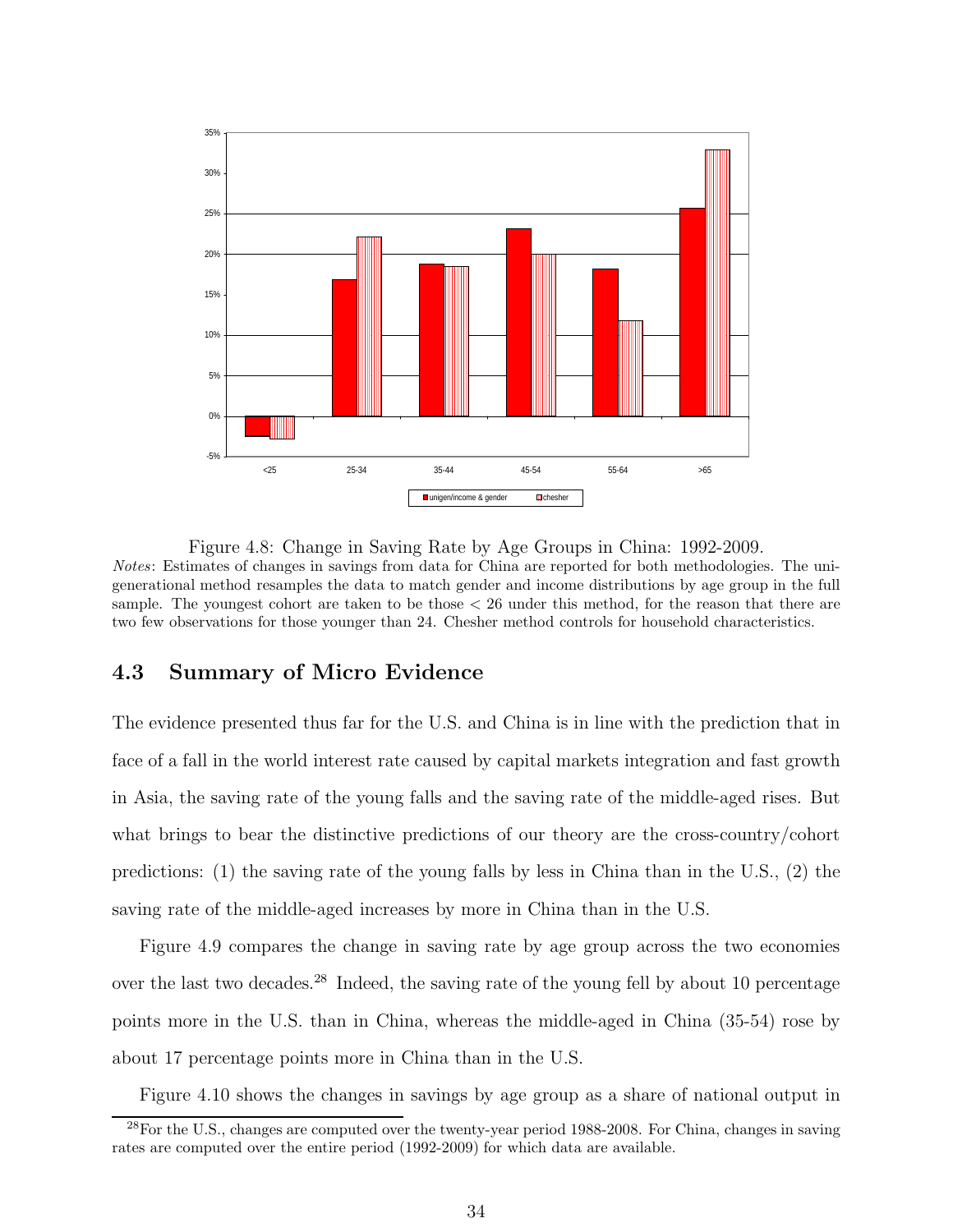Figure 4.8: Change in Saving Rate by Age Groups in China: 1992-2009.
*Notes*: Estimates of changes in savings from data for China are reported for both methodologies. The unigenerational method resamples the data to match gender and income distributions by age group in the full sample. The youngest cohort are taken to be those < 26 under this method, for the reason that there are two few observations for those younger than 24. Chesher method controls for household characteristics.

## 4.3 Summary of Micro Evidence

The evidence presented thus far for the U.S. and China is in line with the prediction that in face of a fall in the world interest rate caused by capital markets integration and fast growth in Asia, the saving rate of the young falls and the saving rate of the middle-aged rises. But what brings to bear the distinctive predictions of our theory are the cross-country/cohort predictions: (1) the saving rate of the young falls by less in China than in the U.S., (2) the saving rate of the middle-aged increases by more in China than in the U.S.

Figure 4.9 compares the change in saving rate by age group across the two economies over the last two decades.[28] Indeed, the saving rate of the young fell by about 10 percentage points more in the U.S. than in China, whereas the middle-aged in China (35-54) rose by about 17 percentage points more in China than in the U.S.

Figure 4.10 shows the changes in savings by age group as a share of national output in

[28] For the U.S., changes are computed over the twenty-year period 1988-2008. For China, changes in saving rates are computed over the entire period (1992-2009) for which data are available.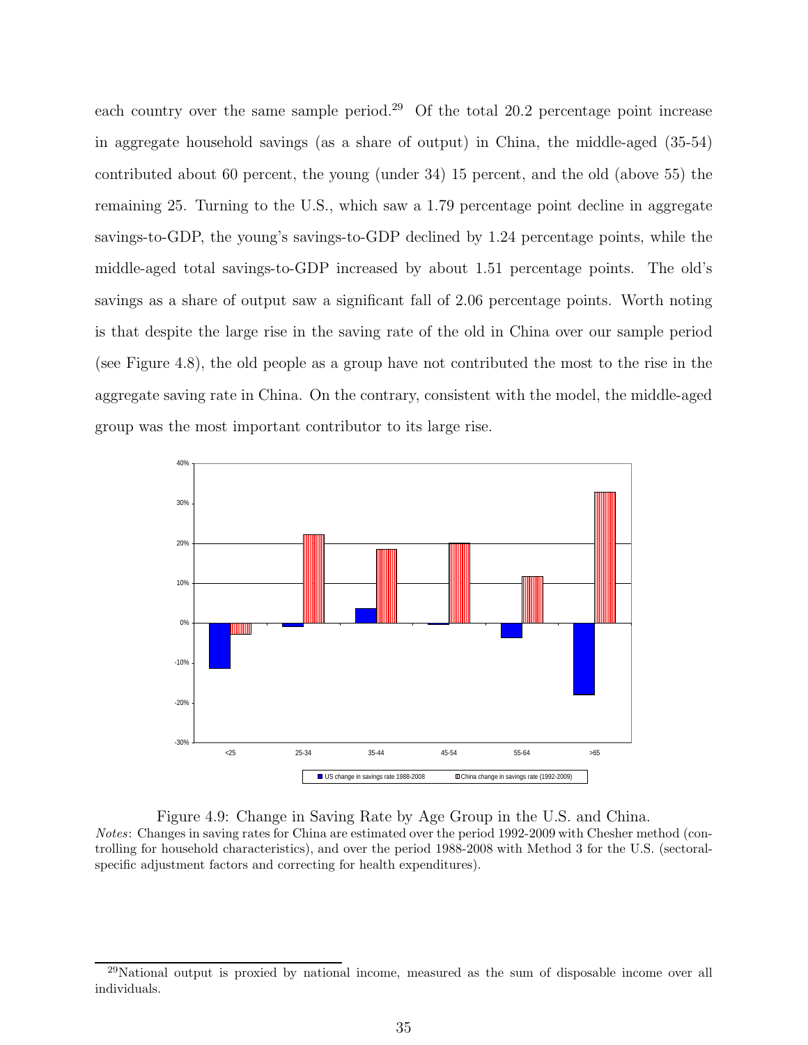each country over the same sample period.[29] Of the total 20.2 percentage point increase in aggregate household savings (as a share of output) in China, the middle-aged (35-54) contributed about 60 percent, the young (under 34) 15 percent, and the old (above 55) the remaining 25. Turning to the U.S., which saw a 1.79 percentage point decline in aggregate savings-to-GDP, the young's savings-to-GDP declined by 1.24 percentage points, while the middle-aged total savings-to-GDP increased by about 1.51 percentage points. The old's savings as a share of output saw a significant fall of 2.06 percentage points. Worth noting is that despite the large rise in the saving rate of the old in China over our sample period (see Figure 4.8), the old people as a group have not contributed the most to the rise in the aggregate saving rate in China. On the contrary, consistent with the model, the middle-aged group was the most important contributor to its large rise.

Figure 4.9: Change in Saving Rate by Age Group in the U.S. and China.

*Notes*: Changes in saving rates for China are estimated over the period 1992-2009 with Chesher method (controlling for household characteristics), and over the period 1988-2008 with Method 3 for the U.S. (sectoral-specific adjustment factors and correcting for health expenditures).

[29]National output is proxied by national income, measured as the sum of disposable income over all individuals.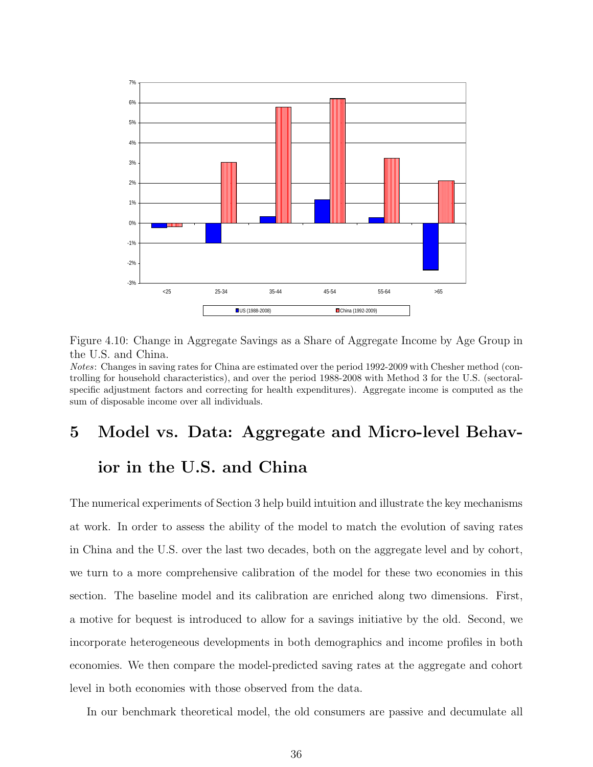Figure 4.10: Change in Aggregate Savings as a Share of Aggregate Income by Age Group in the U.S. and China.

*Notes*: Changes in saving rates for China are estimated over the period 1992-2009 with Chesher method (controlling for household characteristics), and over the period 1988-2008 with Method 3 for the U.S. (sectoral-specific adjustment factors and correcting for health expenditures). Aggregate income is computed as the sum of disposable income over all individuals.

# 5 Model vs. Data: Aggregate and Micro-level Behavior in the U.S. and China

The numerical experiments of Section 3 help build intuition and illustrate the key mechanisms at work. In order to assess the ability of the model to match the evolution of saving rates in China and the U.S. over the last two decades, both on the aggregate level and by cohort, we turn to a more comprehensive calibration of the model for these two economies in this section. The baseline model and its calibration are enriched along two dimensions. First, a motive for bequest is introduced to allow for a savings initiative by the old. Second, we incorporate heterogeneous developments in both demographics and income profiles in both economies. We then compare the model-predicted saving rates at the aggregate and cohort level in both economies with those observed from the data.

In our benchmark theoretical model, the old consumers are passive and decumulate all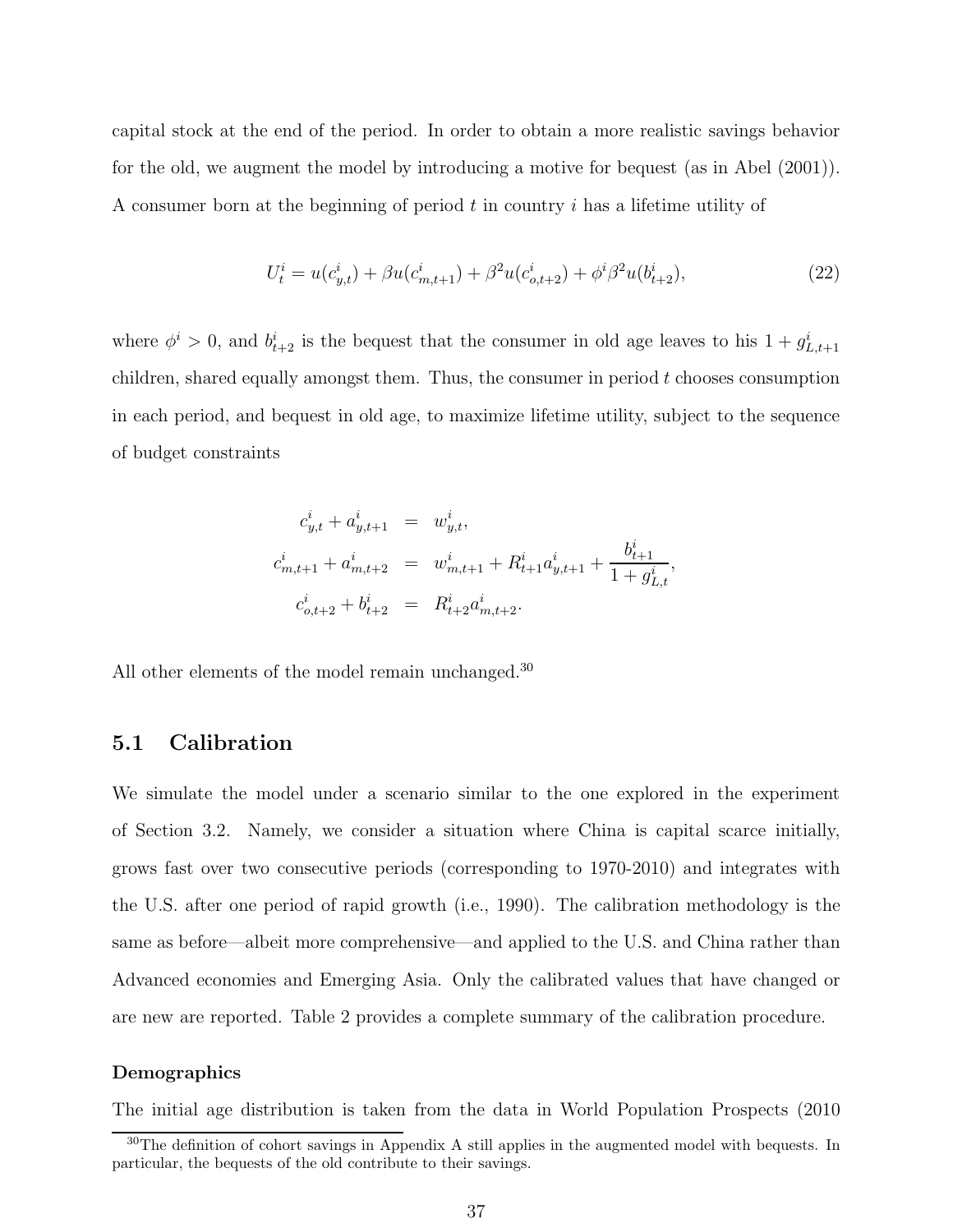capital stock at the end of the period. In order to obtain a more realistic savings behavior for the old, we augment the model by introducing a motive for bequest (as in Abel (2001)). A consumer born at the beginning of period $t$ in country $i$ has a lifetime utility of

$$U_t^i = u(c_{y,t}^i) + \beta u(c_{m,t+1}^i) + \beta^2 u(c_{o,t+2}^i) + \phi^i \beta^2 u(b_{t+2}^i), \tag{22}$$

where $\phi^i > 0$, and $b_{t+2}^i$ is the bequest that the consumer in old age leaves to his $1 + g_{L,t+1}^i$ children, shared equally amongst them. Thus, the consumer in period $t$ chooses consumption in each period, and bequest in old age, to maximize lifetime utility, subject to the sequence of budget constraints

$$\begin{aligned}
c_{y,t}^i + a_{y,t+1}^i &= w_{y,t}^i, \\
c_{m,t+1}^i + a_{m,t+2}^i &= w_{m,t+1}^i + R_{t+1}^i a_{y,t+1}^i + \frac{b_{t+1}^i}{1 + g_{L,t}^i}, \\
c_{o,t+2}^i + b_{t+2}^i &= R_{t+2}^i a_{m,t+2}^i.
\end{aligned}$$

All other elements of the model remain unchanged.[30]

## 5.1 Calibration

We simulate the model under a scenario similar to the one explored in the experiment of Section 3.2. Namely, we consider a situation where China is capital scarce initially, grows fast over two consecutive periods (corresponding to 1970-2010) and integrates with the U.S. after one period of rapid growth (i.e., 1990). The calibration methodology is the same as before—albeit more comprehensive—and applied to the U.S. and China rather than Advanced economies and Emerging Asia. Only the calibrated values that have changed or are new are reported. Table 2 provides a complete summary of the calibration procedure.

**Demographics**

The initial age distribution is taken from the data in World Population Prospects (2010

[30] The definition of cohort savings in Appendix A still applies in the augmented model with bequests. In particular, the bequests of the old contribute to their savings.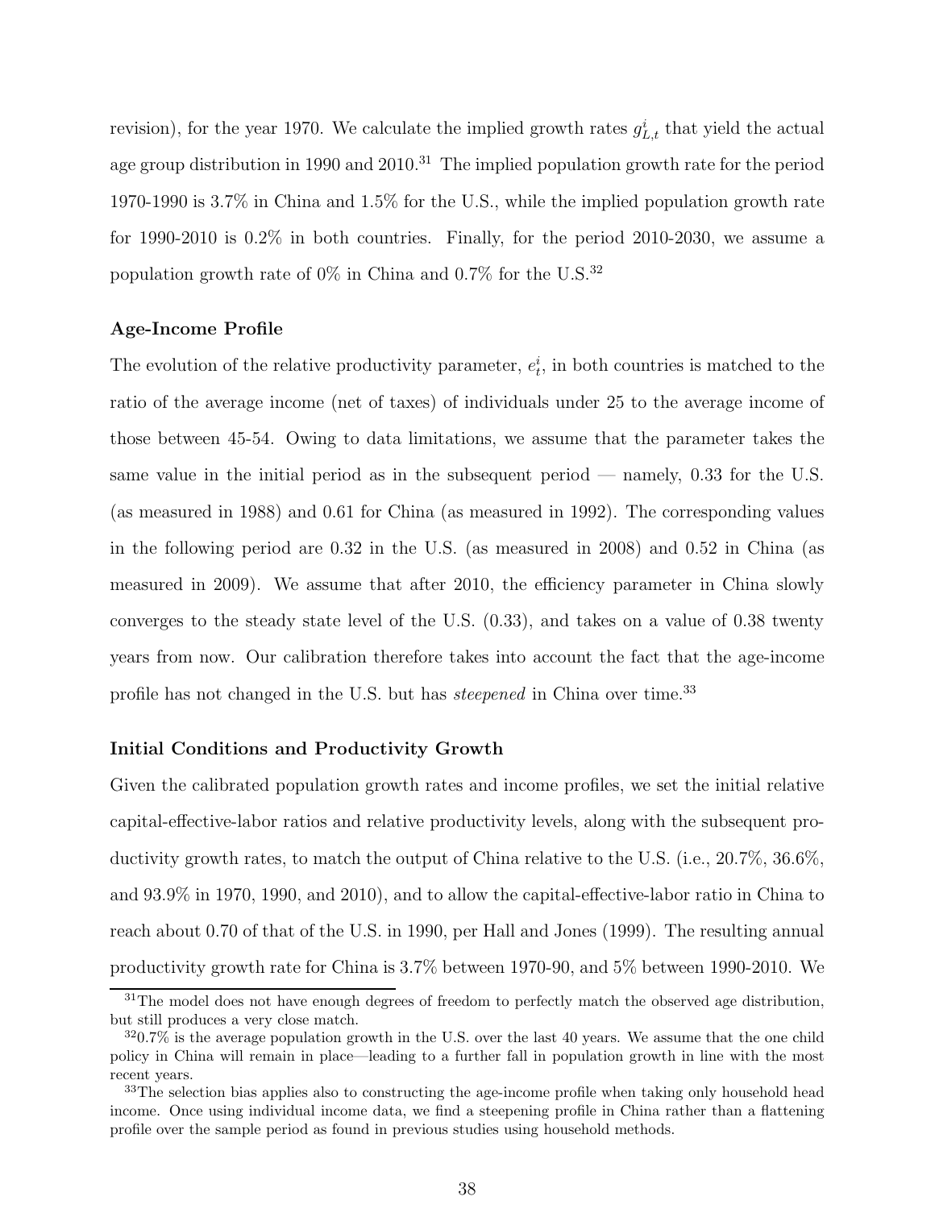revision), for the year 1970. We calculate the implied growth rates $g^i_{L,t}$ that yield the actual age group distribution in 1990 and 2010.[31] The implied population growth rate for the period 1970-1990 is 3.7% in China and 1.5% for the U.S., while the implied population growth rate for 1990-2010 is 0.2% in both countries. Finally, for the period 2010-2030, we assume a population growth rate of 0% in China and 0.7% for the U.S.[32]

**Age-Income Profile**

The evolution of the relative productivity parameter, $e^i_t$, in both countries is matched to the ratio of the average income (net of taxes) of individuals under 25 to the average income of those between 45-54. Owing to data limitations, we assume that the parameter takes the same value in the initial period as in the subsequent period — namely, 0.33 for the U.S. (as measured in 1988) and 0.61 for China (as measured in 1992). The corresponding values in the following period are 0.32 in the U.S. (as measured in 2008) and 0.52 in China (as measured in 2009). We assume that after 2010, the efficiency parameter in China slowly converges to the steady state level of the U.S. (0.33), and takes on a value of 0.38 twenty years from now. Our calibration therefore takes into account the fact that the age-income profile has not changed in the U.S. but has *steepened* in China over time.[33]

**Initial Conditions and Productivity Growth**

Given the calibrated population growth rates and income profiles, we set the initial relative capital-effective-labor ratios and relative productivity levels, along with the subsequent productivity growth rates, to match the output of China relative to the U.S. (i.e., 20.7%, 36.6%, and 93.9% in 1970, 1990, and 2010), and to allow the capital-effective-labor ratio in China to reach about 0.70 of that of the U.S. in 1990, per Hall and Jones (1999). The resulting annual productivity growth rate for China is 3.7% between 1970-90, and 5% between 1990-2010. We

[31] The model does not have enough degrees of freedom to perfectly match the observed age distribution, but still produces a very close match.

[32] 0.7% is the average population growth in the U.S. over the last 40 years. We assume that the one child policy in China will remain in place—leading to a further fall in population growth in line with the most recent years.

[33] The selection bias applies also to constructing the age-income profile when taking only household head income. Once using individual income data, we find a steepening profile in China rather than a flattening profile over the sample period as found in previous studies using household methods.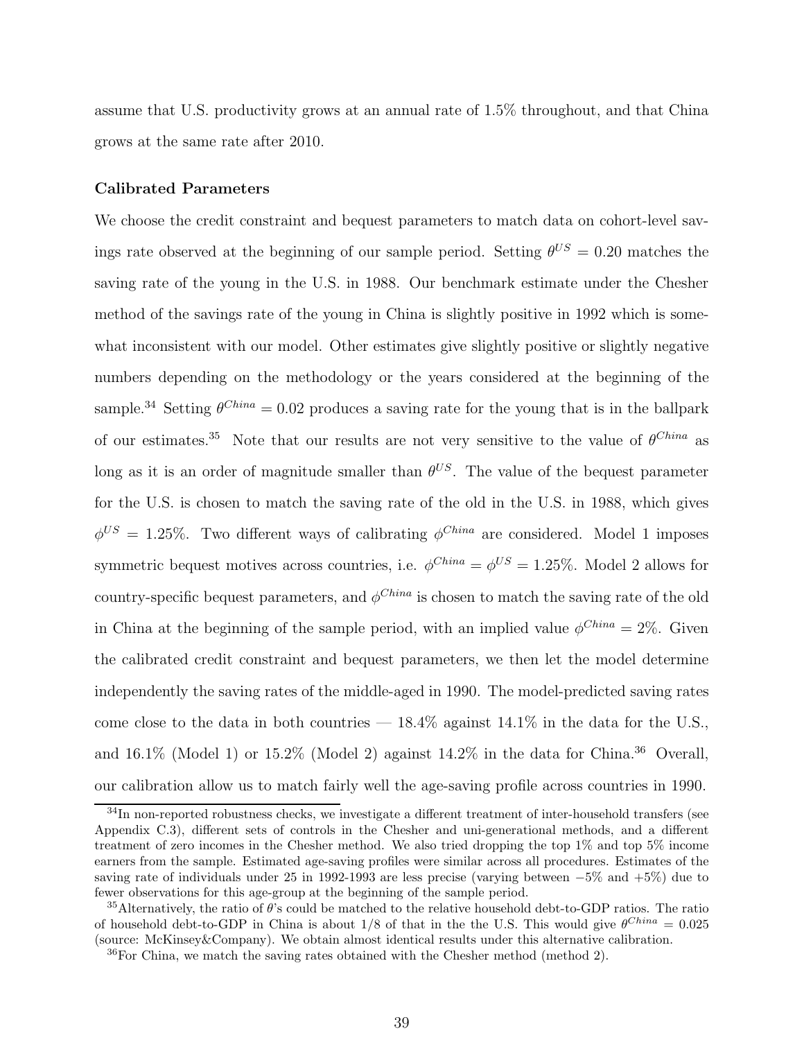assume that U.S. productivity grows at an annual rate of 1.5% throughout, and that China grows at the same rate after 2010.

**Calibrated Parameters**

We choose the credit constraint and bequest parameters to match data on cohort-level savings rate observed at the beginning of our sample period. Setting $\theta^{US} = 0.20$ matches the saving rate of the young in the U.S. in 1988. Our benchmark estimate under the Chesher method of the savings rate of the young in China is slightly positive in 1992 which is somewhat inconsistent with our model. Other estimates give slightly positive or slightly negative numbers depending on the methodology or the years considered at the beginning of the sample.[34] Setting $\theta^{China} = 0.02$ produces a saving rate for the young that is in the ballpark of our estimates.[35] Note that our results are not very sensitive to the value of $\theta^{China}$ as long as it is an order of magnitude smaller than $\theta^{US}$. The value of the bequest parameter for the U.S. is chosen to match the saving rate of the old in the U.S. in 1988, which gives $\phi^{US} = 1.25\%$. Two different ways of calibrating $\phi^{China}$ are considered. Model 1 imposes symmetric bequest motives across countries, i.e. $\phi^{China} = \phi^{US} = 1.25\%$. Model 2 allows for country-specific bequest parameters, and $\phi^{China}$ is chosen to match the saving rate of the old in China at the beginning of the sample period, with an implied value $\phi^{China} = 2\%$. Given the calibrated credit constraint and bequest parameters, we then let the model determine independently the saving rates of the middle-aged in 1990. The model-predicted saving rates come close to the data in both countries — 18.4% against 14.1% in the data for the U.S., and 16.1% (Model 1) or 15.2% (Model 2) against 14.2% in the data for China.[36] Overall, our calibration allow us to match fairly well the age-saving profile across countries in 1990.

[34] In non-reported robustness checks, we investigate a different treatment of inter-household transfers (see Appendix C.3), different sets of controls in the Chesher and uni-generational methods, and a different treatment of zero incomes in the Chesher method. We also tried dropping the top 1% and top 5% income earners from the sample. Estimated age-saving profiles were similar across all procedures. Estimates of the saving rate of individuals under 25 in 1992-1993 are less precise (varying between −5% and +5%) due to fewer observations for this age-group at the beginning of the sample period.

[35] Alternatively, the ratio of $\theta$'s could be matched to the relative household debt-to-GDP ratios. The ratio of household debt-to-GDP in China is about 1/8 of that in the the U.S. This would give $\theta^{China} = 0.025$ (source: McKinsey&Company). We obtain almost identical results under this alternative calibration.

[36] For China, we match the saving rates obtained with the Chesher method (method 2).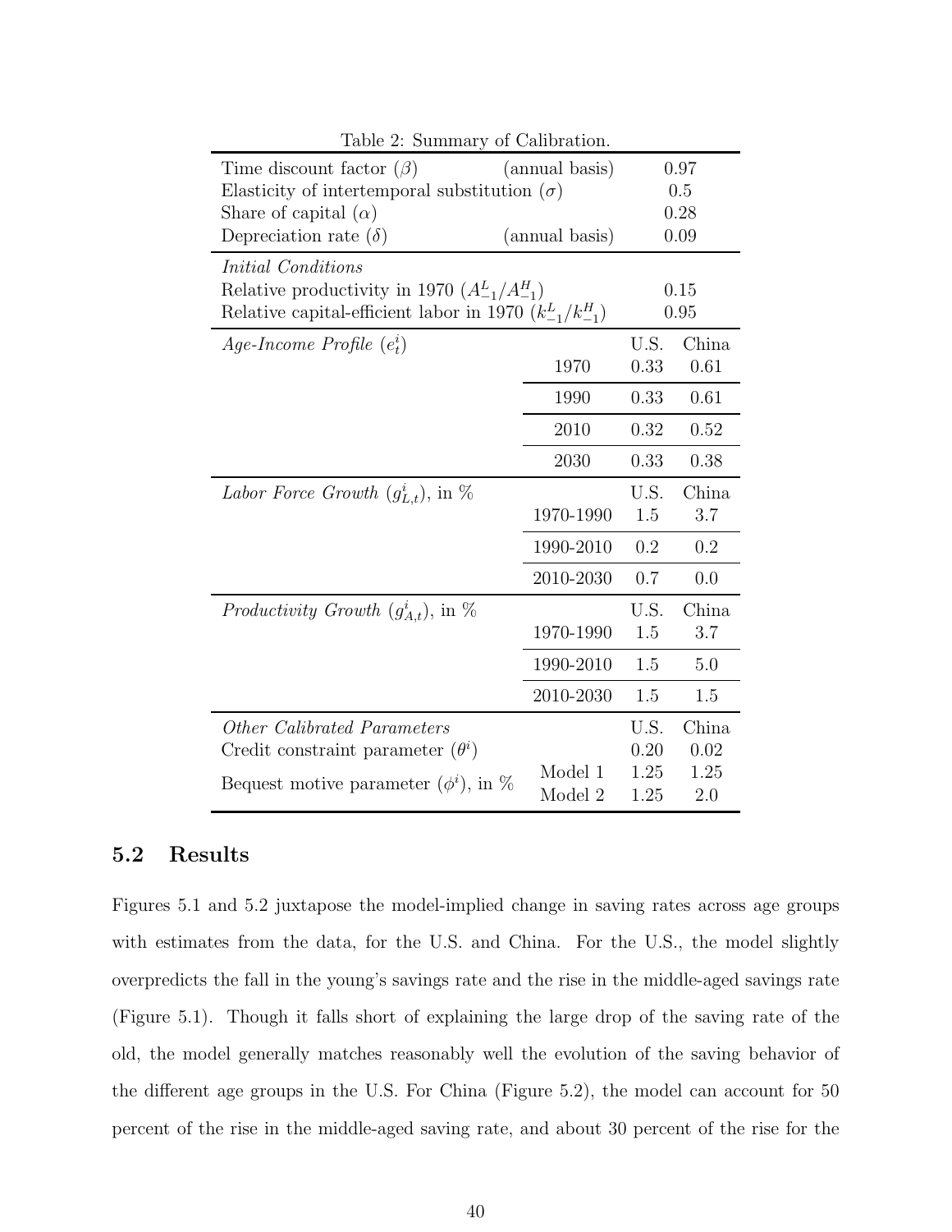Table 2: Summary of Calibration.

| | | | |
|---|---|---|---|
| Time discount factor ($\beta$) | (annual basis) | 0.97 | |
| Elasticity of intertemporal substitution ($\sigma$) | | 0.5 | |
| Share of capital ($\alpha$) | | 0.28 | |
| Depreciation rate ($\delta$) | (annual basis) | 0.09 | |
| *Initial Conditions* | | | |
| Relative productivity in 1970 ($A^L_{-1}/A^H_{-1}$) | | 0.15 | |
| Relative capital-efficient labor in 1970 ($k^L_{-1}/k^H_{-1}$) | | 0.95 | |
| *Age-Income Profile* ($e^i_t$) | | U.S. | China |
| | 1970 | 0.33 | 0.61 |
| | 1990 | 0.33 | 0.61 |
| | 2010 | 0.32 | 0.52 |
| | 2030 | 0.33 | 0.38 |
| *Labor Force Growth* ($g^i_{L,t}$), in % | | U.S. | China |
| | 1970-1990 | 1.5 | 3.7 |
| | 1990-2010 | 0.2 | 0.2 |
| | 2010-2030 | 0.7 | 0.0 |
| *Productivity Growth* ($g^i_{A,t}$), in % | | U.S. | China |
| | 1970-1990 | 1.5 | 3.7 |
| | 1990-2010 | 1.5 | 5.0 |
| | 2010-2030 | 1.5 | 1.5 |
| *Other Calibrated Parameters* | | U.S. | China |
| Credit constraint parameter ($\theta^i$) | | 0.20 | 0.02 |
| Bequest motive parameter ($\phi^i$), in % | Model 1 | 1.25 | 1.25 |
| | Model 2 | 1.25 | 2.0 |

## 5.2 Results

Figures 5.1 and 5.2 juxtapose the model-implied change in saving rates across age groups with estimates from the data, for the U.S. and China. For the U.S., the model slightly overpredicts the fall in the young's savings rate and the rise in the middle-aged savings rate (Figure 5.1). Though it falls short of explaining the large drop of the saving rate of the old, the model generally matches reasonably well the evolution of the saving behavior of the different age groups in the U.S. For China (Figure 5.2), the model can account for 50 percent of the rise in the middle-aged saving rate, and about 30 percent of the rise for the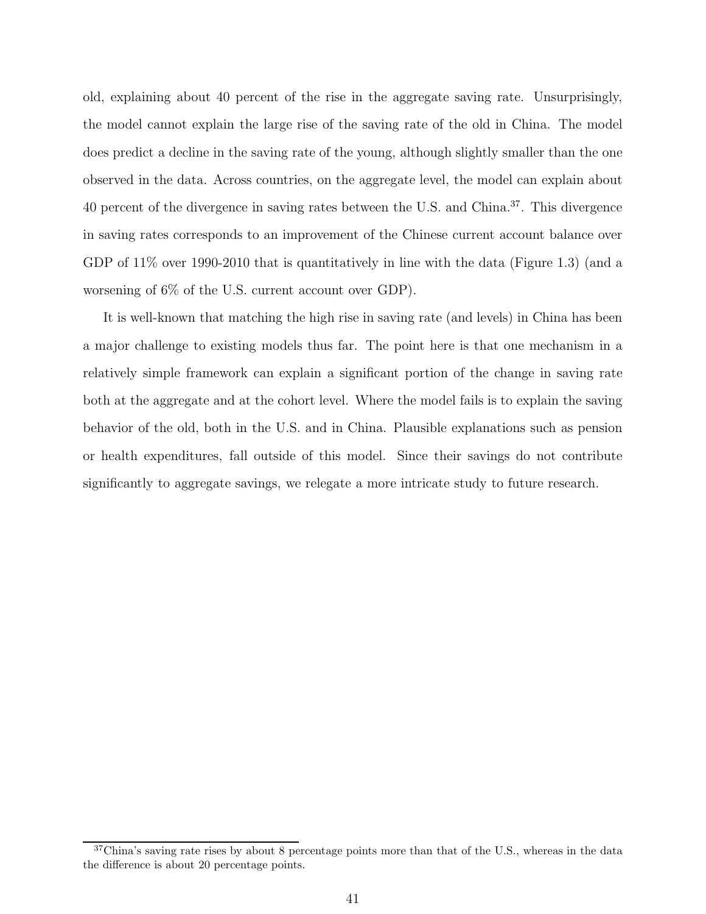old, explaining about 40 percent of the rise in the aggregate saving rate. Unsurprisingly, the model cannot explain the large rise of the saving rate of the old in China. The model does predict a decline in the saving rate of the young, although slightly smaller than the one observed in the data. Across countries, on the aggregate level, the model can explain about 40 percent of the divergence in saving rates between the U.S. and China.[37]. This divergence in saving rates corresponds to an improvement of the Chinese current account balance over GDP of 11% over 1990-2010 that is quantitatively in line with the data (Figure 1.3) (and a worsening of 6% of the U.S. current account over GDP).

It is well-known that matching the high rise in saving rate (and levels) in China has been a major challenge to existing models thus far. The point here is that one mechanism in a relatively simple framework can explain a significant portion of the change in saving rate both at the aggregate and at the cohort level. Where the model fails is to explain the saving behavior of the old, both in the U.S. and in China. Plausible explanations such as pension or health expenditures, fall outside of this model. Since their savings do not contribute significantly to aggregate savings, we relegate a more intricate study to future research.

---

[37] China's saving rate rises by about 8 percentage points more than that of the U.S., whereas in the data the difference is about 20 percentage points.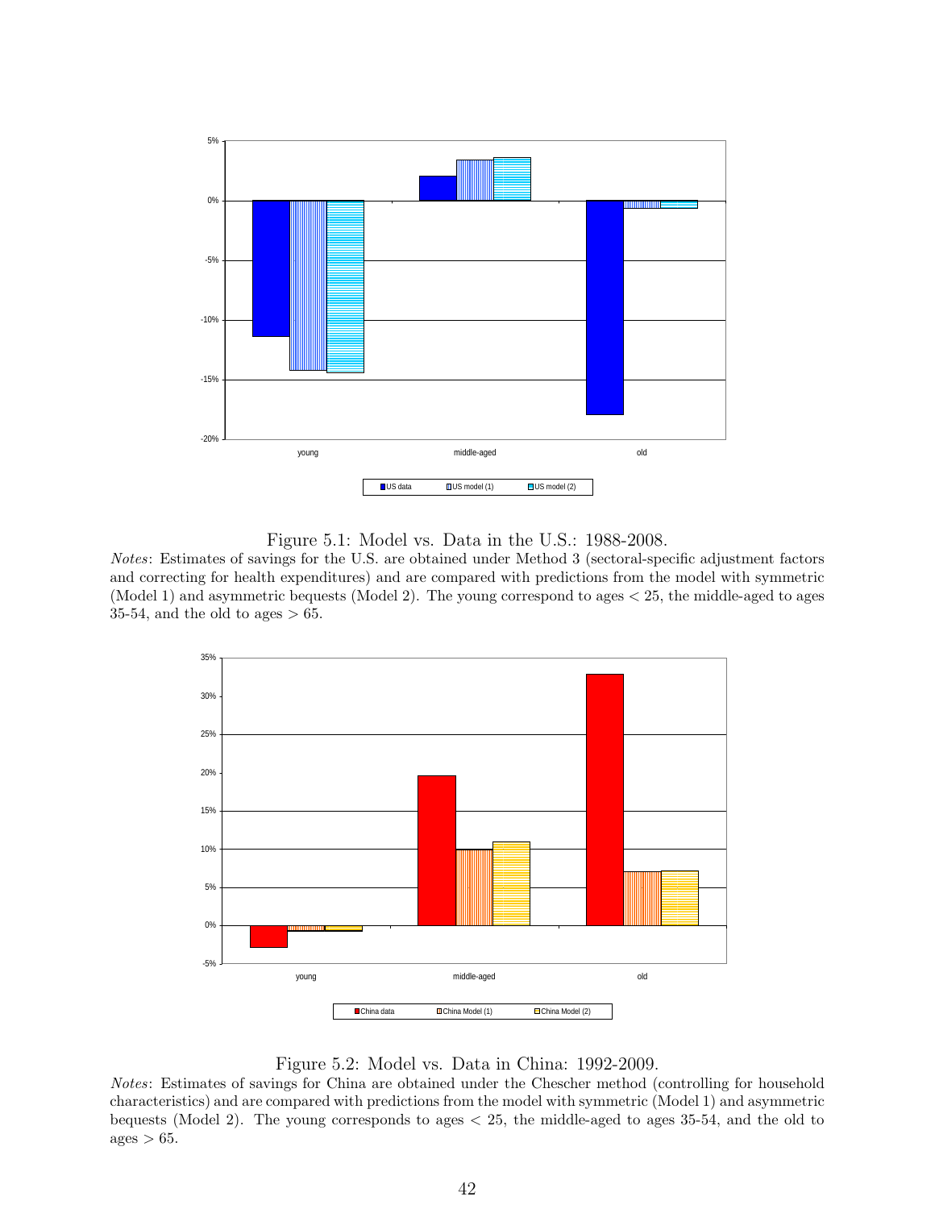Figure 5.1: Model vs. Data in the U.S.: 1988-2008.

*Notes*: Estimates of savings for the U.S. are obtained under Method 3 (sectoral-specific adjustment factors and correcting for health expenditures) and are compared with predictions from the model with symmetric (Model 1) and asymmetric bequests (Model 2). The young correspond to ages $< 25$, the middle-aged to ages 35-54, and the old to ages $> 65$.

Figure 5.2: Model vs. Data in China: 1992-2009.

*Notes*: Estimates of savings for China are obtained under the Chescher method (controlling for household characteristics) and are compared with predictions from the model with symmetric (Model 1) and asymmetric bequests (Model 2). The young corresponds to ages $< 25$, the middle-aged to ages 35-54, and the old to ages $> 65$.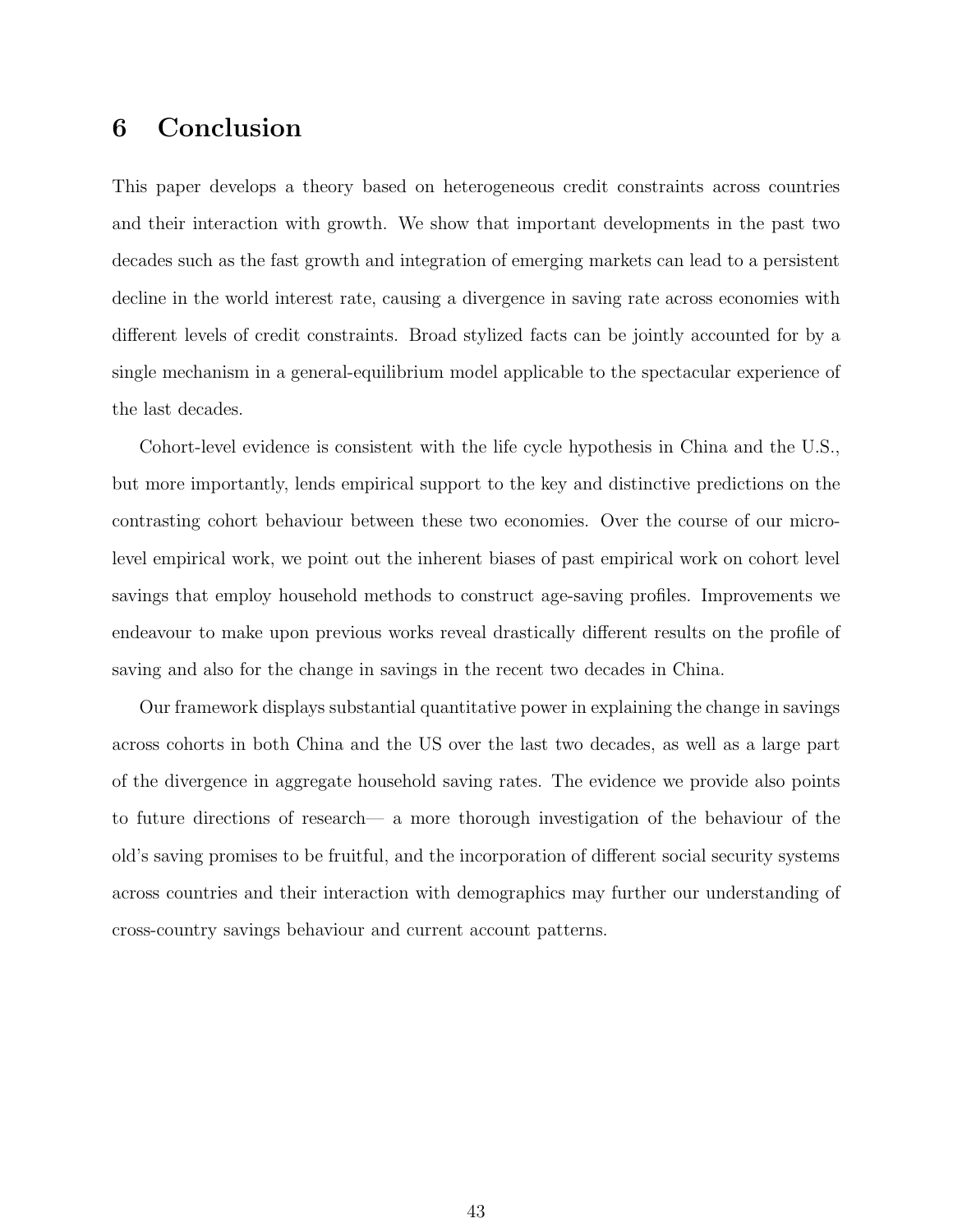# 6 Conclusion

This paper develops a theory based on heterogeneous credit constraints across countries and their interaction with growth. We show that important developments in the past two decades such as the fast growth and integration of emerging markets can lead to a persistent decline in the world interest rate, causing a divergence in saving rate across economies with different levels of credit constraints. Broad stylized facts can be jointly accounted for by a single mechanism in a general-equilibrium model applicable to the spectacular experience of the last decades.

Cohort-level evidence is consistent with the life cycle hypothesis in China and the U.S., but more importantly, lends empirical support to the key and distinctive predictions on the contrasting cohort behaviour between these two economies. Over the course of our micro-level empirical work, we point out the inherent biases of past empirical work on cohort level savings that employ household methods to construct age-saving profiles. Improvements we endeavour to make upon previous works reveal drastically different results on the profile of saving and also for the change in savings in the recent two decades in China.

Our framework displays substantial quantitative power in explaining the change in savings across cohorts in both China and the US over the last two decades, as well as a large part of the divergence in aggregate household saving rates. The evidence we provide also points to future directions of research— a more thorough investigation of the behaviour of the old's saving promises to be fruitful, and the incorporation of different social security systems across countries and their interaction with demographics may further our understanding of cross-country savings behaviour and current account patterns.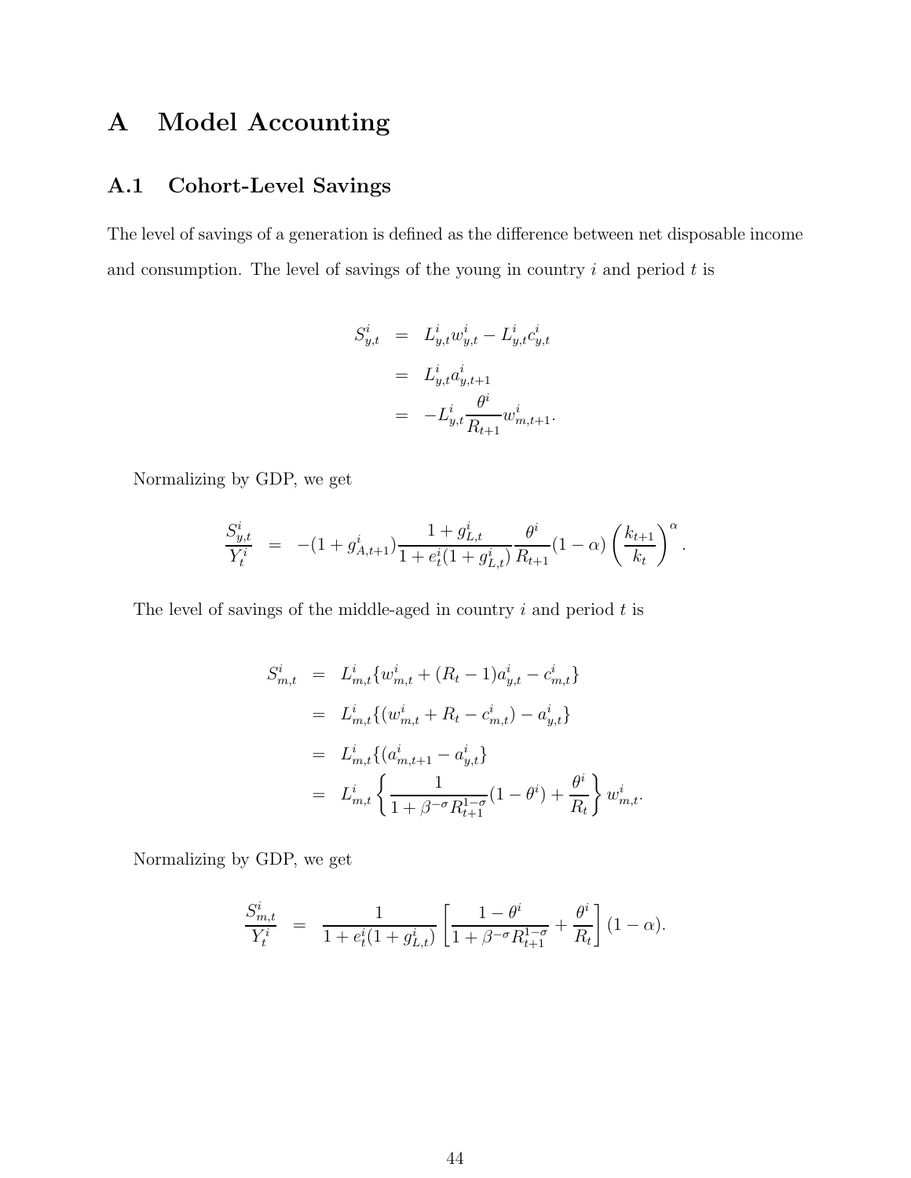# A Model Accounting

## A.1 Cohort-Level Savings

The level of savings of a generation is defined as the difference between net disposable income and consumption. The level of savings of the young in country $i$ and period $t$ is

$$
\begin{aligned}
S^i_{y,t} &= L^i_{y,t} w^i_{y,t} - L^i_{y,t} c^i_{y,t} \\
&= L^i_{y,t} a^i_{y,t+1} \\
&= -L^i_{y,t} \frac{\theta^i}{R_{t+1}} w^i_{m,t+1}.
\end{aligned}
$$

Normalizing by GDP, we get

$$
\frac{S^i_{y,t}}{Y^i_t} = -(1 + g^i_{A,t+1}) \frac{1 + g^i_{L,t}}{1 + e^i_t (1 + g^i_{L,t})} \frac{\theta^i}{R_{t+1}} (1 - \alpha) \left( \frac{k_{t+1}}{k_t} \right)^{\alpha}.
$$

The level of savings of the middle-aged in country $i$ and period $t$ is

$$
\begin{aligned}
S^i_{m,t} &= L^i_{m,t} \{ w^i_{m,t} + (R_t - 1) a^i_{y,t} - c^i_{m,t} \} \\
&= L^i_{m,t} \{ (w^i_{m,t} + R_t - c^i_{m,t}) - a^i_{y,t} \} \\
&= L^i_{m,t} \{ (a^i_{m,t+1} - a^i_{y,t} \} \\
&= L^i_{m,t} \left\{ \frac{1}{1 + \beta^{-\sigma} R^{1-\sigma}_{t+1}} (1 - \theta^i) + \frac{\theta^i}{R_t} \right\} w^i_{m,t}.
\end{aligned}
$$

Normalizing by GDP, we get

$$
\frac{S^i_{m,t}}{Y^i_t} = \frac{1}{1 + e^i_t (1 + g^i_{L,t})} \left[ \frac{1 - \theta^i}{1 + \beta^{-\sigma} R^{1-\sigma}_{t+1}} + \frac{\theta^i}{R_t} \right] (1 - \alpha).
$$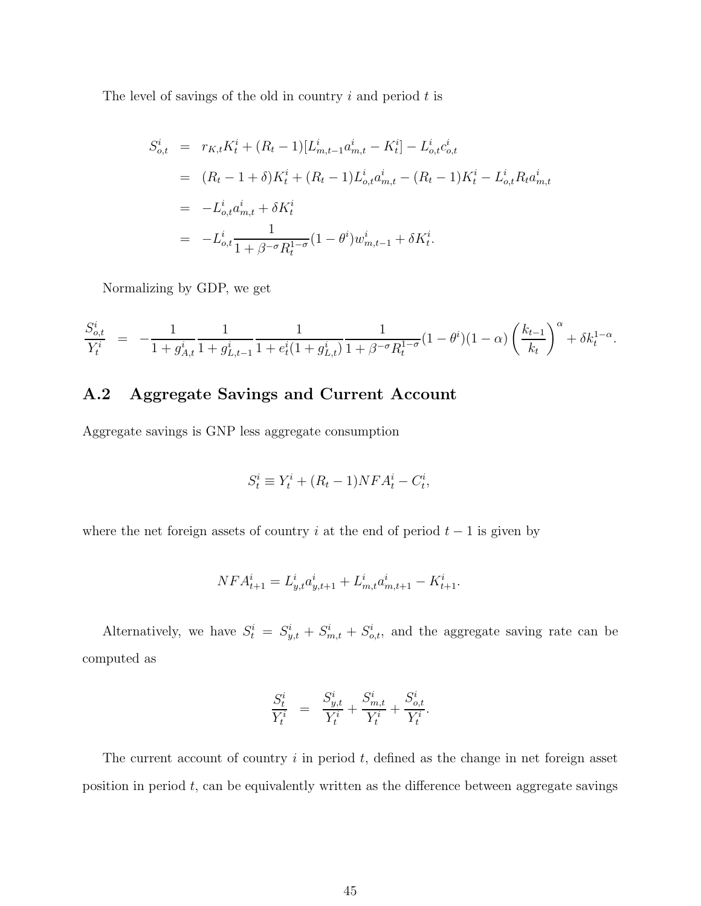The level of savings of the old in country $i$ and period $t$ is

$$
\begin{aligned}
S^i_{o,t} &= r_{K,t}K^i_t + (R_t - 1)[L^i_{m,t-1}a^i_{m,t} - K^i_t] - L^i_{o,t}c^i_{o,t} \\
&= (R_t - 1 + \delta)K^i_t + (R_t - 1)L^i_{o,t}a^i_{m,t} - (R_t - 1)K^i_t - L^i_{o,t}R_t a^i_{m,t} \\
&= -L^i_{o,t}a^i_{m,t} + \delta K^i_t \\
&= -L^i_{o,t}\frac{1}{1+\beta^{-\sigma}R_t^{1-\sigma}}(1-\theta^i)w^i_{m,t-1} + \delta K^i_t.
\end{aligned}
$$

Normalizing by GDP, we get

$$
\frac{S^i_{o,t}}{Y^i_t} = -\frac{1}{1+g^i_{A,t}}\frac{1}{1+g^i_{L,t-1}}\frac{1}{1+e^i_t(1+g^i_{L,t})}\frac{1}{1+\beta^{-\sigma}R_t^{1-\sigma}}(1-\theta^i)(1-\alpha)\left(\frac{k_{t-1}}{k_t}\right)^{\alpha} + \delta k_t^{1-\alpha}.
$$

## A.2 Aggregate Savings and Current Account

Aggregate savings is GNP less aggregate consumption

$$
S^i_t \equiv Y^i_t + (R_t - 1)NFA^i_t - C^i_t,
$$

where the net foreign assets of country $i$ at the end of period $t-1$ is given by

$$
NFA^i_{t+1} = L^i_{y,t}a^i_{y,t+1} + L^i_{m,t}a^i_{m,t+1} - K^i_{t+1}.
$$

Alternatively, we have $S^i_t = S^i_{y,t} + S^i_{m,t} + S^i_{o,t}$, and the aggregate saving rate can be computed as

$$
\frac{S^i_t}{Y^i_t} = \frac{S^i_{y,t}}{Y^i_t} + \frac{S^i_{m,t}}{Y^i_t} + \frac{S^i_{o,t}}{Y^i_t}.
$$

The current account of country $i$ in period $t$, defined as the change in net foreign asset position in period $t$, can be equivalently written as the difference between aggregate savings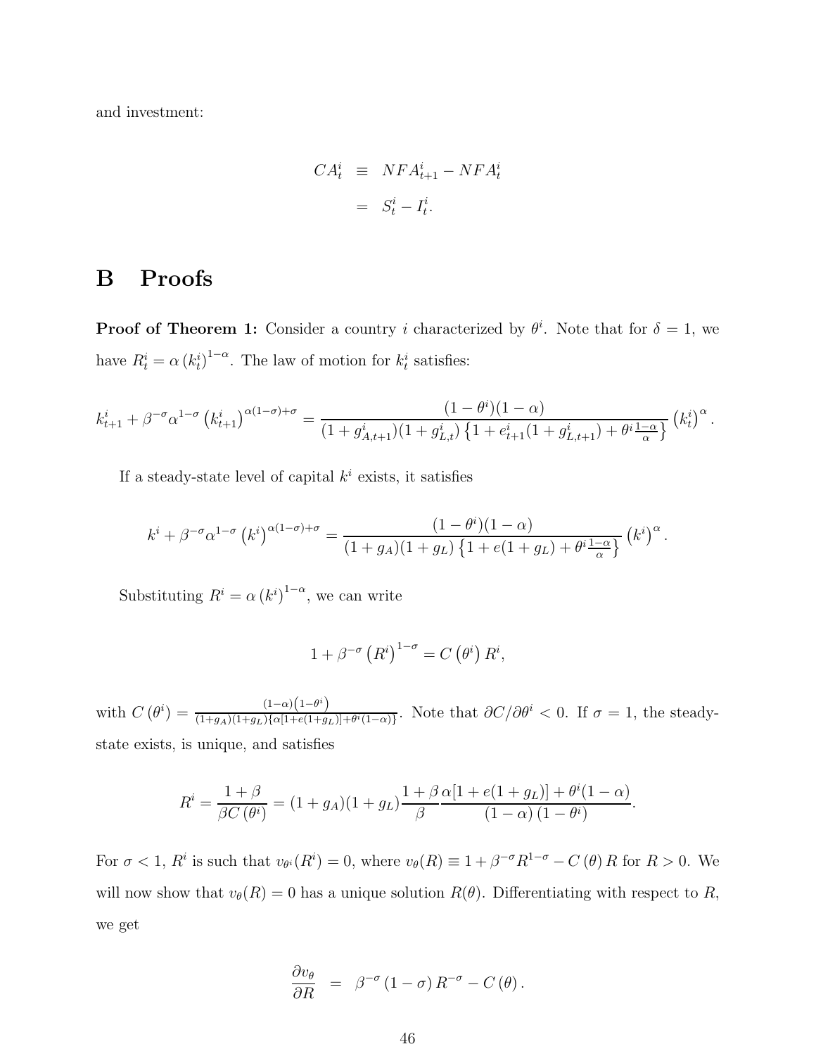and investment:

$$
\begin{aligned}
CA_t^i &\equiv NFA_{t+1}^i - NFA_t^i \\
&= S_t^i - I_t^i.
\end{aligned}
$$

# B Proofs

**Proof of Theorem 1:** Consider a country $i$ characterized by $\theta^i$. Note that for $\delta = 1$, we have $R_t^i = \alpha \left(k_t^i\right)^{1-\alpha}$. The law of motion for $k_t^i$ satisfies:

$$
k_{t+1}^i + \beta^{-\sigma}\alpha^{1-\sigma}\left(k_{t+1}^i\right)^{\alpha(1-\sigma)+\sigma} = \frac{(1-\theta^i)(1-\alpha)}{(1+g_{A,t+1}^i)(1+g_{L,t}^i)\left\{1+e_{t+1}^i(1+g_{L,t+1}^i)+\theta^i\frac{1-\alpha}{\alpha}\right\}}\left(k_t^i\right)^{\alpha}.
$$

If a steady-state level of capital $k^i$ exists, it satisfies

$$
k^i + \beta^{-\sigma}\alpha^{1-\sigma}\left(k^i\right)^{\alpha(1-\sigma)+\sigma} = \frac{(1-\theta^i)(1-\alpha)}{(1+g_A)(1+g_L)\left\{1+e(1+g_L)+\theta^i\frac{1-\alpha}{\alpha}\right\}}\left(k^i\right)^{\alpha}.
$$

Substituting $R^i = \alpha\left(k^i\right)^{1-\alpha}$, we can write

$$
1+\beta^{-\sigma}\left(R^i\right)^{1-\sigma} = C\left(\theta^i\right)R^i,
$$

with $C\left(\theta^i\right) = \frac{(1-\alpha)\left(1-\theta^i\right)}{(1+g_A)(1+g_L)\{\alpha[1+e(1+g_L)]+\theta^i(1-\alpha)\}}$. Note that $\partial C/\partial\theta^i < 0$. If $\sigma = 1$, the steady-state exists, is unique, and satisfies

$$
R^i = \frac{1+\beta}{\beta C\left(\theta^i\right)} = (1+g_A)(1+g_L)\frac{1+\beta}{\beta}\frac{\alpha[1+e(1+g_L)]+\theta^i(1-\alpha)}{(1-\alpha)\left(1-\theta^i\right)}.
$$

For $\sigma < 1$, $R^i$ is such that $v_{\theta^i}(R^i) = 0$, where $v_\theta(R) \equiv 1+\beta^{-\sigma}R^{1-\sigma} - C\left(\theta\right)R$ for $R > 0$. We will now show that $v_\theta(R) = 0$ has a unique solution $R(\theta)$. Differentiating with respect to $R$, we get

$$
\frac{\partial v_\theta}{\partial R} = \beta^{-\sigma}\left(1-\sigma\right)R^{-\sigma} - C\left(\theta\right).
$$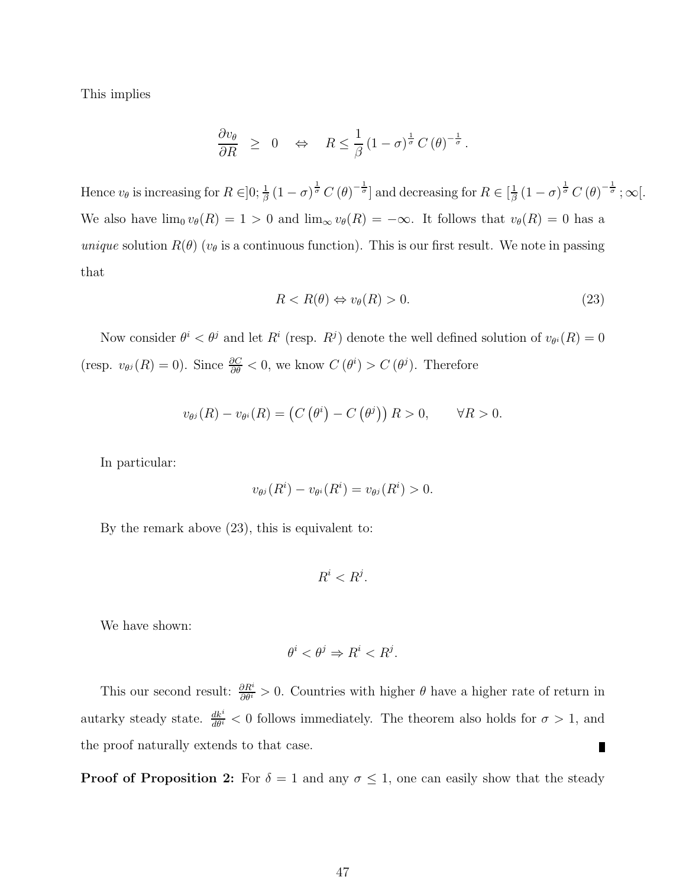This implies

$$\frac{\partial v_\theta}{\partial R} \;\; \geq \;\; 0 \quad \Leftrightarrow \quad R \leq \frac{1}{\beta} \left(1-\sigma\right)^{\frac{1}{\sigma}} C\left(\theta\right)^{-\frac{1}{\sigma}}.$$

Hence $v_\theta$ is increasing for $R \in ]0; \frac{1}{\beta}\left(1-\sigma\right)^{\frac{1}{\sigma}} C\left(\theta\right)^{-\frac{1}{\sigma}}]$ and decreasing for $R \in [\frac{1}{\beta}\left(1-\sigma\right)^{\frac{1}{\sigma}} C\left(\theta\right)^{-\frac{1}{\sigma}}; \infty[$. We also have $\lim_0 v_\theta(R) = 1 > 0$ and $\lim_\infty v_\theta(R) = -\infty$. It follows that $v_\theta(R) = 0$ has a *unique* solution $R(\theta)$ ($v_\theta$ is a continuous function). This is our first result. We note in passing that

$$R < R(\theta) \Leftrightarrow v_\theta(R) > 0. \tag{23}$$

Now consider $\theta^i < \theta^j$ and let $R^i$ (resp. $R^j$) denote the well defined solution of $v_{\theta^i}(R) = 0$ (resp. $v_{\theta^j}(R) = 0$). Since $\frac{\partial C}{\partial \theta} < 0$, we know $C\left(\theta^i\right) > C\left(\theta^j\right)$. Therefore

$$v_{\theta^j}(R) - v_{\theta^i}(R) = \left(C\left(\theta^i\right) - C\left(\theta^j\right)\right) R > 0, \qquad \forall R > 0.$$

In particular:

$$v_{\theta^j}(R^i) - v_{\theta^i}(R^i) = v_{\theta^j}(R^i) > 0.$$

By the remark above (23), this is equivalent to:

$$R^i < R^j.$$

We have shown:

$$\theta^i < \theta^j \Rightarrow R^i < R^j.$$

This our second result: $\frac{\partial R^i}{\partial \theta^i} > 0$. Countries with higher $\theta$ have a higher rate of return in autarky steady state. $\frac{dk^i}{d\theta^i} < 0$ follows immediately. The theorem also holds for $\sigma > 1$, and the proof naturally extends to that case. ∎

**Proof of Proposition 2:** For $\delta = 1$ and any $\sigma \leq 1$, one can easily show that the steady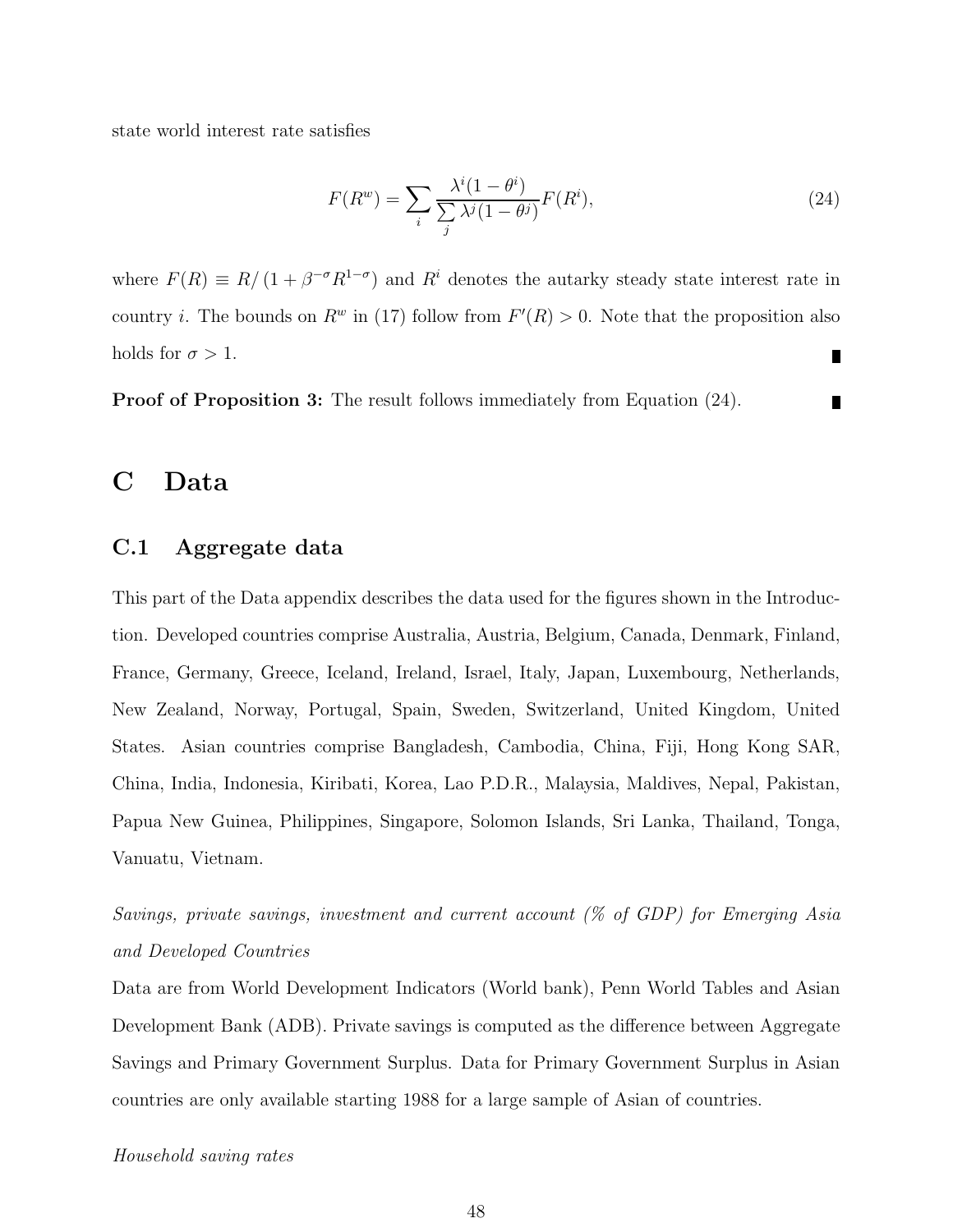state world interest rate satisfies

$$F(R^w) = \sum_i \frac{\lambda^i(1-\theta^i)}{\sum_j \lambda^j(1-\theta^j)} F(R^i), \tag{24}$$

where $F(R) \equiv R/\left(1 + \beta^{-\sigma} R^{1-\sigma}\right)$ and $R^i$ denotes the autarky steady state interest rate in country $i$. The bounds on $R^w$ in (17) follow from $F'(R) > 0$. Note that the proposition also holds for $\sigma > 1$. ∎

**Proof of Proposition 3:** The result follows immediately from Equation (24). ∎

# C Data

## C.1 Aggregate data

This part of the Data appendix describes the data used for the figures shown in the Introduction. Developed countries comprise Australia, Austria, Belgium, Canada, Denmark, Finland, France, Germany, Greece, Iceland, Ireland, Israel, Italy, Japan, Luxembourg, Netherlands, New Zealand, Norway, Portugal, Spain, Sweden, Switzerland, United Kingdom, United States. Asian countries comprise Bangladesh, Cambodia, China, Fiji, Hong Kong SAR, China, India, Indonesia, Kiribati, Korea, Lao P.D.R., Malaysia, Maldives, Nepal, Pakistan, Papua New Guinea, Philippines, Singapore, Solomon Islands, Sri Lanka, Thailand, Tonga, Vanuatu, Vietnam.

*Savings, private savings, investment and current account (% of GDP) for Emerging Asia and Developed Countries*

Data are from World Development Indicators (World bank), Penn World Tables and Asian Development Bank (ADB). Private savings is computed as the difference between Aggregate Savings and Primary Government Surplus. Data for Primary Government Surplus in Asian countries are only available starting 1988 for a large sample of Asian of countries.

*Household saving rates*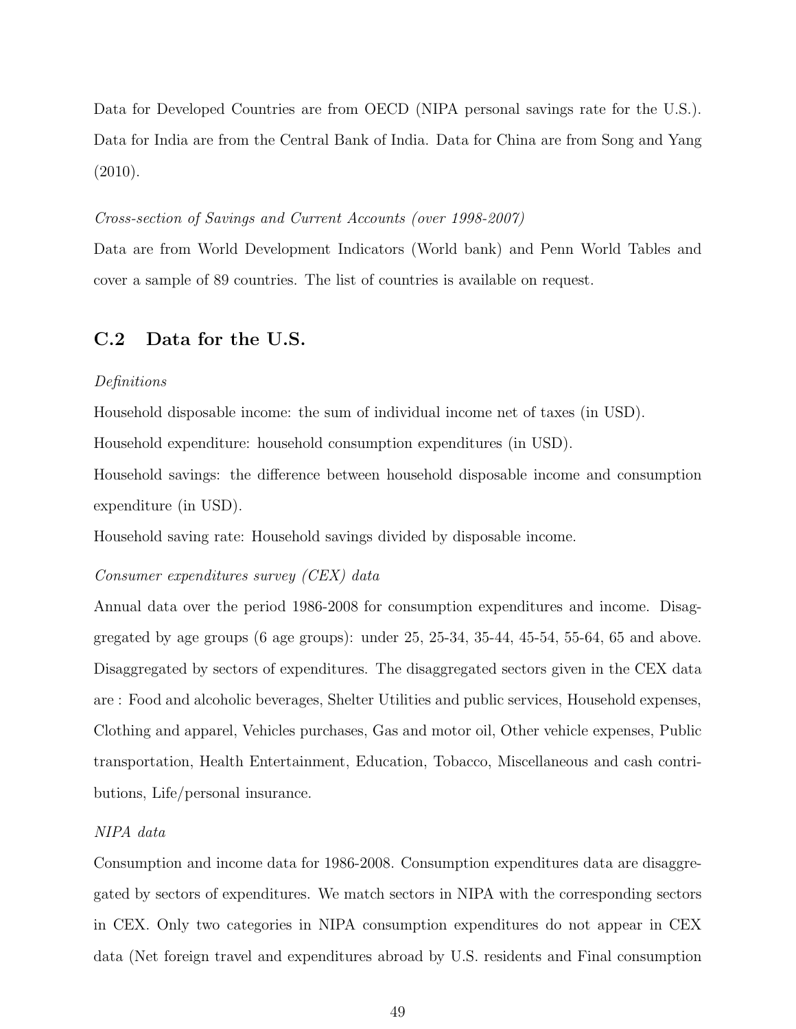Data for Developed Countries are from OECD (NIPA personal savings rate for the U.S.). Data for India are from the Central Bank of India. Data for China are from Song and Yang (2010).

*Cross-section of Savings and Current Accounts (over 1998-2007)*

Data are from World Development Indicators (World bank) and Penn World Tables and cover a sample of 89 countries. The list of countries is available on request.

## C.2 Data for the U.S.

*Definitions*

Household disposable income: the sum of individual income net of taxes (in USD).

Household expenditure: household consumption expenditures (in USD).

Household savings: the difference between household disposable income and consumption expenditure (in USD).

Household saving rate: Household savings divided by disposable income.

*Consumer expenditures survey (CEX) data*

Annual data over the period 1986-2008 for consumption expenditures and income. Disaggregated by age groups (6 age groups): under 25, 25-34, 35-44, 45-54, 55-64, 65 and above. Disaggregated by sectors of expenditures. The disaggregated sectors given in the CEX data are : Food and alcoholic beverages, Shelter Utilities and public services, Household expenses, Clothing and apparel, Vehicles purchases, Gas and motor oil, Other vehicle expenses, Public transportation, Health Entertainment, Education, Tobacco, Miscellaneous and cash contributions, Life/personal insurance.

*NIPA data*

Consumption and income data for 1986-2008. Consumption expenditures data are disaggregated by sectors of expenditures. We match sectors in NIPA with the corresponding sectors in CEX. Only two categories in NIPA consumption expenditures do not appear in CEX data (Net foreign travel and expenditures abroad by U.S. residents and Final consumption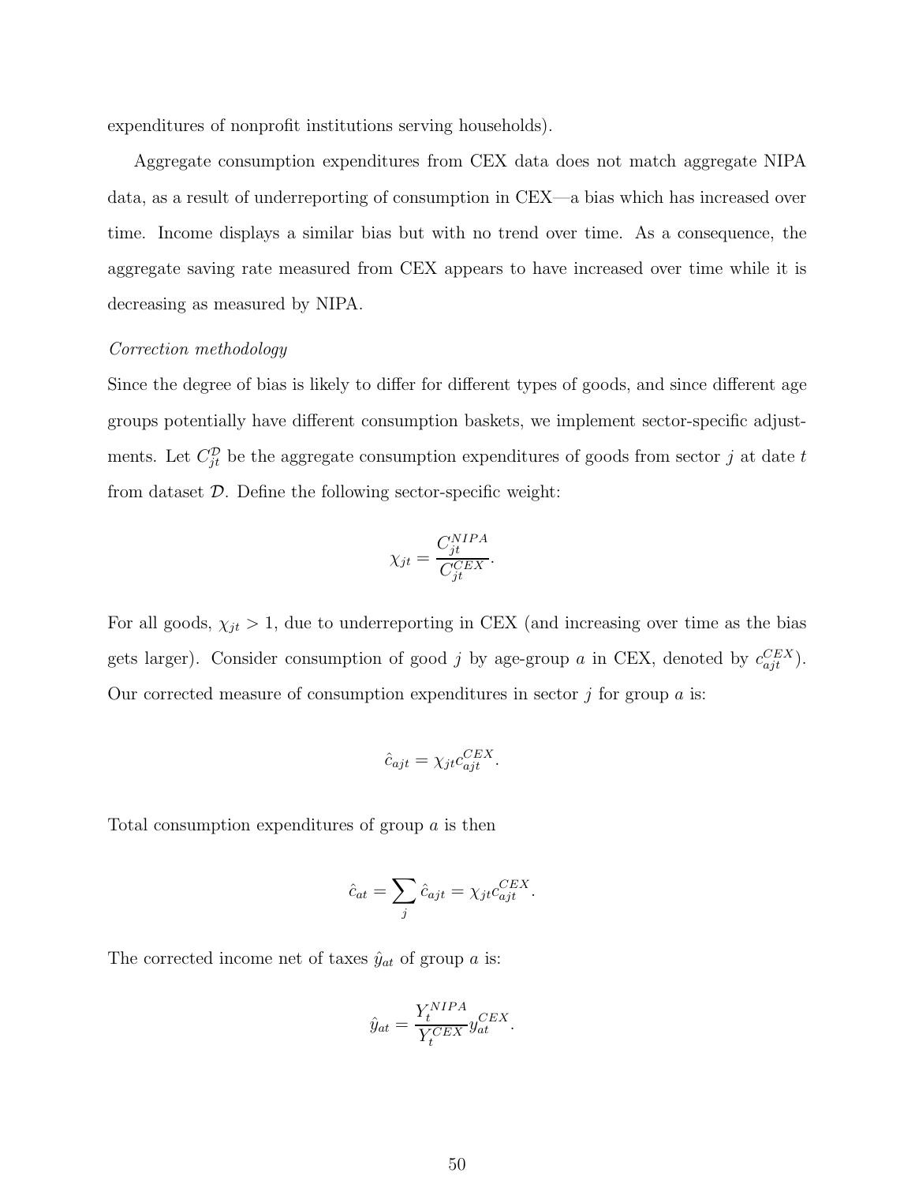expenditures of nonprofit institutions serving households).

Aggregate consumption expenditures from CEX data does not match aggregate NIPA data, as a result of underreporting of consumption in CEX—a bias which has increased over time. Income displays a similar bias but with no trend over time. As a consequence, the aggregate saving rate measured from CEX appears to have increased over time while it is decreasing as measured by NIPA.

*Correction methodology*

Since the degree of bias is likely to differ for different types of goods, and since different age groups potentially have different consumption baskets, we implement sector-specific adjustments. Let $C_{jt}^{\mathcal{D}}$ be the aggregate consumption expenditures of goods from sector $j$ at date $t$ from dataset $\mathcal{D}$. Define the following sector-specific weight:

$$\chi_{jt} = \frac{C_{jt}^{NIPA}}{C_{jt}^{CEX}}.$$

For all goods, $\chi_{jt} > 1$, due to underreporting in CEX (and increasing over time as the bias gets larger). Consider consumption of good $j$ by age-group $a$ in CEX, denoted by $c_{ajt}^{CEX}$). Our corrected measure of consumption expenditures in sector $j$ for group $a$ is:

$$\hat{c}_{ajt} = \chi_{jt} c_{ajt}^{CEX}.$$

Total consumption expenditures of group $a$ is then

$$\hat{c}_{at} = \sum_j \hat{c}_{ajt} = \chi_{jt} c_{ajt}^{CEX}.$$

The corrected income net of taxes $\hat{y}_{at}$ of group $a$ is:

$$\hat{y}_{at} = \frac{Y_t^{NIPA}}{Y_t^{CEX}} y_{at}^{CEX}.$$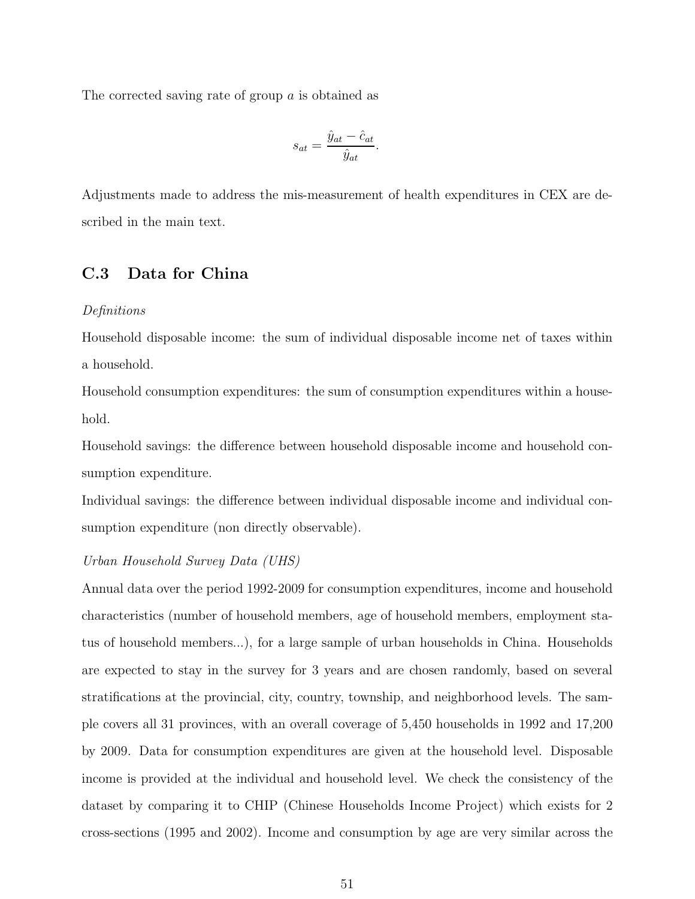The corrected saving rate of group $a$ is obtained as

$$s_{at} = \frac{\hat{y}_{at} - \hat{c}_{at}}{\hat{y}_{at}}.$$

Adjustments made to address the mis-measurement of health expenditures in CEX are described in the main text.

## C.3 Data for China

*Definitions*

Household disposable income: the sum of individual disposable income net of taxes within a household.

Household consumption expenditures: the sum of consumption expenditures within a household.

Household savings: the difference between household disposable income and household consumption expenditure.

Individual savings: the difference between individual disposable income and individual consumption expenditure (non directly observable).

*Urban Household Survey Data (UHS)*

Annual data over the period 1992-2009 for consumption expenditures, income and household characteristics (number of household members, age of household members, employment status of household members...), for a large sample of urban households in China. Households are expected to stay in the survey for 3 years and are chosen randomly, based on several stratifications at the provincial, city, country, township, and neighborhood levels. The sample covers all 31 provinces, with an overall coverage of 5,450 households in 1992 and 17,200 by 2009. Data for consumption expenditures are given at the household level. Disposable income is provided at the individual and household level. We check the consistency of the dataset by comparing it to CHIP (Chinese Households Income Project) which exists for 2 cross-sections (1995 and 2002). Income and consumption by age are very similar across the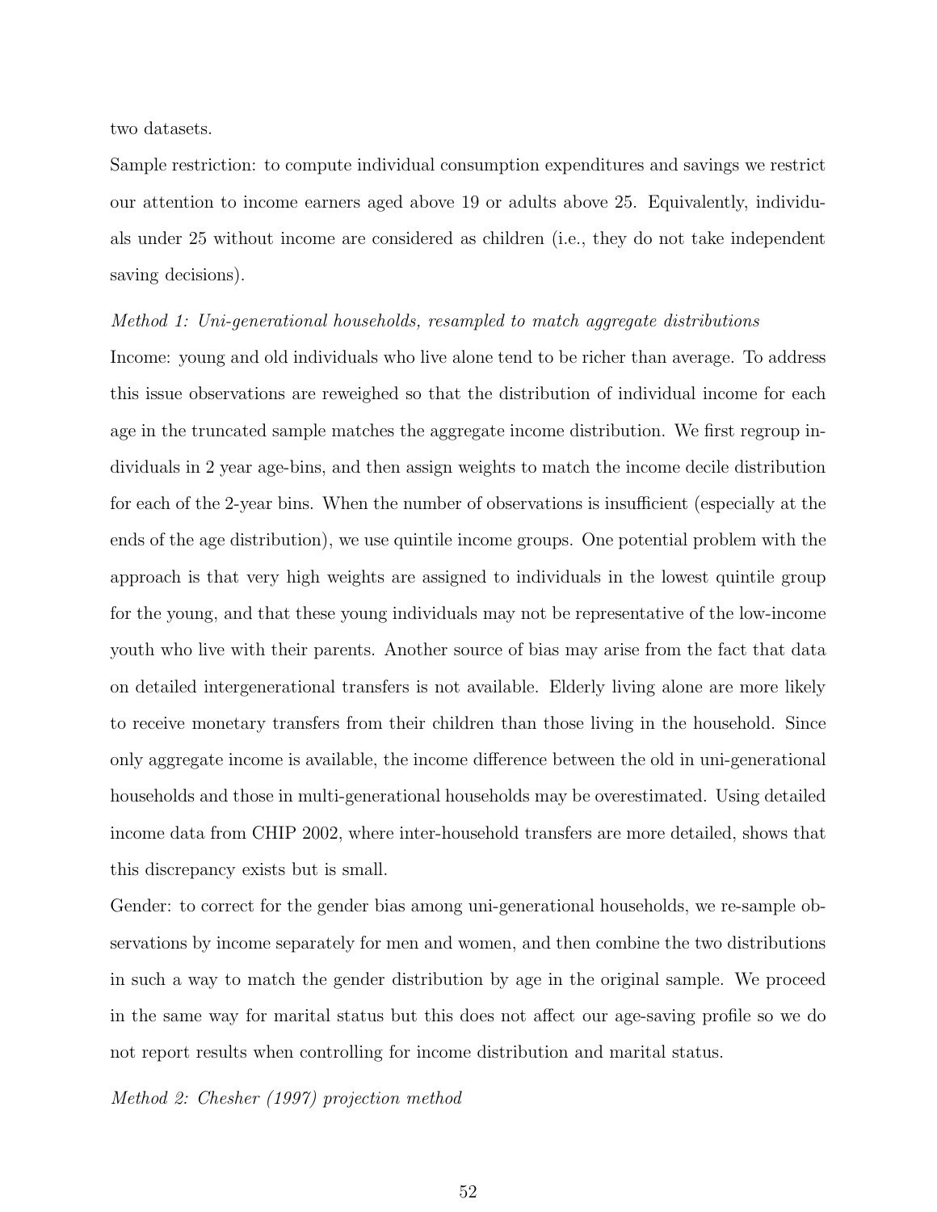two datasets.

Sample restriction: to compute individual consumption expenditures and savings we restrict our attention to income earners aged above 19 or adults above 25. Equivalently, individuals under 25 without income are considered as children (i.e., they do not take independent saving decisions).

*Method 1: Uni-generational households, resampled to match aggregate distributions*

Income: young and old individuals who live alone tend to be richer than average. To address this issue observations are reweighed so that the distribution of individual income for each age in the truncated sample matches the aggregate income distribution. We first regroup individuals in 2 year age-bins, and then assign weights to match the income decile distribution for each of the 2-year bins. When the number of observations is insufficient (especially at the ends of the age distribution), we use quintile income groups. One potential problem with the approach is that very high weights are assigned to individuals in the lowest quintile group for the young, and that these young individuals may not be representative of the low-income youth who live with their parents. Another source of bias may arise from the fact that data on detailed intergenerational transfers is not available. Elderly living alone are more likely to receive monetary transfers from their children than those living in the household. Since only aggregate income is available, the income difference between the old in uni-generational households and those in multi-generational households may be overestimated. Using detailed income data from CHIP 2002, where inter-household transfers are more detailed, shows that this discrepancy exists but is small.

Gender: to correct for the gender bias among uni-generational households, we re-sample observations by income separately for men and women, and then combine the two distributions in such a way to match the gender distribution by age in the original sample. We proceed in the same way for marital status but this does not affect our age-saving profile so we do not report results when controlling for income distribution and marital status.

*Method 2: Chesher (1997) projection method*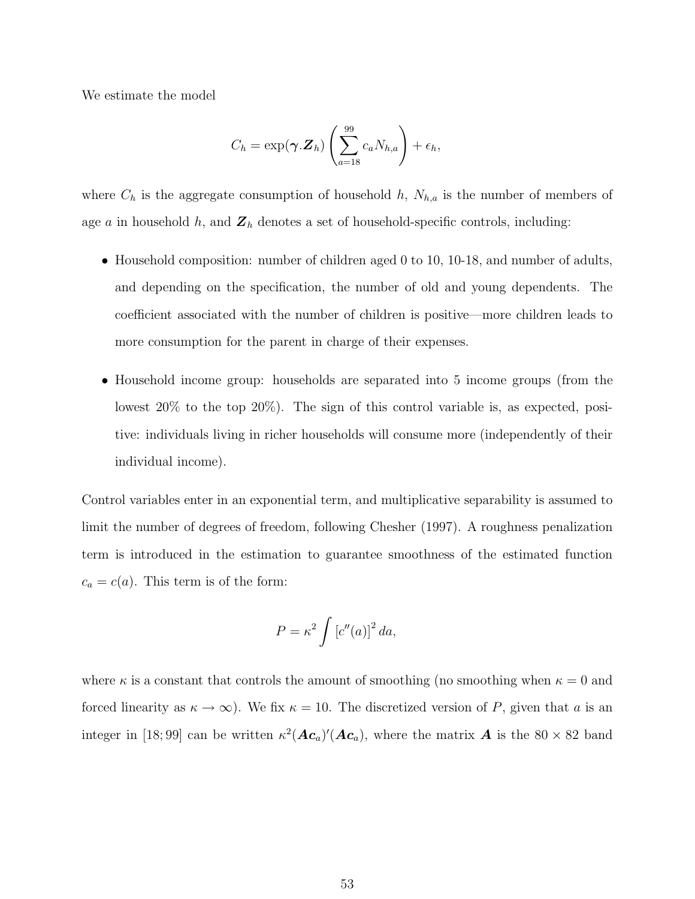We estimate the model

$$C_h = \exp(\boldsymbol{\gamma}.\boldsymbol{Z}_h) \left( \sum_{a=18}^{99} c_a N_{h,a} \right) + \epsilon_h,$$

where $C_h$ is the aggregate consumption of household $h$, $N_{h,a}$ is the number of members of age $a$ in household $h$, and $\boldsymbol{Z}_h$ denotes a set of household-specific controls, including:

- Household composition: number of children aged 0 to 10, 10-18, and number of adults, and depending on the specification, the number of old and young dependents. The coefficient associated with the number of children is positive—more children leads to more consumption for the parent in charge of their expenses.

- Household income group: households are separated into 5 income groups (from the lowest 20% to the top 20%). The sign of this control variable is, as expected, positive: individuals living in richer households will consume more (independently of their individual income).

Control variables enter in an exponential term, and multiplicative separability is assumed to limit the number of degrees of freedom, following Chesher (1997). A roughness penalization term is introduced in the estimation to guarantee smoothness of the estimated function $c_a = c(a)$. This term is of the form:

$$P = \kappa^2 \int \left[ c''(a) \right]^2 da,$$

where $\kappa$ is a constant that controls the amount of smoothing (no smoothing when $\kappa = 0$ and forced linearity as $\kappa \to \infty$). We fix $\kappa = 10$. The discretized version of $P$, given that $a$ is an integer in $[18; 99]$ can be written $\kappa^2 (\boldsymbol{A}\boldsymbol{c}_a)'(\boldsymbol{A}\boldsymbol{c}_a)$, where the matrix $\boldsymbol{A}$ is the $80 \times 82$ band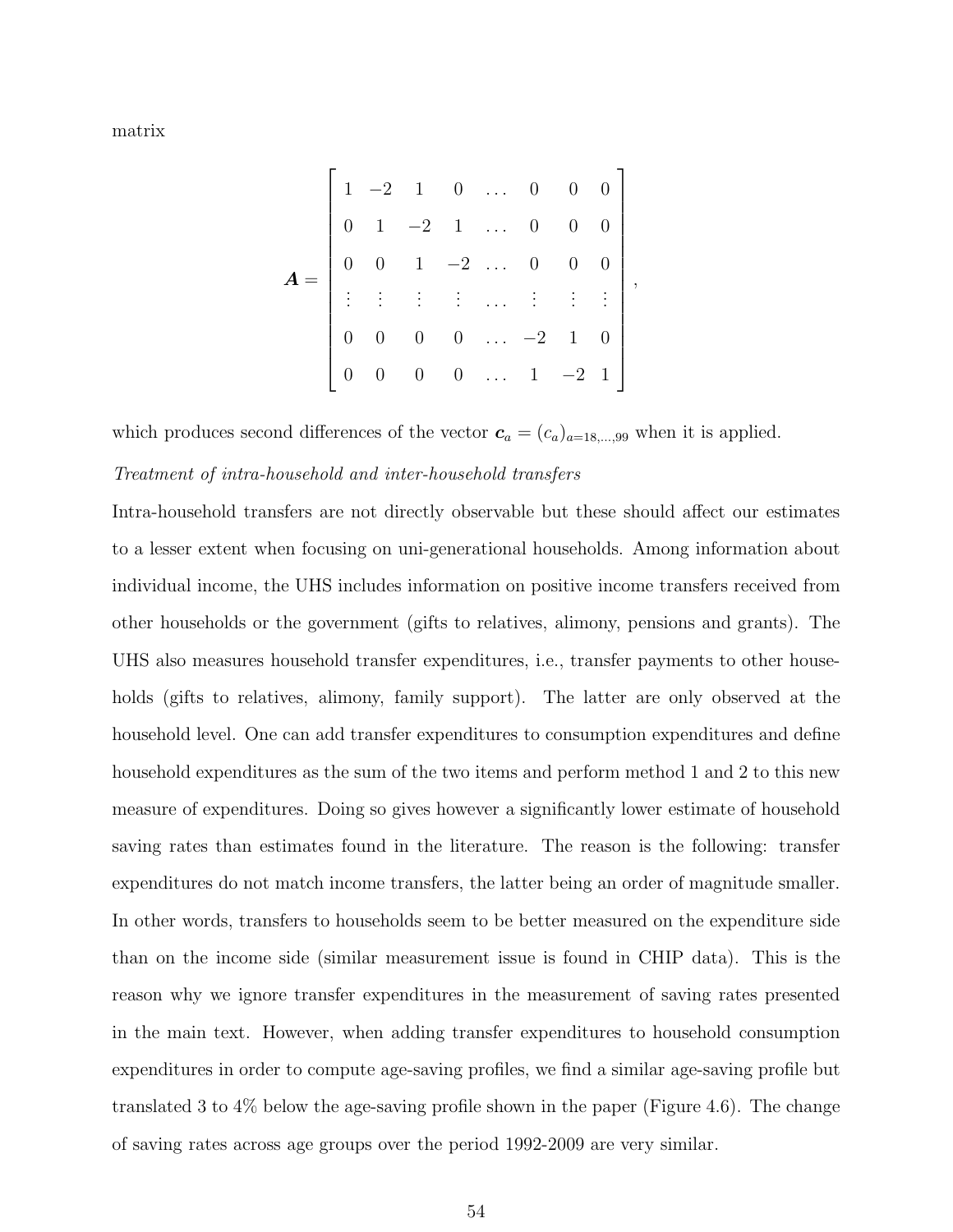matrix

$$
\boldsymbol{A} = \begin{bmatrix}
1 & -2 & 1 & 0 & \dots & 0 & 0 & 0 \\
0 & 1 & -2 & 1 & \dots & 0 & 0 & 0 \\
0 & 0 & 1 & -2 & \dots & 0 & 0 & 0 \\
\vdots & \vdots & \vdots & \vdots & \dots & \vdots & \vdots & \vdots \\
0 & 0 & 0 & 0 & \dots & -2 & 1 & 0 \\
0 & 0 & 0 & 0 & \dots & 1 & -2 & 1
\end{bmatrix},
$$

which produces second differences of the vector $\boldsymbol{c}_a = (c_a)_{a=18,\dots,99}$ when it is applied.

*Treatment of intra-household and inter-household transfers*

Intra-household transfers are not directly observable but these should affect our estimates to a lesser extent when focusing on uni-generational households. Among information about individual income, the UHS includes information on positive income transfers received from other households or the government (gifts to relatives, alimony, pensions and grants). The UHS also measures household transfer expenditures, i.e., transfer payments to other households (gifts to relatives, alimony, family support). The latter are only observed at the household level. One can add transfer expenditures to consumption expenditures and define household expenditures as the sum of the two items and perform method 1 and 2 to this new measure of expenditures. Doing so gives however a significantly lower estimate of household saving rates than estimates found in the literature. The reason is the following: transfer expenditures do not match income transfers, the latter being an order of magnitude smaller. In other words, transfers to households seem to be better measured on the expenditure side than on the income side (similar measurement issue is found in CHIP data). This is the reason why we ignore transfer expenditures in the measurement of saving rates presented in the main text. However, when adding transfer expenditures to household consumption expenditures in order to compute age-saving profiles, we find a similar age-saving profile but translated 3 to 4% below the age-saving profile shown in the paper (Figure 4.6). The change of saving rates across age groups over the period 1992-2009 are very similar.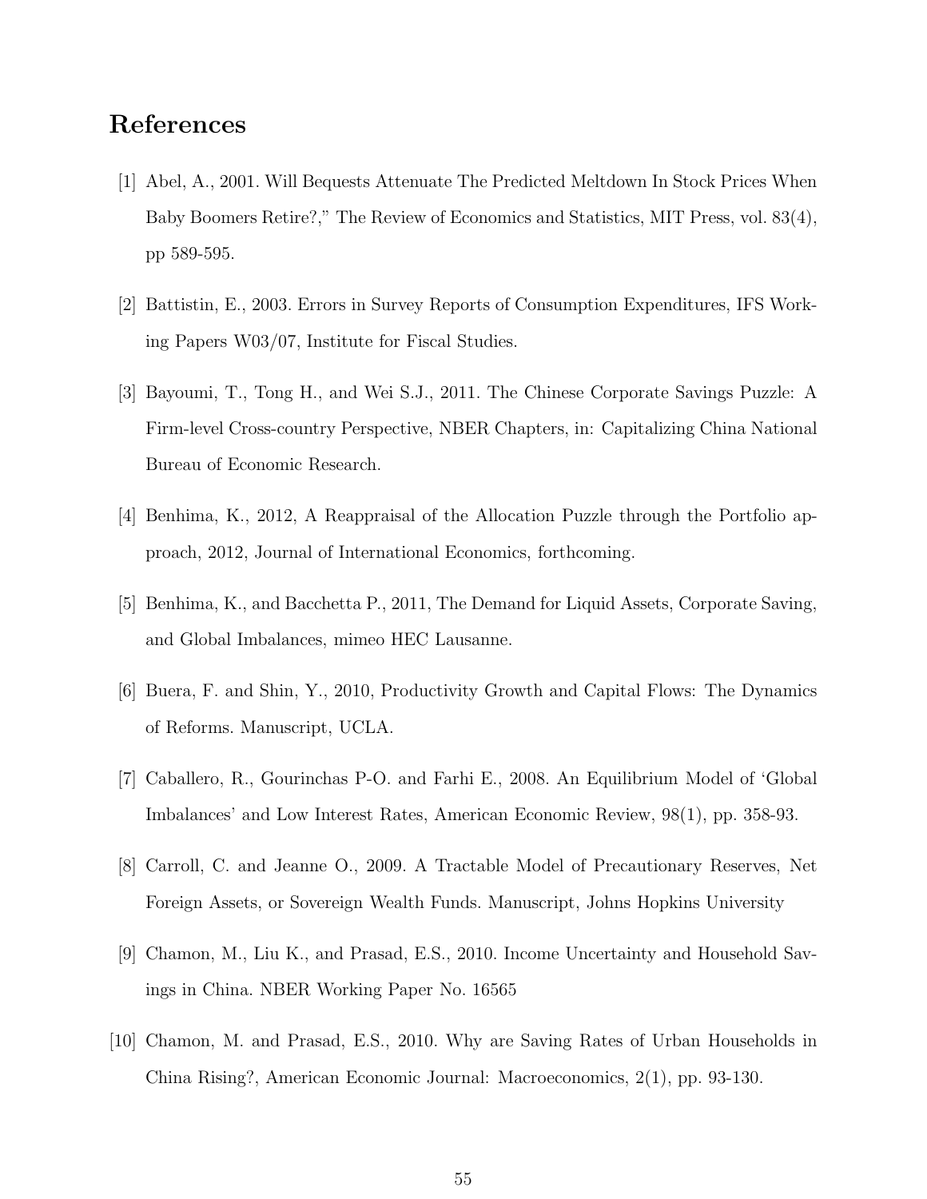# References

[1] Abel, A., 2001. Will Bequests Attenuate The Predicted Meltdown In Stock Prices When Baby Boomers Retire?," The Review of Economics and Statistics, MIT Press, vol. 83(4), pp 589-595.

[2] Battistin, E., 2003. Errors in Survey Reports of Consumption Expenditures, IFS Working Papers W03/07, Institute for Fiscal Studies.

[3] Bayoumi, T., Tong H., and Wei S.J., 2011. The Chinese Corporate Savings Puzzle: A Firm-level Cross-country Perspective, NBER Chapters, in: Capitalizing China National Bureau of Economic Research.

[4] Benhima, K., 2012, A Reappraisal of the Allocation Puzzle through the Portfolio approach, 2012, Journal of International Economics, forthcoming.

[5] Benhima, K., and Bacchetta P., 2011, The Demand for Liquid Assets, Corporate Saving, and Global Imbalances, mimeo HEC Lausanne.

[6] Buera, F. and Shin, Y., 2010, Productivity Growth and Capital Flows: The Dynamics of Reforms. Manuscript, UCLA.

[7] Caballero, R., Gourinchas P-O. and Farhi E., 2008. An Equilibrium Model of 'Global Imbalances' and Low Interest Rates, American Economic Review, 98(1), pp. 358-93.

[8] Carroll, C. and Jeanne O., 2009. A Tractable Model of Precautionary Reserves, Net Foreign Assets, or Sovereign Wealth Funds. Manuscript, Johns Hopkins University

[9] Chamon, M., Liu K., and Prasad, E.S., 2010. Income Uncertainty and Household Savings in China. NBER Working Paper No. 16565

[10] Chamon, M. and Prasad, E.S., 2010. Why are Saving Rates of Urban Households in China Rising?, American Economic Journal: Macroeconomics, 2(1), pp. 93-130.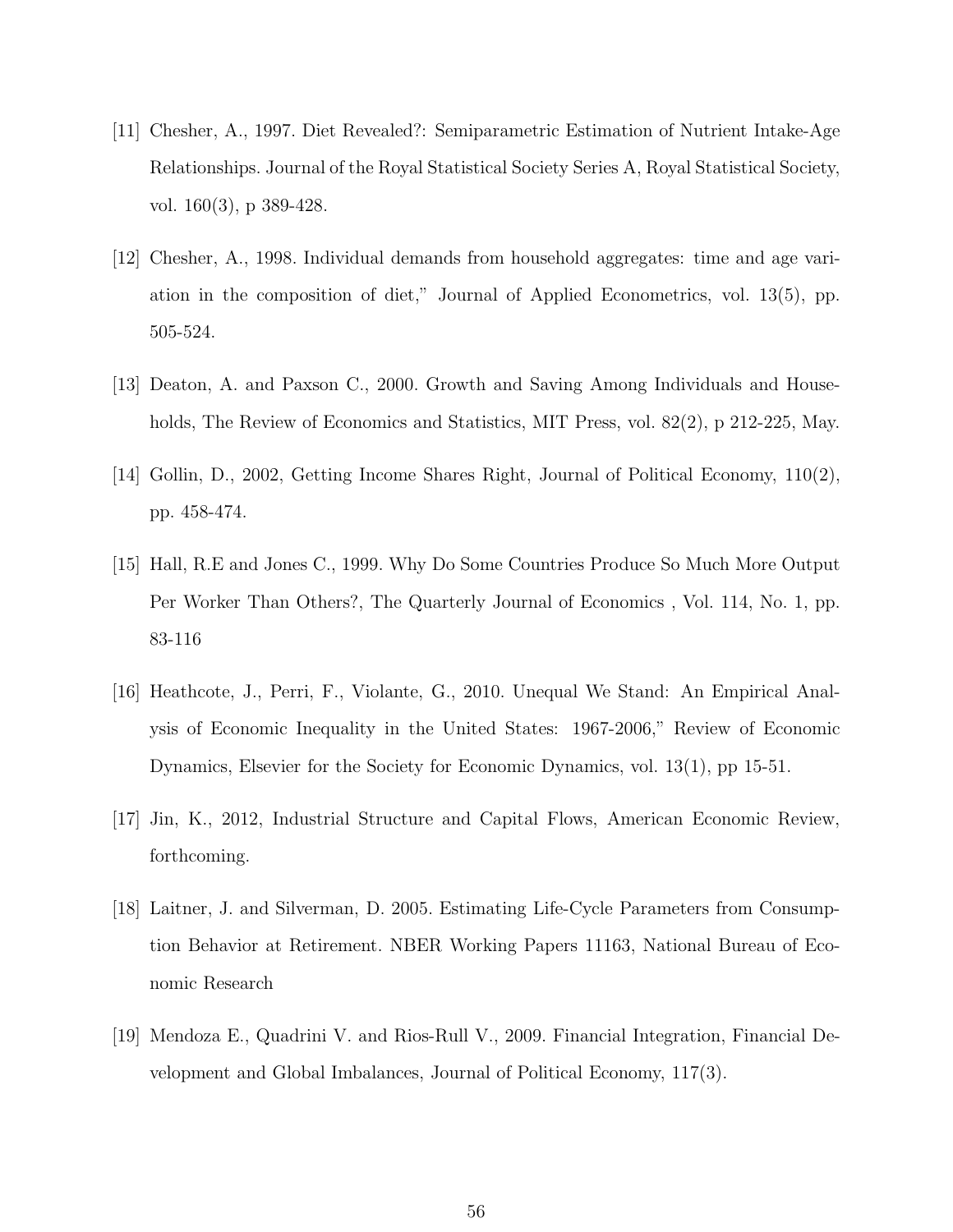[11] Chesher, A., 1997. Diet Revealed?: Semiparametric Estimation of Nutrient Intake-Age Relationships. Journal of the Royal Statistical Society Series A, Royal Statistical Society, vol. 160(3), p 389-428.

[12] Chesher, A., 1998. Individual demands from household aggregates: time and age variation in the composition of diet," Journal of Applied Econometrics, vol. 13(5), pp. 505-524.

[13] Deaton, A. and Paxson C., 2000. Growth and Saving Among Individuals and Households, The Review of Economics and Statistics, MIT Press, vol. 82(2), p 212-225, May.

[14] Gollin, D., 2002, Getting Income Shares Right, Journal of Political Economy, 110(2), pp. 458-474.

[15] Hall, R.E and Jones C., 1999. Why Do Some Countries Produce So Much More Output Per Worker Than Others?, The Quarterly Journal of Economics , Vol. 114, No. 1, pp. 83-116

[16] Heathcote, J., Perri, F., Violante, G., 2010. Unequal We Stand: An Empirical Analysis of Economic Inequality in the United States: 1967-2006," Review of Economic Dynamics, Elsevier for the Society for Economic Dynamics, vol. 13(1), pp 15-51.

[17] Jin, K., 2012, Industrial Structure and Capital Flows, American Economic Review, forthcoming.

[18] Laitner, J. and Silverman, D. 2005. Estimating Life-Cycle Parameters from Consumption Behavior at Retirement. NBER Working Papers 11163, National Bureau of Economic Research

[19] Mendoza E., Quadrini V. and Rios-Rull V., 2009. Financial Integration, Financial Development and Global Imbalances, Journal of Political Economy, 117(3).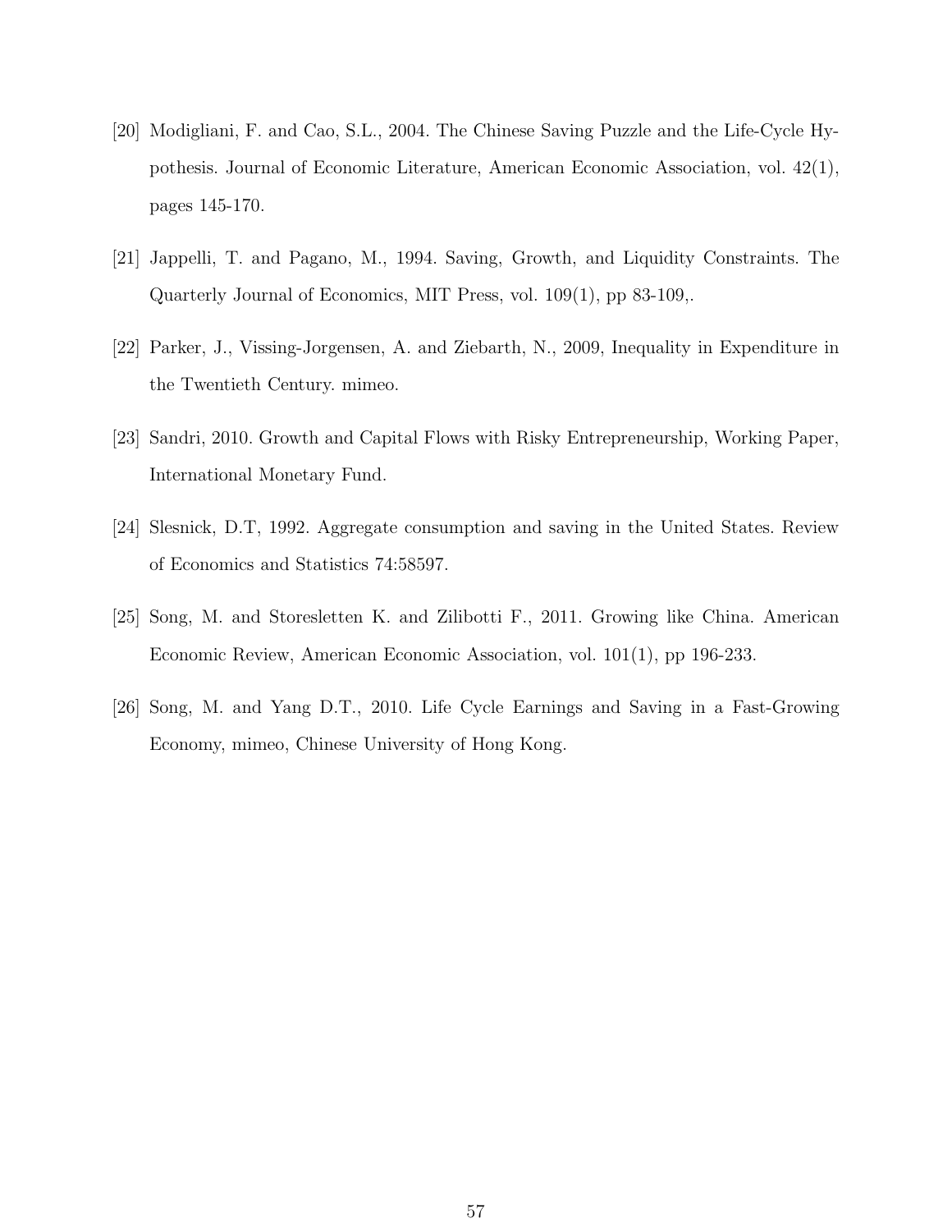[20] Modigliani, F. and Cao, S.L., 2004. The Chinese Saving Puzzle and the Life-Cycle Hypothesis. Journal of Economic Literature, American Economic Association, vol. 42(1), pages 145-170.

[21] Jappelli, T. and Pagano, M., 1994. Saving, Growth, and Liquidity Constraints. The Quarterly Journal of Economics, MIT Press, vol. 109(1), pp 83-109,.

[22] Parker, J., Vissing-Jorgensen, A. and Ziebarth, N., 2009, Inequality in Expenditure in the Twentieth Century. mimeo.

[23] Sandri, 2010. Growth and Capital Flows with Risky Entrepreneurship, Working Paper, International Monetary Fund.

[24] Slesnick, D.T, 1992. Aggregate consumption and saving in the United States. Review of Economics and Statistics 74:58597.

[25] Song, M. and Storesletten K. and Zilibotti F., 2011. Growing like China. American Economic Review, American Economic Association, vol. 101(1), pp 196-233.

[26] Song, M. and Yang D.T., 2010. Life Cycle Earnings and Saving in a Fast-Growing Economy, mimeo, Chinese University of Hong Kong.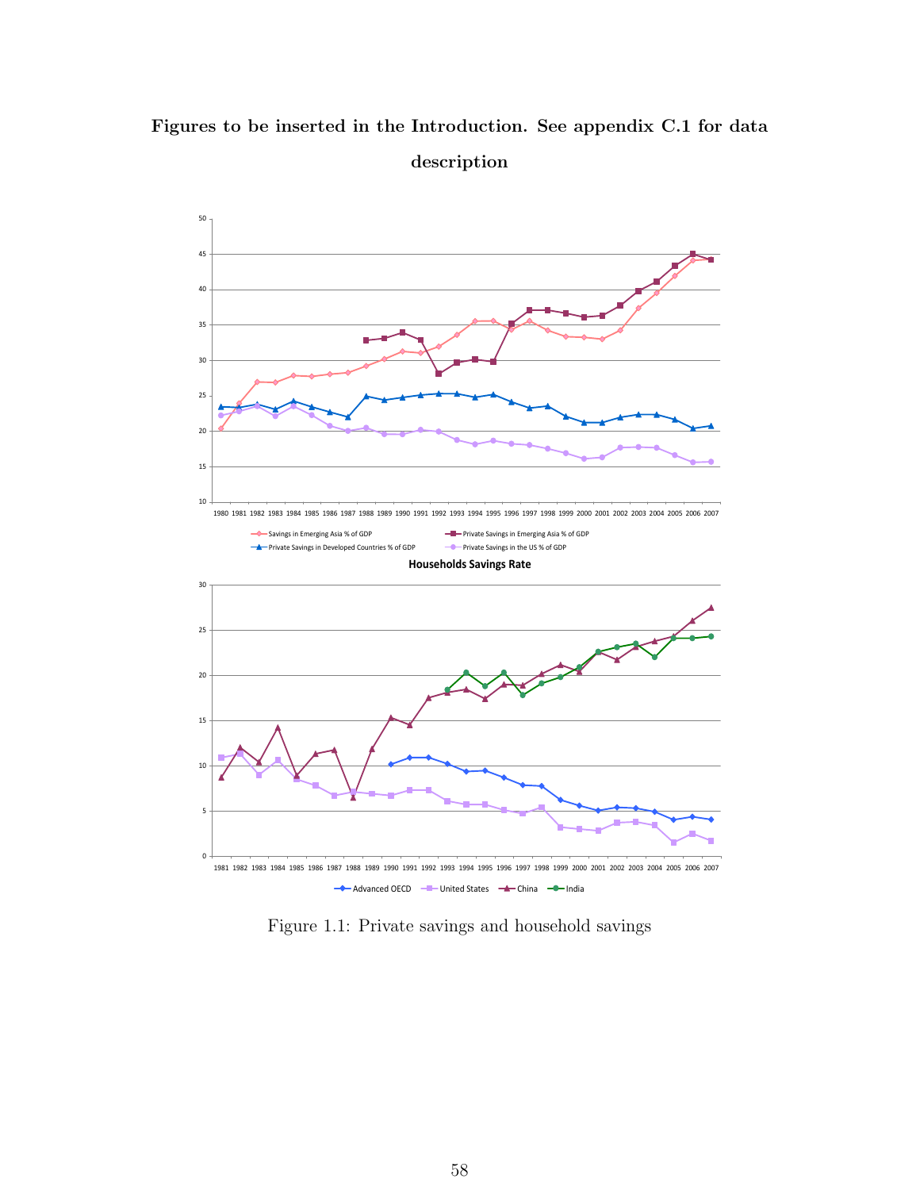**Figures to be inserted in the Introduction. See appendix C.1 for data description**

Figure 1.1: Private savings and household savings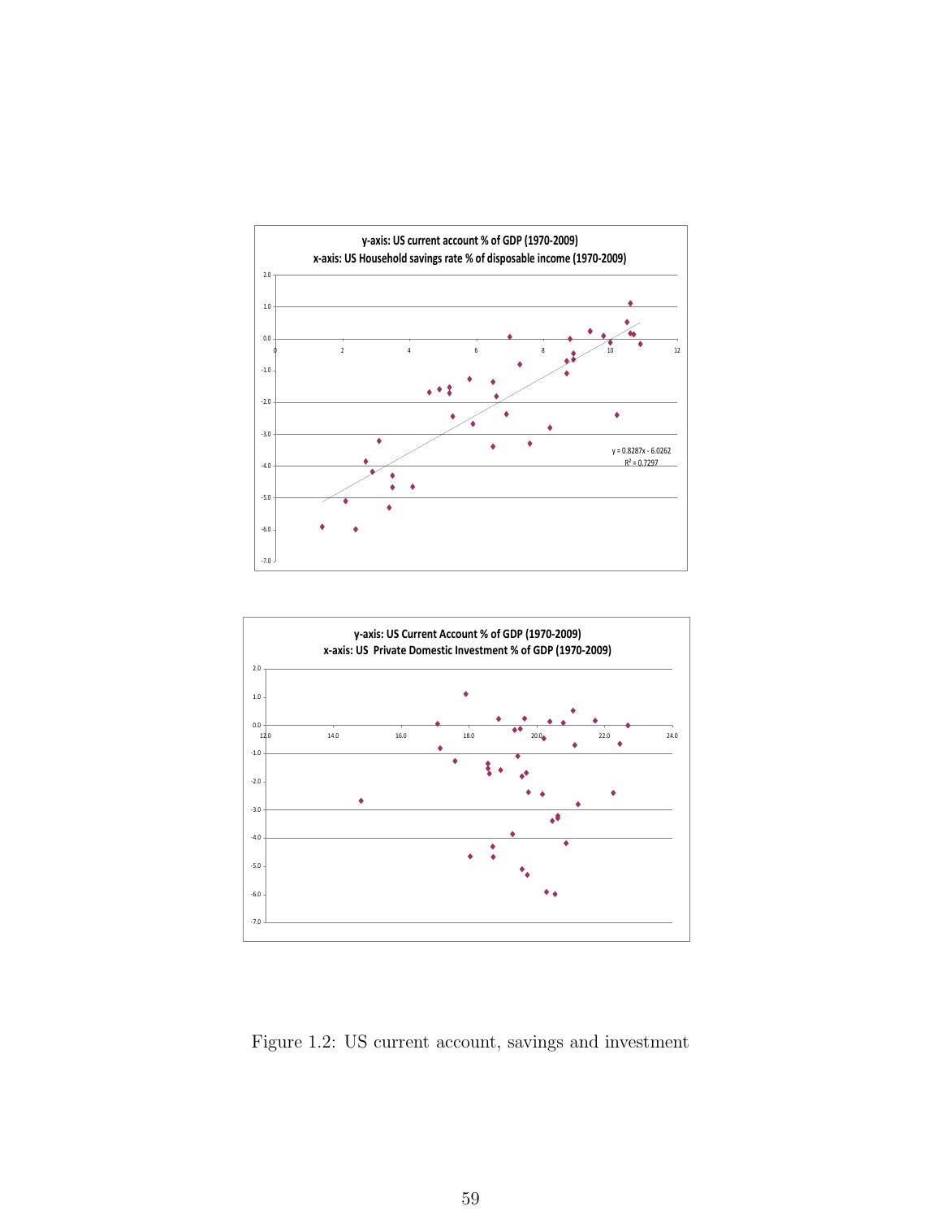Figure 1.2: US current account, savings and investment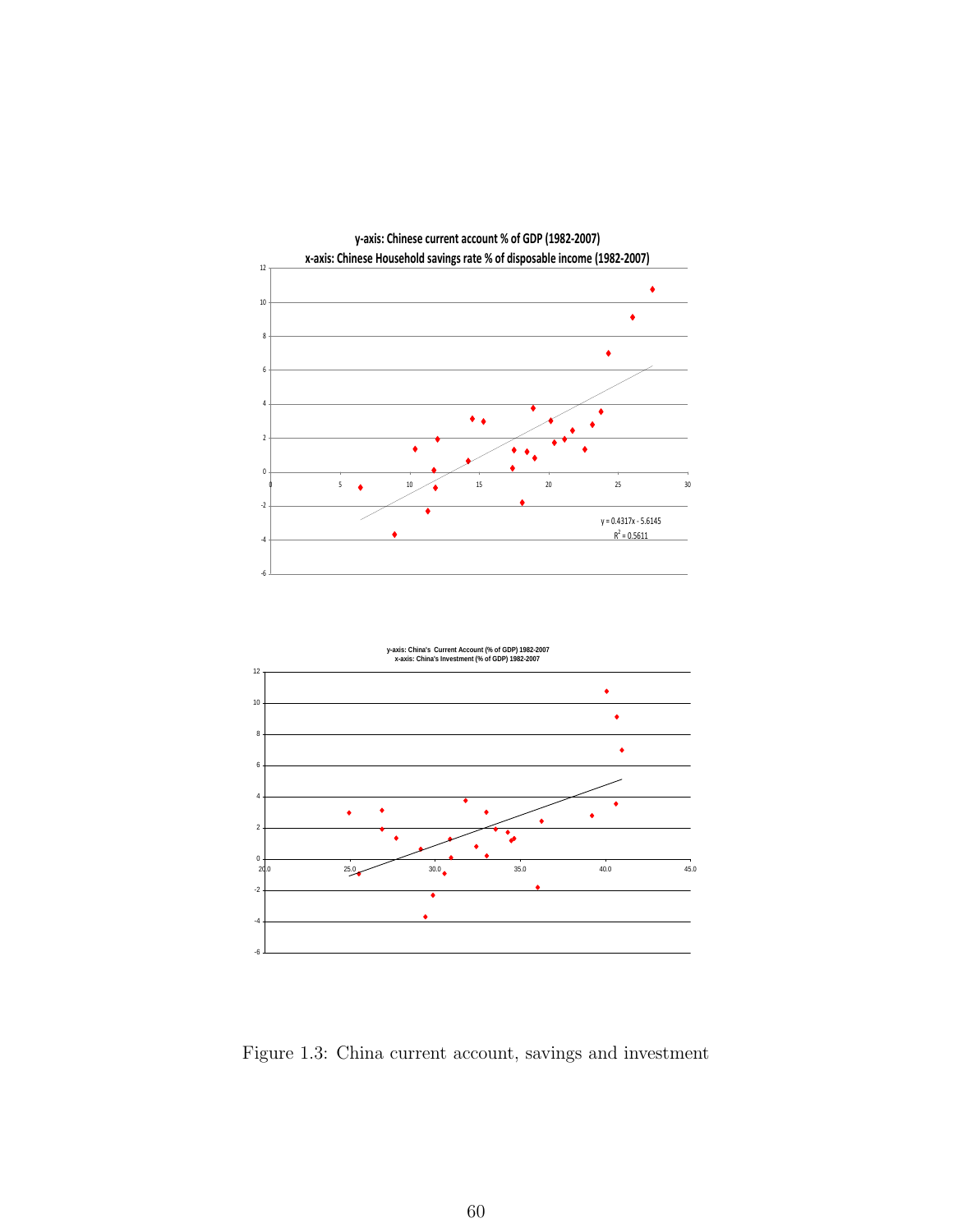Figure 1.3: China current account, savings and investment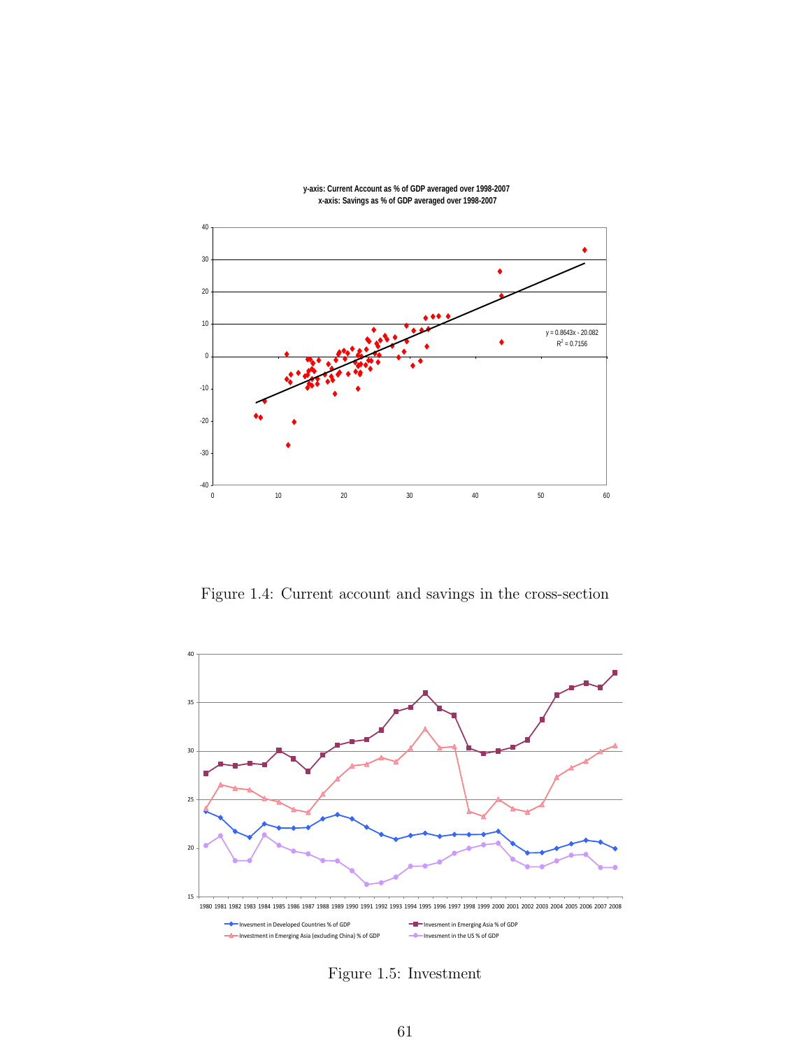y-axis: Current Account as % of GDP averaged over 1998-2007
x-axis: Savings as % of GDP averaged over 1998-2007

40
30
20
10
0
-10
-20
-30
-40

0 10 20 30 40 50 60

$y = 0.8643x - 20.082$
$R^2 = 0.7156$

Figure 1.4: Current account and savings in the cross-section

40
35
30
25
20
15

1980 1981 1982 1983 1984 1985 1986 1987 1988 1989 1990 1991 1992 1993 1994 1995 1996 1997 1998 1999 2000 2001 2002 2003 2004 2005 2006 2007 2008

Invesment in Developed Countries % of GDP
Invesment in Emerging Asia % of GDP
Investment in Emerging Asia (excluding China) % of GDP
Invesment in the US % of GDP

Figure 1.5: Investment